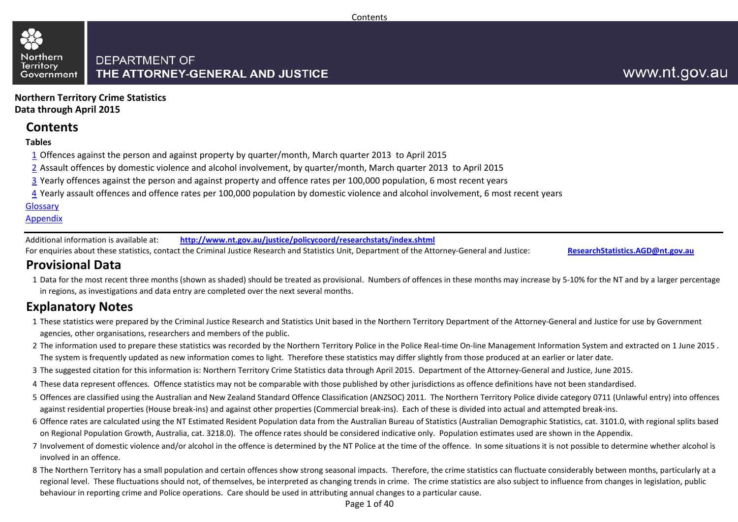Northern Territory Government

DEPARTMENT OF
**THE ATTORNEY-GENERAL AND JUSTICE**

www.nt.gov.au

**Northern Territory Crime Statistics**
**Data through April 2015**

## Contents

**Tables**

1 Offences against the person and against property by quarter/month, March quarter 2013 to April 2015
2 Assault offences by domestic violence and alcohol involvement, by quarter/month, March quarter 2013 to April 2015
3 Yearly offences against the person and against property and offence rates per 100,000 population, 6 most recent years
4 Yearly assault offences and offence rates per 100,000 population by domestic violence and alcohol involvement, 6 most recent years

Glossary
Appendix

Additional information is available at: **http://www.nt.gov.au/justice/policycoord/researchstats/index.shtml**
For enquiries about these statistics, contact the Criminal Justice Research and Statistics Unit, Department of the Attorney-General and Justice: **ResearchStatistics.AGD@nt.gov.au**

## Provisional Data

1 Data for the most recent three months (shown as shaded) should be treated as provisional. Numbers of offences in these months may increase by 5-10% for the NT and by a larger percentage in regions, as investigations and data entry are completed over the next several months.

## Explanatory Notes

1 These statistics were prepared by the Criminal Justice Research and Statistics Unit based in the Northern Territory Department of the Attorney-General and Justice for use by Government agencies, other organisations, researchers and members of the public.
2 The information used to prepare these statistics was recorded by the Northern Territory Police in the Police Real-time On-line Management Information System and extracted on 1 June 2015 . The system is frequently updated as new information comes to light. Therefore these statistics may differ slightly from those produced at an earlier or later date.
3 The suggested citation for this information is: Northern Territory Crime Statistics data through April 2015. Department of the Attorney-General and Justice, June 2015.
4 These data represent offences. Offence statistics may not be comparable with those published by other jurisdictions as offence definitions have not been standardised.
5 Offences are classified using the Australian and New Zealand Standard Offence Classification (ANZSOC) 2011. The Northern Territory Police divide category 0711 (Unlawful entry) into offences against residential properties (House break-ins) and against other properties (Commercial break-ins). Each of these is divided into actual and attempted break-ins.
6 Offence rates are calculated using the NT Estimated Resident Population data from the Australian Bureau of Statistics (Australian Demographic Statistics, cat. 3101.0, with regional splits based on Regional Population Growth, Australia, cat. 3218.0). The offence rates should be considered indicative only. Population estimates used are shown in the Appendix.
7 Involvement of domestic violence and/or alcohol in the offence is determined by the NT Police at the time of the offence. In some situations it is not possible to determine whether alcohol is involved in an offence.
8 The Northern Territory has a small population and certain offences show strong seasonal impacts. Therefore, the crime statistics can fluctuate considerably between months, particularly at a regional level. These fluctuations should not, of themselves, be interpreted as changing trends in crime. The crime statistics are also subject to influence from changes in legislation, public behaviour in reporting crime and Police operations. Care should be used in attributing annual changes to a particular cause.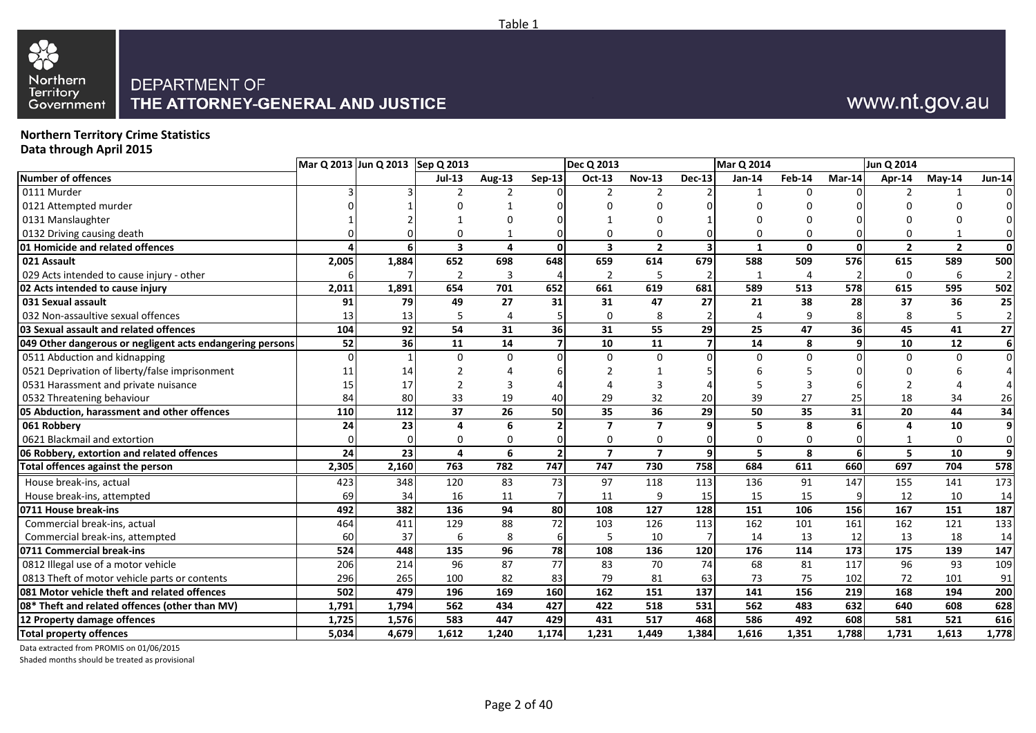Table 1

Northern Territory Government

DEPARTMENT OF
**THE ATTORNEY-GENERAL AND JUSTICE**

www.nt.gov.au

**Northern Territory Crime Statistics**
**Data through April 2015**

| | Mar Q 2013 | Jun Q 2013 | Sep Q 2013 | | | Dec Q 2013 | | | Mar Q 2014 | | | Jun Q 2014 | | |
|---|---|---|---|---|---|---|---|---|---|---|---|---|---|---|
| **Number of offences** | | | **Jul-13** | **Aug-13** | **Sep-13** | **Oct-13** | **Nov-13** | **Dec-13** | **Jan-14** | **Feb-14** | **Mar-14** | **Apr-14** | **May-14** | **Jun-14** |
| 0111 Murder | 3 | 3 | 2 | 2 | 0 | 2 | 2 | 2 | 1 | 0 | 0 | 2 | 1 | 0 |
| 0121 Attempted murder | 0 | 1 | 0 | 1 | 0 | 0 | 0 | 0 | 0 | 0 | 0 | 0 | 0 | 0 |
| 0131 Manslaughter | 1 | 2 | 1 | 0 | 0 | 1 | 0 | 1 | 0 | 0 | 0 | 0 | 0 | 0 |
| 0132 Driving causing death | 0 | 0 | 0 | 1 | 0 | 0 | 0 | 0 | 0 | 0 | 0 | 0 | 1 | 0 |
| **01 Homicide and related offences** | **4** | **6** | **3** | **4** | **0** | **3** | **2** | **3** | **1** | **0** | **0** | **2** | **2** | **0** |
| **021 Assault** | **2,005** | **1,884** | **652** | **698** | **648** | **659** | **614** | **679** | **588** | **509** | **576** | **615** | **589** | **500** |
| 029 Acts intended to cause injury - other | 6 | 7 | 2 | 3 | 4 | 2 | 5 | 2 | 1 | 4 | 2 | 0 | 6 | 2 |
| **02 Acts intended to cause injury** | **2,011** | **1,891** | **654** | **701** | **652** | **661** | **619** | **681** | **589** | **513** | **578** | **615** | **595** | **502** |
| **031 Sexual assault** | **91** | **79** | **49** | **27** | **31** | **31** | **47** | **27** | **21** | **38** | **28** | **37** | **36** | **25** |
| 032 Non-assaultive sexual offences | 13 | 13 | 5 | 4 | 5 | 0 | 8 | 2 | 4 | 9 | 8 | 8 | 5 | 2 |
| **03 Sexual assault and related offences** | **104** | **92** | **54** | **31** | **36** | **31** | **55** | **29** | **25** | **47** | **36** | **45** | **41** | **27** |
| **049 Other dangerous or negligent acts endangering persons** | **52** | **36** | **11** | **14** | **7** | **10** | **11** | **7** | **14** | **8** | **9** | **10** | **12** | **6** |
| 0511 Abduction and kidnapping | 0 | 1 | 0 | 0 | 0 | 0 | 0 | 0 | 0 | 0 | 0 | 0 | 0 | 0 |
| 0521 Deprivation of liberty/false imprisonment | 11 | 14 | 2 | 4 | 6 | 2 | 1 | 5 | 6 | 5 | 0 | 0 | 6 | 4 |
| 0531 Harassment and private nuisance | 15 | 17 | 2 | 3 | 4 | 4 | 3 | 4 | 5 | 3 | 6 | 2 | 4 | 4 |
| 0532 Threatening behaviour | 84 | 80 | 33 | 19 | 40 | 29 | 32 | 20 | 39 | 27 | 25 | 18 | 34 | 26 |
| **05 Abduction, harassment and other offences** | **110** | **112** | **37** | **26** | **50** | **35** | **36** | **29** | **50** | **35** | **31** | **20** | **44** | **34** |
| **061 Robbery** | **24** | **23** | **4** | **6** | **2** | **7** | **7** | **9** | **5** | **8** | **6** | **4** | **10** | **9** |
| 0621 Blackmail and extortion | 0 | 0 | 0 | 0 | 0 | 0 | 0 | 0 | 0 | 0 | 0 | 1 | 0 | 0 |
| **06 Robbery, extortion and related offences** | **24** | **23** | **4** | **6** | **2** | **7** | **7** | **9** | **5** | **8** | **6** | **5** | **10** | **9** |
| **Total offences against the person** | **2,305** | **2,160** | **763** | **782** | **747** | **747** | **730** | **758** | **684** | **611** | **660** | **697** | **704** | **578** |
| House break-ins, actual | 423 | 348 | 120 | 83 | 73 | 97 | 118 | 113 | 136 | 91 | 147 | 155 | 141 | 173 |
| House break-ins, attempted | 69 | 34 | 16 | 11 | 7 | 11 | 9 | 15 | 15 | 15 | 9 | 12 | 10 | 14 |
| **0711 House break-ins** | **492** | **382** | **136** | **94** | **80** | **108** | **127** | **128** | **151** | **106** | **156** | **167** | **151** | **187** |
| Commercial break-ins, actual | 464 | 411 | 129 | 88 | 72 | 103 | 126 | 113 | 162 | 101 | 161 | 162 | 121 | 133 |
| Commercial break-ins, attempted | 60 | 37 | 6 | 8 | 6 | 5 | 10 | 7 | 14 | 13 | 12 | 13 | 18 | 14 |
| **0711 Commercial break-ins** | **524** | **448** | **135** | **96** | **78** | **108** | **136** | **120** | **176** | **114** | **173** | **175** | **139** | **147** |
| 0812 Illegal use of a motor vehicle | 206 | 214 | 96 | 87 | 77 | 83 | 70 | 74 | 68 | 81 | 117 | 96 | 93 | 109 |
| 0813 Theft of motor vehicle parts or contents | 296 | 265 | 100 | 82 | 83 | 79 | 81 | 63 | 73 | 75 | 102 | 72 | 101 | 91 |
| **081 Motor vehicle theft and related offences** | **502** | **479** | **196** | **169** | **160** | **162** | **151** | **137** | **141** | **156** | **219** | **168** | **194** | **200** |
| **08* Theft and related offences (other than MV)** | **1,791** | **1,794** | **562** | **434** | **427** | **422** | **518** | **531** | **562** | **483** | **632** | **640** | **608** | **628** |
| **12 Property damage offences** | **1,725** | **1,576** | **583** | **447** | **429** | **431** | **517** | **468** | **586** | **492** | **608** | **581** | **521** | **616** |
| **Total property offences** | **5,034** | **4,679** | **1,612** | **1,240** | **1,174** | **1,231** | **1,449** | **1,384** | **1,616** | **1,351** | **1,788** | **1,731** | **1,613** | **1,778** |

Data extracted from PROMIS on 01/06/2015

Shaded months should be treated as provisional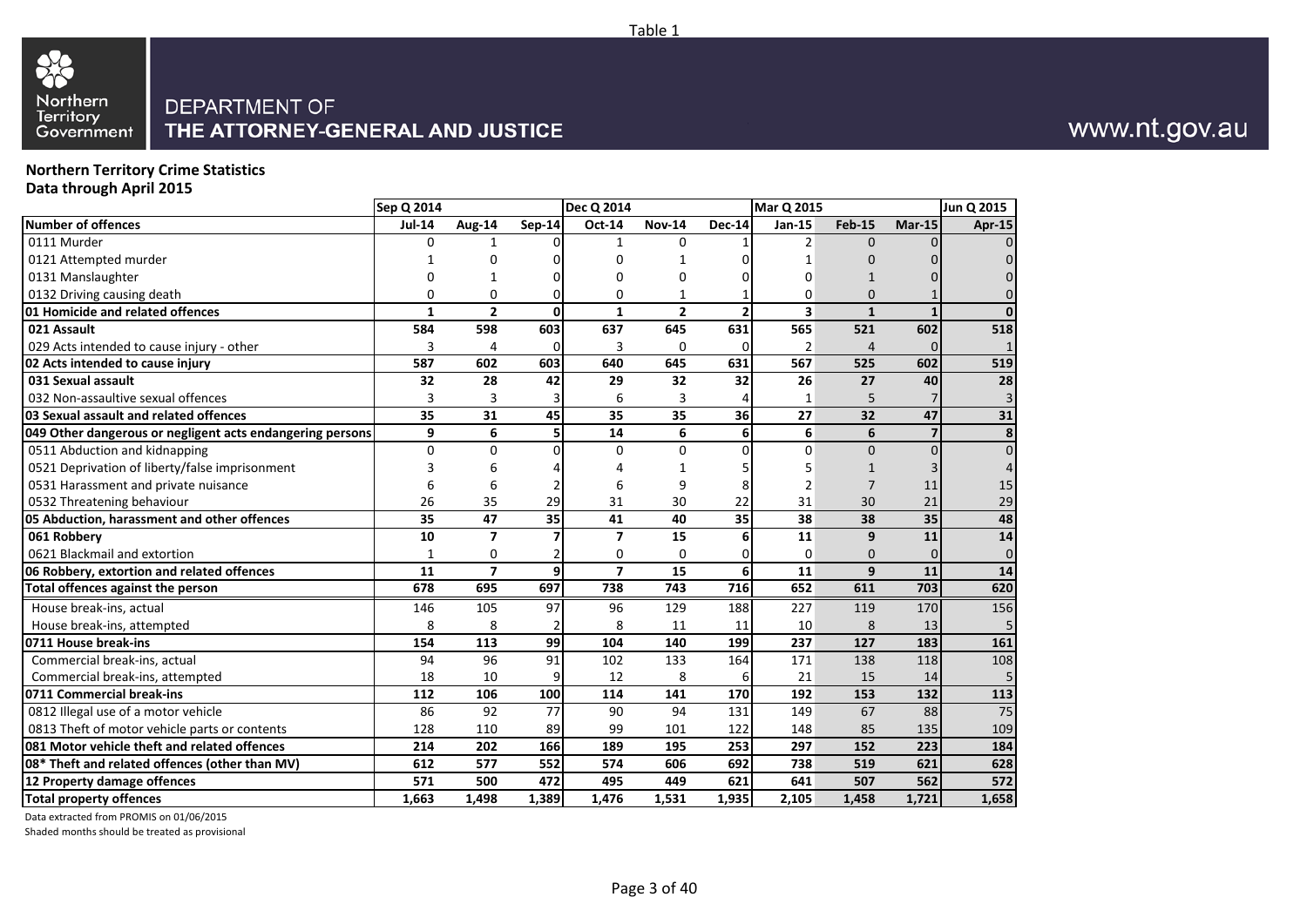Table 1

DEPARTMENT OF
**THE ATTORNEY-GENERAL AND JUSTICE**

www.nt.gov.au

**Northern Territory Crime Statistics**
**Data through April 2015**

| | Sep Q 2014 | | | Dec Q 2014 | | | Mar Q 2015 | | | Jun Q 2015 |
|---|---|---|---|---|---|---|---|---|---|---|
| **Number of offences** | **Jul-14** | **Aug-14** | **Sep-14** | **Oct-14** | **Nov-14** | **Dec-14** | **Jan-15** | **Feb-15** | **Mar-15** | **Apr-15** |
| 0111 Murder | 0 | 1 | 0 | 1 | 0 | 1 | 2 | 0 | 0 | 0 |
| 0121 Attempted murder | 1 | 0 | 0 | 0 | 1 | 0 | 1 | 0 | 0 | 0 |
| 0131 Manslaughter | 0 | 1 | 0 | 0 | 0 | 0 | 0 | 1 | 0 | 0 |
| 0132 Driving causing death | 0 | 0 | 0 | 0 | 1 | 1 | 0 | 0 | 1 | 0 |
| **01 Homicide and related offences** | **1** | **2** | **0** | **1** | **2** | **2** | **3** | **1** | **1** | **0** |
| **021 Assault** | **584** | **598** | **603** | **637** | **645** | **631** | **565** | **521** | **602** | **518** |
| 029 Acts intended to cause injury - other | 3 | 4 | 0 | 3 | 0 | 0 | 2 | 4 | 0 | 1 |
| **02 Acts intended to cause injury** | **587** | **602** | **603** | **640** | **645** | **631** | **567** | **525** | **602** | **519** |
| **031 Sexual assault** | **32** | **28** | **42** | **29** | **32** | **32** | **26** | **27** | **40** | **28** |
| 032 Non-assaultive sexual offences | 3 | 3 | 3 | 6 | 3 | 4 | 1 | 5 | 7 | 3 |
| **03 Sexual assault and related offences** | **35** | **31** | **45** | **35** | **35** | **36** | **27** | **32** | **47** | **31** |
| **049 Other dangerous or negligent acts endangering persons** | **9** | **6** | **5** | **14** | **6** | **6** | **6** | **6** | **7** | **8** |
| 0511 Abduction and kidnapping | 0 | 0 | 0 | 0 | 0 | 0 | 0 | 0 | 0 | 0 |
| 0521 Deprivation of liberty/false imprisonment | 3 | 6 | 4 | 4 | 1 | 5 | 5 | 1 | 3 | 4 |
| 0531 Harassment and private nuisance | 6 | 6 | 2 | 6 | 9 | 8 | 2 | 7 | 11 | 15 |
| 0532 Threatening behaviour | 26 | 35 | 29 | 31 | 30 | 22 | 31 | 30 | 21 | 29 |
| **05 Abduction, harassment and other offences** | **35** | **47** | **35** | **41** | **40** | **35** | **38** | **38** | **35** | **48** |
| **061 Robbery** | **10** | **7** | **7** | **7** | **15** | **6** | **11** | **9** | **11** | **14** |
| 0621 Blackmail and extortion | 1 | 0 | 2 | 0 | 0 | 0 | 0 | 0 | 0 | 0 |
| **06 Robbery, extortion and related offences** | **11** | **7** | **9** | **7** | **15** | **6** | **11** | **9** | **11** | **14** |
| **Total offences against the person** | **678** | **695** | **697** | **738** | **743** | **716** | **652** | **611** | **703** | **620** |
| House break-ins, actual | 146 | 105 | 97 | 96 | 129 | 188 | 227 | 119 | 170 | 156 |
| House break-ins, attempted | 8 | 8 | 2 | 8 | 11 | 11 | 10 | 8 | 13 | 5 |
| **0711 House break-ins** | **154** | **113** | **99** | **104** | **140** | **199** | **237** | **127** | **183** | **161** |
| Commercial break-ins, actual | 94 | 96 | 91 | 102 | 133 | 164 | 171 | 138 | 118 | 108 |
| Commercial break-ins, attempted | 18 | 10 | 9 | 12 | 8 | 6 | 21 | 15 | 14 | 5 |
| **0711 Commercial break-ins** | **112** | **106** | **100** | **114** | **141** | **170** | **192** | **153** | **132** | **113** |
| 0812 Illegal use of a motor vehicle | 86 | 92 | 77 | 90 | 94 | 131 | 149 | 67 | 88 | 75 |
| 0813 Theft of motor vehicle parts or contents | 128 | 110 | 89 | 99 | 101 | 122 | 148 | 85 | 135 | 109 |
| **081 Motor vehicle theft and related offences** | **214** | **202** | **166** | **189** | **195** | **253** | **297** | **152** | **223** | **184** |
| **08* Theft and related offences (other than MV)** | **612** | **577** | **552** | **574** | **606** | **692** | **738** | **519** | **621** | **628** |
| **12 Property damage offences** | **571** | **500** | **472** | **495** | **449** | **621** | **641** | **507** | **562** | **572** |
| **Total property offences** | **1,663** | **1,498** | **1,389** | **1,476** | **1,531** | **1,935** | **2,105** | **1,458** | **1,721** | **1,658** |

Data extracted from PROMIS on 01/06/2015

Shaded months should be treated as provisional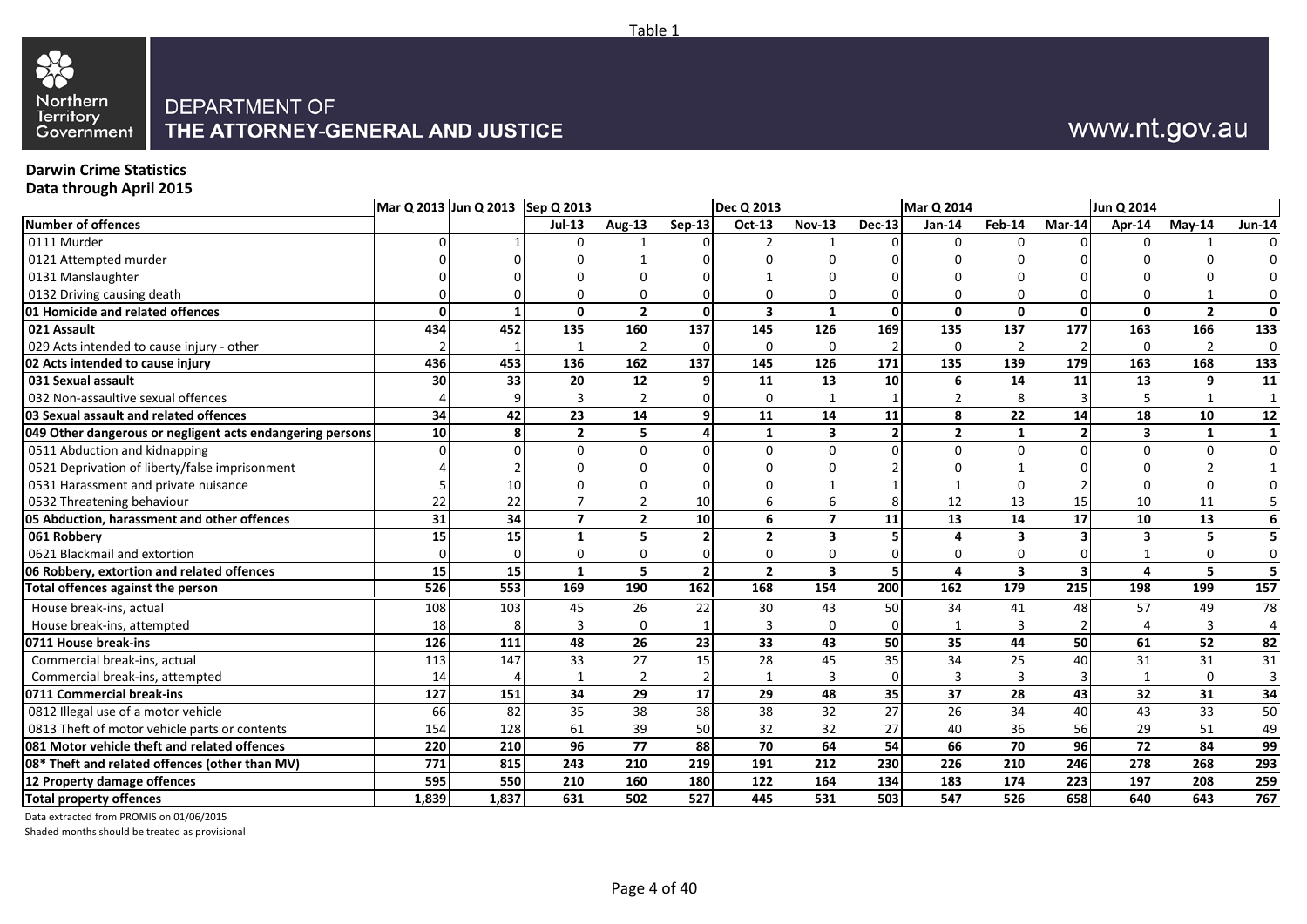Table 1

Northern Territory Government

DEPARTMENT OF
**THE ATTORNEY-GENERAL AND JUSTICE**

www.nt.gov.au

**Darwin Crime Statistics**
**Data through April 2015**

| | Mar Q 2013 | Jun Q 2013 | Sep Q 2013 | | | Dec Q 2013 | | | Mar Q 2014 | | | Jun Q 2014 | | |
|---|---|---|---|---|---|---|---|---|---|---|---|---|---|---|
| **Number of offences** | | | **Jul-13** | **Aug-13** | **Sep-13** | **Oct-13** | **Nov-13** | **Dec-13** | **Jan-14** | **Feb-14** | **Mar-14** | **Apr-14** | **May-14** | **Jun-14** |
| 0111 Murder | 0 | 1 | 0 | 1 | 0 | 2 | 1 | 0 | 0 | 0 | 0 | 0 | 1 | 0 |
| 0121 Attempted murder | 0 | 0 | 0 | 1 | 0 | 0 | 0 | 0 | 0 | 0 | 0 | 0 | 0 | 0 |
| 0131 Manslaughter | 0 | 0 | 0 | 0 | 0 | 1 | 0 | 0 | 0 | 0 | 0 | 0 | 0 | 0 |
| 0132 Driving causing death | 0 | 0 | 0 | 0 | 0 | 0 | 0 | 0 | 0 | 0 | 0 | 0 | 1 | 0 |
| **01 Homicide and related offences** | **0** | **1** | **0** | **2** | **0** | **3** | **1** | **0** | **0** | **0** | **0** | **0** | **2** | **0** |
| **021 Assault** | **434** | **452** | **135** | **160** | **137** | **145** | **126** | **169** | **135** | **137** | **177** | **163** | **166** | **133** |
| 029 Acts intended to cause injury - other | 2 | 1 | 1 | 2 | 0 | 0 | 0 | 2 | 0 | 2 | 2 | 0 | 2 | 0 |
| **02 Acts intended to cause injury** | **436** | **453** | **136** | **162** | **137** | **145** | **126** | **171** | **135** | **139** | **179** | **163** | **168** | **133** |
| **031 Sexual assault** | **30** | **33** | **20** | **12** | **9** | **11** | **13** | **10** | **6** | **14** | **11** | **13** | **9** | **11** |
| 032 Non-assaultive sexual offences | 4 | 9 | 3 | 2 | 0 | 0 | 1 | 1 | 2 | 8 | 3 | 5 | 1 | 1 |
| **03 Sexual assault and related offences** | **34** | **42** | **23** | **14** | **9** | **11** | **14** | **11** | **8** | **22** | **14** | **18** | **10** | **12** |
| **049 Other dangerous or negligent acts endangering persons** | **10** | **8** | **2** | **5** | **4** | **1** | **3** | **2** | **2** | **1** | **2** | **3** | **1** | **1** |
| 0511 Abduction and kidnapping | 0 | 0 | 0 | 0 | 0 | 0 | 0 | 0 | 0 | 0 | 0 | 0 | 0 | 0 |
| 0521 Deprivation of liberty/false imprisonment | 4 | 2 | 0 | 0 | 0 | 0 | 0 | 2 | 0 | 1 | 0 | 0 | 2 | 1 |
| 0531 Harassment and private nuisance | 5 | 10 | 0 | 0 | 0 | 0 | 1 | 1 | 1 | 0 | 2 | 0 | 0 | 0 |
| 0532 Threatening behaviour | 22 | 22 | 7 | 2 | 10 | 6 | 6 | 8 | 12 | 13 | 15 | 10 | 11 | 5 |
| **05 Abduction, harassment and other offences** | **31** | **34** | **7** | **2** | **10** | **6** | **7** | **11** | **13** | **14** | **17** | **10** | **13** | **6** |
| **061 Robbery** | **15** | **15** | **1** | **5** | **2** | **2** | **3** | **5** | **4** | **3** | **3** | **3** | **5** | **5** |
| 0621 Blackmail and extortion | 0 | 0 | 0 | 0 | 0 | 0 | 0 | 0 | 0 | 0 | 0 | 1 | 0 | 0 |
| **06 Robbery, extortion and related offences** | **15** | **15** | **1** | **5** | **2** | **2** | **3** | **5** | **4** | **3** | **3** | **4** | **5** | **5** |
| **Total offences against the person** | **526** | **553** | **169** | **190** | **162** | **168** | **154** | **200** | **162** | **179** | **215** | **198** | **199** | **157** |
| House break-ins, actual | 108 | 103 | 45 | 26 | 22 | 30 | 43 | 50 | 34 | 41 | 48 | 57 | 49 | 78 |
| House break-ins, attempted | 18 | 8 | 3 | 0 | 1 | 3 | 0 | 0 | 1 | 3 | 2 | 4 | 3 | 4 |
| **0711 House break-ins** | **126** | **111** | **48** | **26** | **23** | **33** | **43** | **50** | **35** | **44** | **50** | **61** | **52** | **82** |
| Commercial break-ins, actual | 113 | 147 | 33 | 27 | 15 | 28 | 45 | 35 | 34 | 25 | 40 | 31 | 31 | 31 |
| Commercial break-ins, attempted | 14 | 4 | 1 | 2 | 2 | 1 | 3 | 0 | 3 | 3 | 3 | 1 | 0 | 3 |
| **0711 Commercial break-ins** | **127** | **151** | **34** | **29** | **17** | **29** | **48** | **35** | **37** | **28** | **43** | **32** | **31** | **34** |
| 0812 Illegal use of a motor vehicle | 66 | 82 | 35 | 38 | 38 | 38 | 32 | 27 | 26 | 34 | 40 | 43 | 33 | 50 |
| 0813 Theft of motor vehicle parts or contents | 154 | 128 | 61 | 39 | 50 | 32 | 32 | 27 | 40 | 36 | 56 | 29 | 51 | 49 |
| **081 Motor vehicle theft and related offences** | **220** | **210** | **96** | **77** | **88** | **70** | **64** | **54** | **66** | **70** | **96** | **72** | **84** | **99** |
| **08* Theft and related offences (other than MV)** | **771** | **815** | **243** | **210** | **219** | **191** | **212** | **230** | **226** | **210** | **246** | **278** | **268** | **293** |
| **12 Property damage offences** | **595** | **550** | **210** | **160** | **180** | **122** | **164** | **134** | **183** | **174** | **223** | **197** | **208** | **259** |
| **Total property offences** | **1,839** | **1,837** | **631** | **502** | **527** | **445** | **531** | **503** | **547** | **526** | **658** | **640** | **643** | **767** |

Data extracted from PROMIS on 01/06/2015

Shaded months should be treated as provisional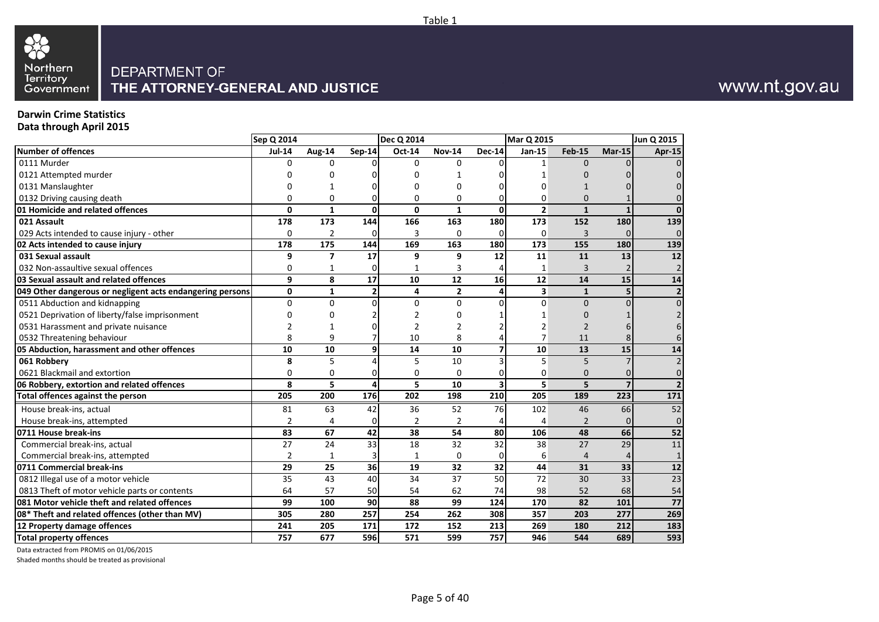Table 1

Northern Territory Government

DEPARTMENT OF
THE ATTORNEY-GENERAL AND JUSTICE

www.nt.gov.au

**Darwin Crime Statistics**
**Data through April 2015**

| | Sep Q 2014 | | | Dec Q 2014 | | | Mar Q 2015 | | | Jun Q 2015 |
|---|---|---|---|---|---|---|---|---|---|---|
| **Number of offences** | **Jul-14** | **Aug-14** | **Sep-14** | **Oct-14** | **Nov-14** | **Dec-14** | **Jan-15** | **Feb-15** | **Mar-15** | **Apr-15** |
| 0111 Murder | 0 | 0 | 0 | 0 | 0 | 0 | 1 | 0 | 0 | 0 |
| 0121 Attempted murder | 0 | 0 | 0 | 0 | 1 | 0 | 1 | 0 | 0 | 0 |
| 0131 Manslaughter | 0 | 1 | 0 | 0 | 0 | 0 | 0 | 1 | 0 | 0 |
| 0132 Driving causing death | 0 | 0 | 0 | 0 | 0 | 0 | 0 | 0 | 1 | 0 |
| **01 Homicide and related offences** | **0** | **1** | **0** | **0** | **1** | **0** | **2** | **1** | **1** | **0** |
| **021 Assault** | **178** | **173** | **144** | **166** | **163** | **180** | **173** | **152** | **180** | **139** |
| 029 Acts intended to cause injury - other | 0 | 2 | 0 | 3 | 0 | 0 | 0 | 3 | 0 | 0 |
| **02 Acts intended to cause injury** | **178** | **175** | **144** | **169** | **163** | **180** | **173** | **155** | **180** | **139** |
| **031 Sexual assault** | **9** | **7** | **17** | **9** | **9** | **12** | **11** | **11** | **13** | **12** |
| 032 Non-assaultive sexual offences | 0 | 1 | 0 | 1 | 3 | 4 | 1 | 3 | 2 | 2 |
| **03 Sexual assault and related offences** | **9** | **8** | **17** | **10** | **12** | **16** | **12** | **14** | **15** | **14** |
| **049 Other dangerous or negligent acts endangering persons** | **0** | **1** | **2** | **4** | **2** | **4** | **3** | **1** | **5** | **2** |
| 0511 Abduction and kidnapping | 0 | 0 | 0 | 0 | 0 | 0 | 0 | 0 | 0 | 0 |
| 0521 Deprivation of liberty/false imprisonment | 0 | 0 | 2 | 2 | 0 | 1 | 1 | 0 | 1 | 2 |
| 0531 Harassment and private nuisance | 2 | 1 | 0 | 2 | 2 | 2 | 2 | 2 | 6 | 6 |
| 0532 Threatening behaviour | 8 | 9 | 7 | 10 | 8 | 4 | 7 | 11 | 8 | 6 |
| **05 Abduction, harassment and other offences** | **10** | **10** | **9** | **14** | **10** | **7** | **10** | **13** | **15** | **14** |
| **061 Robbery** | **8** | 5 | 4 | 5 | 10 | 3 | 5 | 5 | 7 | 2 |
| 0621 Blackmail and extortion | 0 | 0 | 0 | 0 | 0 | 0 | 0 | 0 | 0 | 0 |
| **06 Robbery, extortion and related offences** | **8** | **5** | **4** | **5** | **10** | **3** | **5** | **5** | **7** | **2** |
| **Total offences against the person** | **205** | **200** | **176** | **202** | **198** | **210** | **205** | **189** | **223** | **171** |
| House break-ins, actual | 81 | 63 | 42 | 36 | 52 | 76 | 102 | 46 | 66 | 52 |
| House break-ins, attempted | 2 | 4 | 0 | 2 | 2 | 4 | 4 | 2 | 0 | 0 |
| **0711 House break-ins** | **83** | **67** | **42** | **38** | **54** | **80** | **106** | **48** | **66** | **52** |
| Commercial break-ins, actual | 27 | 24 | 33 | 18 | 32 | 32 | 38 | 27 | 29 | 11 |
| Commercial break-ins, attempted | 2 | 1 | 3 | 1 | 0 | 0 | 6 | 4 | 4 | 1 |
| **0711 Commercial break-ins** | **29** | **25** | **36** | **19** | **32** | **32** | **44** | **31** | **33** | **12** |
| 0812 Illegal use of a motor vehicle | 35 | 43 | 40 | 34 | 37 | 50 | 72 | 30 | 33 | 23 |
| 0813 Theft of motor vehicle parts or contents | 64 | 57 | 50 | 54 | 62 | 74 | 98 | 52 | 68 | 54 |
| **081 Motor vehicle theft and related offences** | **99** | **100** | **90** | **88** | **99** | **124** | **170** | **82** | **101** | **77** |
| **08* Theft and related offences (other than MV)** | **305** | **280** | **257** | **254** | **262** | **308** | **357** | **203** | **277** | **269** |
| **12 Property damage offences** | **241** | **205** | **171** | **172** | **152** | **213** | **269** | **180** | **212** | **183** |
| **Total property offences** | **757** | **677** | **596** | **571** | **599** | **757** | **946** | **544** | **689** | **593** |

Data extracted from PROMIS on 01/06/2015
Shaded months should be treated as provisional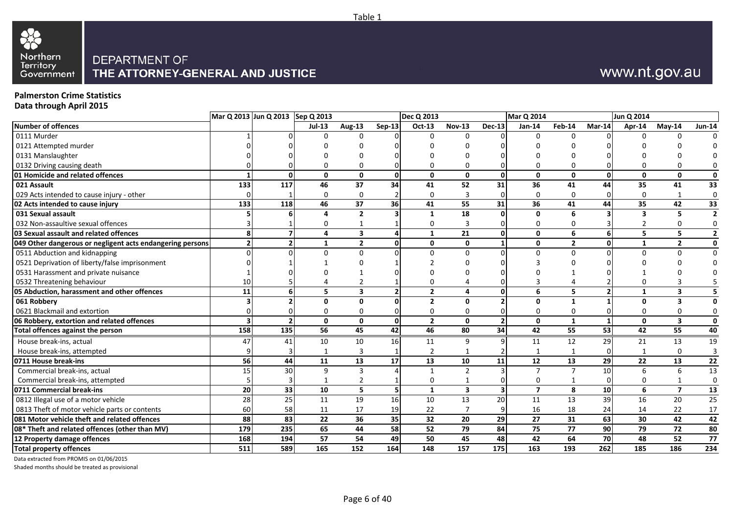Table 1

Northern Territory Government

DEPARTMENT OF
**THE ATTORNEY-GENERAL AND JUSTICE**

www.nt.gov.au

**Palmerston Crime Statistics**
**Data through April 2015**

| | Mar Q 2013 | Jun Q 2013 | Sep Q 2013 | | | Dec Q 2013 | | | Mar Q 2014 | | | Jun Q 2014 | | |
|---|---|---|---|---|---|---|---|---|---|---|---|---|---|---|
| **Number of offences** | | | **Jul-13** | **Aug-13** | **Sep-13** | **Oct-13** | **Nov-13** | **Dec-13** | **Jan-14** | **Feb-14** | **Mar-14** | **Apr-14** | **May-14** | **Jun-14** |
| 0111 Murder | 1 | 0 | 0 | 0 | 0 | 0 | 0 | 0 | 0 | 0 | 0 | 0 | 0 | 0 |
| 0121 Attempted murder | 0 | 0 | 0 | 0 | 0 | 0 | 0 | 0 | 0 | 0 | 0 | 0 | 0 | 0 |
| 0131 Manslaughter | 0 | 0 | 0 | 0 | 0 | 0 | 0 | 0 | 0 | 0 | 0 | 0 | 0 | 0 |
| 0132 Driving causing death | 0 | 0 | 0 | 0 | 0 | 0 | 0 | 0 | 0 | 0 | 0 | 0 | 0 | 0 |
| **01 Homicide and related offences** | **1** | **0** | **0** | **0** | **0** | **0** | **0** | **0** | **0** | **0** | **0** | **0** | **0** | **0** |
| **021 Assault** | **133** | **117** | **46** | **37** | **34** | **41** | **52** | **31** | **36** | **41** | **44** | **35** | **41** | **33** |
| 029 Acts intended to cause injury - other | 0 | 1 | 0 | 0 | 2 | 0 | 3 | 0 | 0 | 0 | 0 | 0 | 1 | 0 |
| **02 Acts intended to cause injury** | **133** | **118** | **46** | **37** | **36** | **41** | **55** | **31** | **36** | **41** | **44** | **35** | **42** | **33** |
| **031 Sexual assault** | **5** | **6** | **4** | **2** | **3** | **1** | **18** | **0** | **0** | **6** | **3** | **3** | **5** | **2** |
| 032 Non-assaultive sexual offences | 3 | 1 | 0 | 1 | 1 | 0 | 3 | 0 | 0 | 0 | 3 | 2 | 0 | 0 |
| **03 Sexual assault and related offences** | **8** | **7** | **4** | **3** | **4** | **1** | **21** | **0** | **0** | **6** | **6** | **5** | **5** | **2** |
| **049 Other dangerous or negligent acts endangering persons** | **2** | **2** | **1** | **2** | **0** | **0** | **0** | **1** | **0** | **2** | **0** | **1** | **2** | **0** |
| 0511 Abduction and kidnapping | 0 | 0 | 0 | 0 | 0 | 0 | 0 | 0 | 0 | 0 | 0 | 0 | 0 | 0 |
| 0521 Deprivation of liberty/false imprisonment | 0 | 1 | 1 | 0 | 1 | 2 | 0 | 0 | 3 | 0 | 0 | 0 | 0 | 0 |
| 0531 Harassment and private nuisance | 1 | 0 | 0 | 1 | 0 | 0 | 0 | 0 | 0 | 1 | 0 | 1 | 0 | 0 |
| 0532 Threatening behaviour | 10 | 5 | 4 | 2 | 1 | 0 | 4 | 0 | 3 | 4 | 2 | 0 | 3 | 5 |
| **05 Abduction, harassment and other offences** | **11** | **6** | **5** | **3** | **2** | **2** | **4** | **0** | **6** | **5** | **2** | **1** | **3** | **5** |
| **061 Robbery** | **3** | **2** | **0** | **0** | **0** | **2** | **0** | **2** | **0** | **1** | **1** | **0** | **3** | **0** |
| 0621 Blackmail and extortion | 0 | 0 | 0 | 0 | 0 | 0 | 0 | 0 | 0 | 0 | 0 | 0 | 0 | 0 |
| **06 Robbery, extortion and related offences** | **3** | **2** | **0** | **0** | **0** | **2** | **0** | **2** | **0** | **1** | **1** | **0** | **3** | **0** |
| **Total offences against the person** | **158** | **135** | **56** | **45** | **42** | **46** | **80** | **34** | **42** | **55** | **53** | **42** | **55** | **40** |
| House break-ins, actual | 47 | 41 | 10 | 10 | 16 | 11 | 9 | 9 | 11 | 12 | 29 | 21 | 13 | 19 |
| House break-ins, attempted | 9 | 3 | 1 | 3 | 1 | 2 | 1 | 2 | 1 | 1 | 0 | 1 | 0 | 3 |
| **0711 House break-ins** | **56** | **44** | **11** | **13** | **17** | **13** | **10** | **11** | **12** | **13** | **29** | **22** | **13** | **22** |
| Commercial break-ins, actual | 15 | 30 | 9 | 3 | 4 | 1 | 2 | 3 | 7 | 7 | 10 | 6 | 6 | 13 |
| Commercial break-ins, attempted | 5 | 3 | 1 | 2 | 1 | 0 | 1 | 0 | 0 | 1 | 0 | 0 | 1 | 0 |
| **0711 Commercial break-ins** | **20** | **33** | **10** | **5** | **5** | **1** | **3** | **3** | **7** | **8** | **10** | **6** | **7** | **13** |
| 0812 Illegal use of a motor vehicle | 28 | 25 | 11 | 19 | 16 | 10 | 13 | 20 | 11 | 13 | 39 | 16 | 20 | 25 |
| 0813 Theft of motor vehicle parts or contents | 60 | 58 | 11 | 17 | 19 | 22 | 7 | 9 | 16 | 18 | 24 | 14 | 22 | 17 |
| **081 Motor vehicle theft and related offences** | **88** | **83** | **22** | **36** | **35** | **32** | **20** | **29** | **27** | **31** | **63** | **30** | **42** | **42** |
| **08* Theft and related offences (other than MV)** | **179** | **235** | **65** | **44** | **58** | **52** | **79** | **84** | **75** | **77** | **90** | **79** | **72** | **80** |
| **12 Property damage offences** | **168** | **194** | **57** | **54** | **49** | **50** | **45** | **48** | **42** | **64** | **70** | **48** | **52** | **77** |
| **Total property offences** | **511** | **589** | **165** | **152** | **164** | **148** | **157** | **175** | **163** | **193** | **262** | **185** | **186** | **234** |

Data extracted from PROMIS on 01/06/2015
Shaded months should be treated as provisional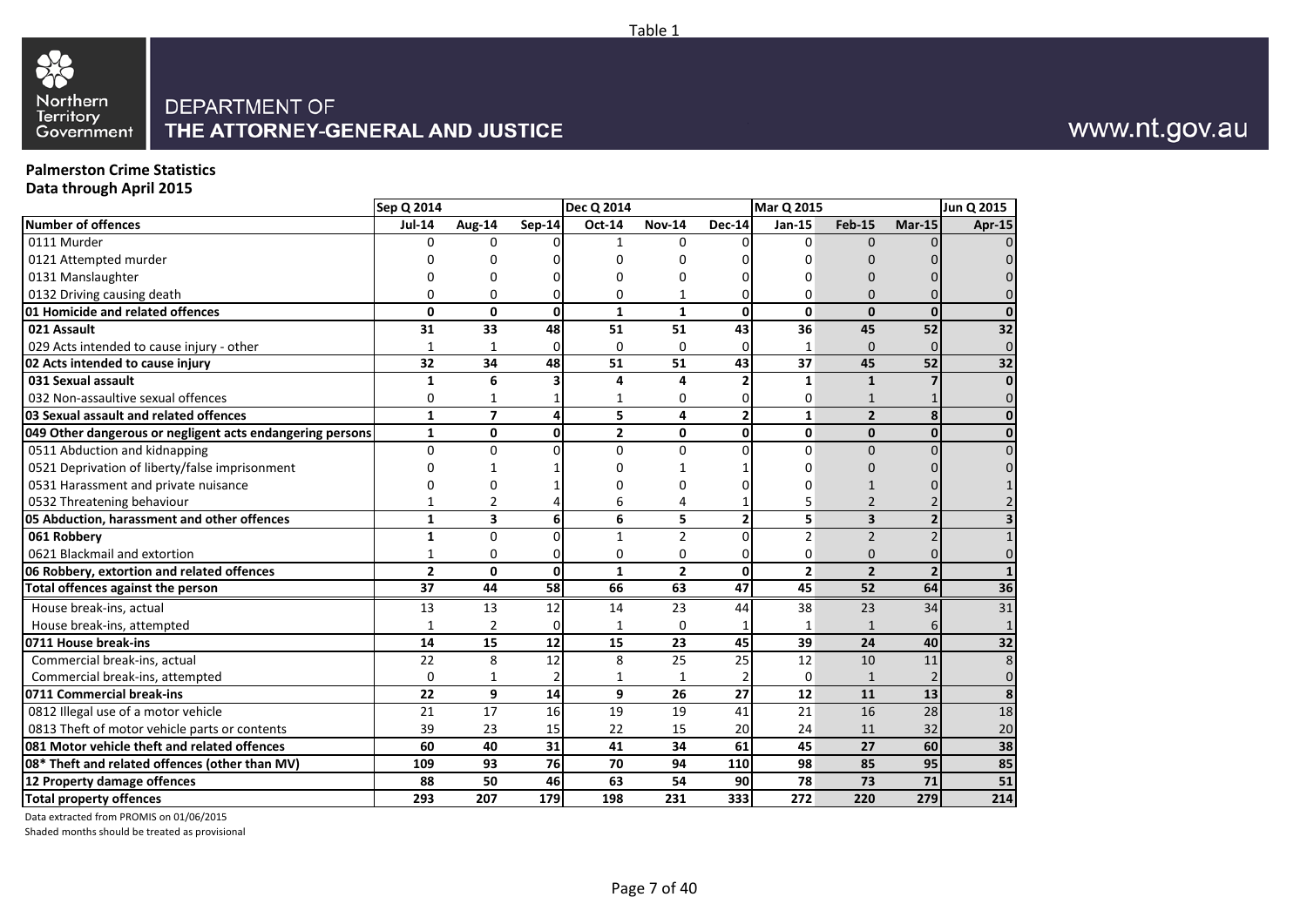Table 1

Northern Territory Government

DEPARTMENT OF
**THE ATTORNEY-GENERAL AND JUSTICE**

www.nt.gov.au

**Palmerston Crime Statistics**
**Data through April 2015**

| | Sep Q 2014 | | | Dec Q 2014 | | | Mar Q 2015 | | | Jun Q 2015 |
|---|---|---|---|---|---|---|---|---|---|---|
| **Number of offences** | **Jul-14** | **Aug-14** | **Sep-14** | **Oct-14** | **Nov-14** | **Dec-14** | **Jan-15** | **Feb-15** | **Mar-15** | **Apr-15** |
| 0111 Murder | 0 | 0 | 0 | 1 | 0 | 0 | 0 | 0 | 0 | 0 |
| 0121 Attempted murder | 0 | 0 | 0 | 0 | 0 | 0 | 0 | 0 | 0 | 0 |
| 0131 Manslaughter | 0 | 0 | 0 | 0 | 0 | 0 | 0 | 0 | 0 | 0 |
| 0132 Driving causing death | 0 | 0 | 0 | 0 | 1 | 0 | 0 | 0 | 0 | 0 |
| **01 Homicide and related offences** | **0** | **0** | **0** | **1** | **1** | **0** | **0** | **0** | **0** | **0** |
| **021 Assault** | **31** | **33** | **48** | **51** | **51** | **43** | **36** | **45** | **52** | **32** |
| 029 Acts intended to cause injury - other | 1 | 1 | 0 | 0 | 0 | 0 | 1 | 0 | 0 | 0 |
| **02 Acts intended to cause injury** | **32** | **34** | **48** | **51** | **51** | **43** | **37** | **45** | **52** | **32** |
| **031 Sexual assault** | **1** | **6** | **3** | **4** | **4** | **2** | **1** | **1** | **7** | **0** |
| 032 Non-assaultive sexual offences | 0 | 1 | 1 | 1 | 0 | 0 | 0 | 1 | 1 | 0 |
| **03 Sexual assault and related offences** | **1** | **7** | **4** | **5** | **4** | **2** | **1** | **2** | **8** | **0** |
| **049 Other dangerous or negligent acts endangering persons** | **1** | **0** | **0** | **2** | **0** | **0** | **0** | **0** | **0** | **0** |
| 0511 Abduction and kidnapping | 0 | 0 | 0 | 0 | 0 | 0 | 0 | 0 | 0 | 0 |
| 0521 Deprivation of liberty/false imprisonment | 0 | 1 | 1 | 0 | 1 | 1 | 0 | 0 | 0 | 0 |
| 0531 Harassment and private nuisance | 0 | 0 | 1 | 0 | 0 | 0 | 0 | 1 | 0 | 1 |
| 0532 Threatening behaviour | 1 | 2 | 4 | 6 | 4 | 1 | 5 | 2 | 2 | 2 |
| **05 Abduction, harassment and other offences** | **1** | **3** | **6** | **6** | **5** | **2** | **5** | **3** | **2** | **3** |
| **061 Robbery** | **1** | 0 | 0 | 1 | 2 | 0 | 2 | 2 | 2 | 1 |
| 0621 Blackmail and extortion | 1 | 0 | 0 | 0 | 0 | 0 | 0 | 0 | 0 | 0 |
| **06 Robbery, extortion and related offences** | **2** | **0** | **0** | **1** | **2** | **0** | **2** | **2** | **2** | **1** |
| **Total offences against the person** | **37** | **44** | **58** | **66** | **63** | **47** | **45** | **52** | **64** | **36** |
| House break-ins, actual | 13 | 13 | 12 | 14 | 23 | 44 | 38 | 23 | 34 | 31 |
| House break-ins, attempted | 1 | 2 | 0 | 1 | 0 | 1 | 1 | 1 | 6 | 1 |
| **0711 House break-ins** | **14** | **15** | **12** | **15** | **23** | **45** | **39** | **24** | **40** | **32** |
| Commercial break-ins, actual | 22 | 8 | 12 | 8 | 25 | 25 | 12 | 10 | 11 | 8 |
| Commercial break-ins, attempted | 0 | 1 | 2 | 1 | 1 | 2 | 0 | 1 | 2 | 0 |
| **0711 Commercial break-ins** | **22** | **9** | **14** | **9** | **26** | **27** | **12** | **11** | **13** | **8** |
| 0812 Illegal use of a motor vehicle | 21 | 17 | 16 | 19 | 19 | 41 | 21 | 16 | 28 | 18 |
| 0813 Theft of motor vehicle parts or contents | 39 | 23 | 15 | 22 | 15 | 20 | 24 | 11 | 32 | 20 |
| **081 Motor vehicle theft and related offences** | **60** | **40** | **31** | **41** | **34** | **61** | **45** | **27** | **60** | **38** |
| **08* Theft and related offences (other than MV)** | **109** | **93** | **76** | **70** | **94** | **110** | **98** | **85** | **95** | **85** |
| **12 Property damage offences** | **88** | **50** | **46** | **63** | **54** | **90** | **78** | **73** | **71** | **51** |
| **Total property offences** | **293** | **207** | **179** | **198** | **231** | **333** | **272** | **220** | **279** | **214** |

Data extracted from PROMIS on 01/06/2015

Shaded months should be treated as provisional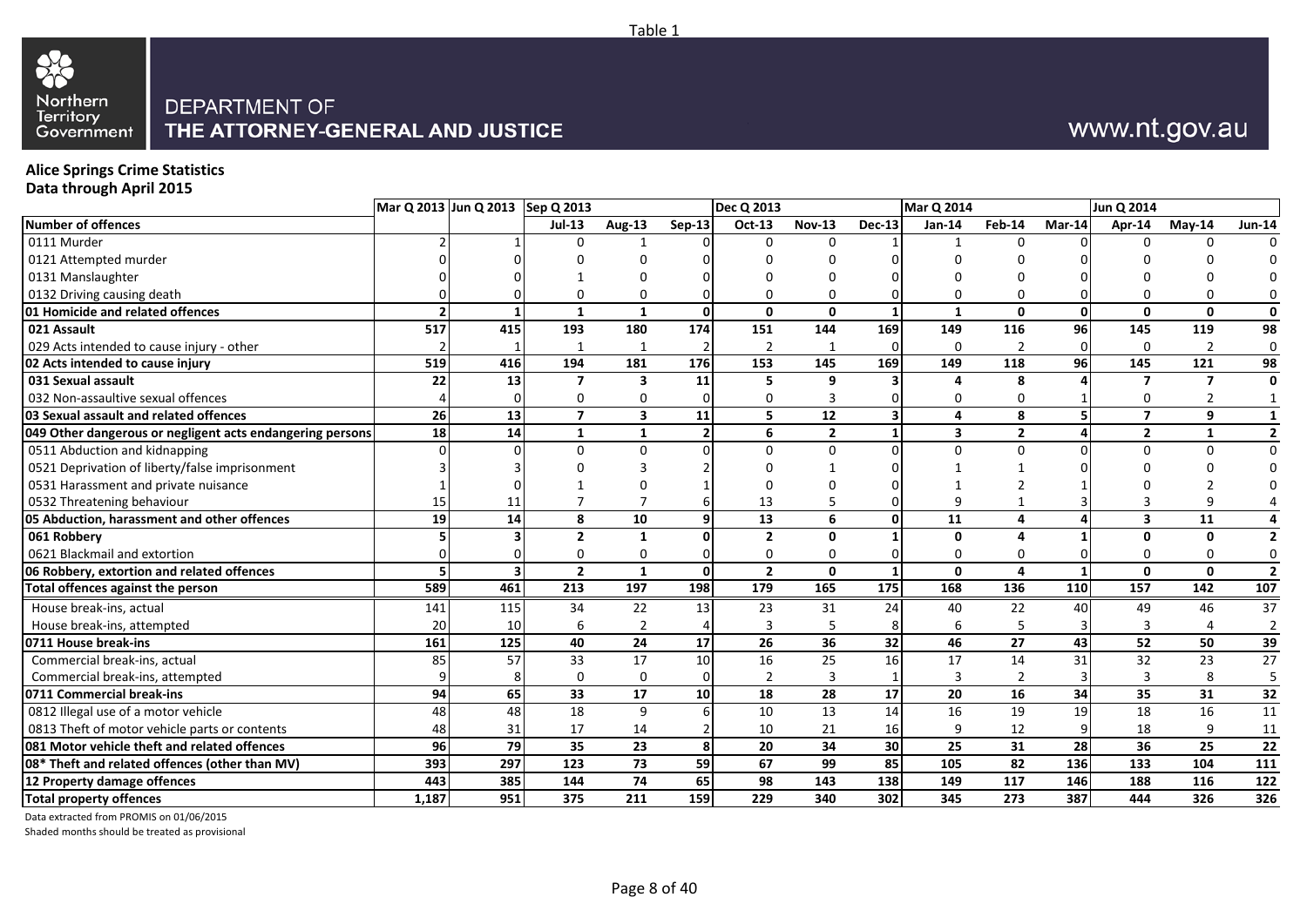Table 1

DEPARTMENT OF
**THE ATTORNEY-GENERAL AND JUSTICE**

www.nt.gov.au

**Alice Springs Crime Statistics**
**Data through April 2015**

| | Mar Q 2013 | Jun Q 2013 | Sep Q 2013 | | | Dec Q 2013 | | | Mar Q 2014 | | | Jun Q 2014 | | |
|---|---|---|---|---|---|---|---|---|---|---|---|---|---|---|
| **Number of offences** | | | **Jul-13** | **Aug-13** | **Sep-13** | **Oct-13** | **Nov-13** | **Dec-13** | **Jan-14** | **Feb-14** | **Mar-14** | **Apr-14** | **May-14** | **Jun-14** |
| 0111 Murder | 2 | 1 | 0 | 1 | 0 | 0 | 0 | 1 | 1 | 0 | 0 | 0 | 0 | 0 |
| 0121 Attempted murder | 0 | 0 | 0 | 0 | 0 | 0 | 0 | 0 | 0 | 0 | 0 | 0 | 0 | 0 |
| 0131 Manslaughter | 0 | 0 | 1 | 0 | 0 | 0 | 0 | 0 | 0 | 0 | 0 | 0 | 0 | 0 |
| 0132 Driving causing death | 0 | 0 | 0 | 0 | 0 | 0 | 0 | 0 | 0 | 0 | 0 | 0 | 0 | 0 |
| **01 Homicide and related offences** | **2** | **1** | **1** | **1** | **0** | **0** | **0** | **1** | **1** | **0** | **0** | **0** | **0** | **0** |
| **021 Assault** | **517** | **415** | **193** | **180** | **174** | **151** | **144** | **169** | **149** | **116** | **96** | **145** | **119** | **98** |
| 029 Acts intended to cause injury - other | 2 | 1 | 1 | 1 | 2 | 2 | 1 | 0 | 0 | 2 | 0 | 0 | 2 | 0 |
| **02 Acts intended to cause injury** | **519** | **416** | **194** | **181** | **176** | **153** | **145** | **169** | **149** | **118** | **96** | **145** | **121** | **98** |
| **031 Sexual assault** | **22** | **13** | **7** | **3** | **11** | **5** | **9** | **3** | **4** | **8** | **4** | **7** | **7** | **0** |
| 032 Non-assaultive sexual offences | 4 | 0 | 0 | 0 | 0 | 0 | 3 | 0 | 0 | 0 | 1 | 0 | 2 | 1 |
| **03 Sexual assault and related offences** | **26** | **13** | **7** | **3** | **11** | **5** | **12** | **3** | **4** | **8** | **5** | **7** | **9** | **1** |
| **049 Other dangerous or negligent acts endangering persons** | **18** | **14** | **1** | **1** | **2** | **6** | **2** | **1** | **3** | **2** | **4** | **2** | **1** | **2** |
| 0511 Abduction and kidnapping | 0 | 0 | 0 | 0 | 0 | 0 | 0 | 0 | 0 | 0 | 0 | 0 | 0 | 0 |
| 0521 Deprivation of liberty/false imprisonment | 3 | 3 | 0 | 3 | 2 | 0 | 1 | 0 | 1 | 1 | 0 | 0 | 0 | 0 |
| 0531 Harassment and private nuisance | 1 | 0 | 1 | 0 | 1 | 0 | 0 | 0 | 1 | 2 | 1 | 0 | 2 | 0 |
| 0532 Threatening behaviour | 15 | 11 | 7 | 7 | 6 | 13 | 5 | 0 | 9 | 1 | 3 | 3 | 9 | 4 |
| **05 Abduction, harassment and other offences** | **19** | **14** | **8** | **10** | **9** | **13** | **6** | **0** | **11** | **4** | **4** | **3** | **11** | **4** |
| **061 Robbery** | **5** | **3** | **2** | **1** | **0** | **2** | **0** | **1** | **0** | **4** | **1** | **0** | **0** | **2** |
| 0621 Blackmail and extortion | 0 | 0 | 0 | 0 | 0 | 0 | 0 | 0 | 0 | 0 | 0 | 0 | 0 | 0 |
| **06 Robbery, extortion and related offences** | **5** | **3** | **2** | **1** | **0** | **2** | **0** | **1** | **0** | **4** | **1** | **0** | **0** | **2** |
| **Total offences against the person** | **589** | **461** | **213** | **197** | **198** | **179** | **165** | **175** | **168** | **136** | **110** | **157** | **142** | **107** |
| House break-ins, actual | 141 | 115 | 34 | 22 | 13 | 23 | 31 | 24 | 40 | 22 | 40 | 49 | 46 | 37 |
| House break-ins, attempted | 20 | 10 | 6 | 2 | 4 | 3 | 5 | 8 | 6 | 5 | 3 | 3 | 4 | 2 |
| **0711 House break-ins** | **161** | **125** | **40** | **24** | **17** | **26** | **36** | **32** | **46** | **27** | **43** | **52** | **50** | **39** |
| Commercial break-ins, actual | 85 | 57 | 33 | 17 | 10 | 16 | 25 | 16 | 17 | 14 | 31 | 32 | 23 | 27 |
| Commercial break-ins, attempted | 9 | 8 | 0 | 0 | 0 | 2 | 3 | 1 | 3 | 2 | 3 | 3 | 8 | 5 |
| **0711 Commercial break-ins** | **94** | **65** | **33** | **17** | **10** | **18** | **28** | **17** | **20** | **16** | **34** | **35** | **31** | **32** |
| 0812 Illegal use of a motor vehicle | 48 | 48 | 18 | 9 | 6 | 10 | 13 | 14 | 16 | 19 | 19 | 18 | 16 | 11 |
| 0813 Theft of motor vehicle parts or contents | 48 | 31 | 17 | 14 | 2 | 10 | 21 | 16 | 9 | 12 | 9 | 18 | 9 | 11 |
| **081 Motor vehicle theft and related offences** | **96** | **79** | **35** | **23** | **8** | **20** | **34** | **30** | **25** | **31** | **28** | **36** | **25** | **22** |
| **08* Theft and related offences (other than MV)** | **393** | **297** | **123** | **73** | **59** | **67** | **99** | **85** | **105** | **82** | **136** | **133** | **104** | **111** |
| **12 Property damage offences** | **443** | **385** | **144** | **74** | **65** | **98** | **143** | **138** | **149** | **117** | **146** | **188** | **116** | **122** |
| **Total property offences** | **1,187** | **951** | **375** | **211** | **159** | **229** | **340** | **302** | **345** | **273** | **387** | **444** | **326** | **326** |

Data extracted from PROMIS on 01/06/2015

Shaded months should be treated as provisional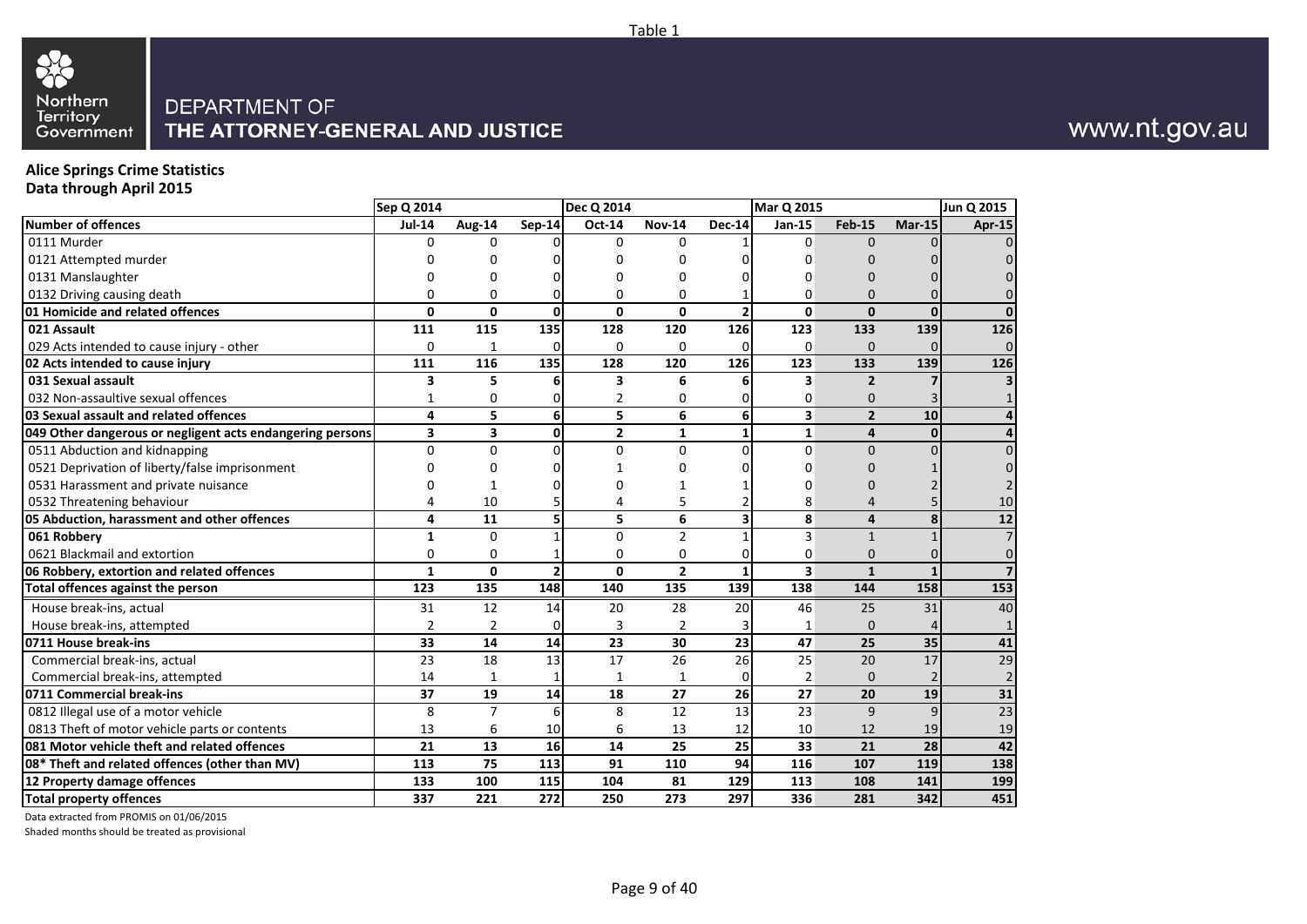Table 1

Northern Territory Government

DEPARTMENT OF
THE ATTORNEY-GENERAL AND JUSTICE

www.nt.gov.au

**Alice Springs Crime Statistics**
**Data through April 2015**

| | Sep Q 2014 | | | Dec Q 2014 | | | Mar Q 2015 | | | Jun Q 2015 |
|---|---|---|---|---|---|---|---|---|---|---|
| **Number of offences** | **Jul-14** | **Aug-14** | **Sep-14** | **Oct-14** | **Nov-14** | **Dec-14** | **Jan-15** | **Feb-15** | **Mar-15** | **Apr-15** |
| 0111 Murder | 0 | 0 | 0 | 0 | 0 | 1 | 0 | 0 | 0 | 0 |
| 0121 Attempted murder | 0 | 0 | 0 | 0 | 0 | 0 | 0 | 0 | 0 | 0 |
| 0131 Manslaughter | 0 | 0 | 0 | 0 | 0 | 0 | 0 | 0 | 0 | 0 |
| 0132 Driving causing death | 0 | 0 | 0 | 0 | 0 | 1 | 0 | 0 | 0 | 0 |
| **01 Homicide and related offences** | **0** | **0** | **0** | **0** | **0** | **2** | **0** | **0** | **0** | **0** |
| **021 Assault** | **111** | **115** | **135** | **128** | **120** | **126** | **123** | **133** | **139** | **126** |
| 029 Acts intended to cause injury - other | 0 | 1 | 0 | 0 | 0 | 0 | 0 | 0 | 0 | 0 |
| **02 Acts intended to cause injury** | **111** | **116** | **135** | **128** | **120** | **126** | **123** | **133** | **139** | **126** |
| **031 Sexual assault** | **3** | **5** | **6** | **3** | **6** | **6** | **3** | **2** | **7** | **3** |
| 032 Non-assaultive sexual offences | 1 | 0 | 0 | 2 | 0 | 0 | 0 | 0 | 3 | 1 |
| **03 Sexual assault and related offences** | **4** | **5** | **6** | **5** | **6** | **6** | **3** | **2** | **10** | **4** |
| **049 Other dangerous or negligent acts endangering persons** | **3** | **3** | **0** | **2** | **1** | **1** | **1** | **4** | **0** | **4** |
| 0511 Abduction and kidnapping | 0 | 0 | 0 | 0 | 0 | 0 | 0 | 0 | 0 | 0 |
| 0521 Deprivation of liberty/false imprisonment | 0 | 0 | 0 | 1 | 0 | 0 | 0 | 0 | 1 | 0 |
| 0531 Harassment and private nuisance | 0 | 1 | 0 | 0 | 1 | 1 | 0 | 0 | 2 | 2 |
| 0532 Threatening behaviour | 4 | 10 | 5 | 4 | 5 | 2 | 8 | 4 | 5 | 10 |
| **05 Abduction, harassment and other offences** | **4** | **11** | **5** | **5** | **6** | **3** | **8** | **4** | **8** | **12** |
| **061 Robbery** | **1** | 0 | 1 | 0 | 2 | 1 | 3 | 1 | 1 | 7 |
| 0621 Blackmail and extortion | 0 | 0 | 1 | 0 | 0 | 0 | 0 | 0 | 0 | 0 |
| **06 Robbery, extortion and related offences** | **1** | **0** | **2** | **0** | **2** | **1** | **3** | **1** | **1** | **7** |
| **Total offences against the person** | **123** | **135** | **148** | **140** | **135** | **139** | **138** | **144** | **158** | **153** |
| House break-ins, actual | 31 | 12 | 14 | 20 | 28 | 20 | 46 | 25 | 31 | 40 |
| House break-ins, attempted | 2 | 2 | 0 | 3 | 2 | 3 | 1 | 0 | 4 | 1 |
| **0711 House break-ins** | **33** | **14** | **14** | **23** | **30** | **23** | **47** | **25** | **35** | **41** |
| Commercial break-ins, actual | 23 | 18 | 13 | 17 | 26 | 26 | 25 | 20 | 17 | 29 |
| Commercial break-ins, attempted | 14 | 1 | 1 | 1 | 1 | 0 | 2 | 0 | 2 | 2 |
| **0711 Commercial break-ins** | **37** | **19** | **14** | **18** | **27** | **26** | **27** | **20** | **19** | **31** |
| 0812 Illegal use of a motor vehicle | 8 | 7 | 6 | 8 | 12 | 13 | 23 | 9 | 9 | 23 |
| 0813 Theft of motor vehicle parts or contents | 13 | 6 | 10 | 6 | 13 | 12 | 10 | 12 | 19 | 19 |
| **081 Motor vehicle theft and related offences** | **21** | **13** | **16** | **14** | **25** | **25** | **33** | **21** | **28** | **42** |
| **08* Theft and related offences (other than MV)** | **113** | **75** | **113** | **91** | **110** | **94** | **116** | **107** | **119** | **138** |
| **12 Property damage offences** | **133** | **100** | **115** | **104** | **81** | **129** | **113** | **108** | **141** | **199** |
| **Total property offences** | **337** | **221** | **272** | **250** | **273** | **297** | **336** | **281** | **342** | **451** |

Data extracted from PROMIS on 01/06/2015

Shaded months should be treated as provisional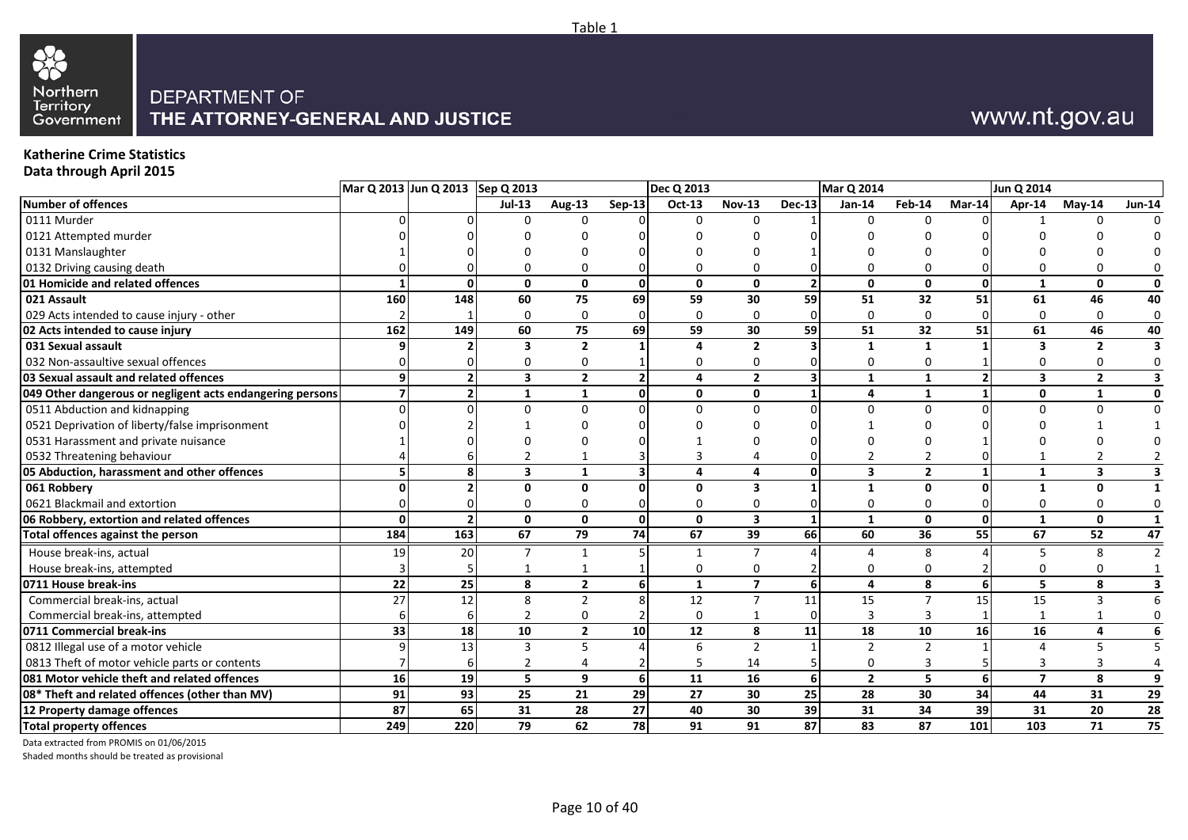Table 1

Northern Territory Government

DEPARTMENT OF
THE ATTORNEY-GENERAL AND JUSTICE

www.nt.gov.au

**Katherine Crime Statistics**
**Data through April 2015**

| | Mar Q 2013 | Jun Q 2013 | Sep Q 2013 | | | Dec Q 2013 | | | Mar Q 2014 | | | Jun Q 2014 | | |
|---|---|---|---|---|---|---|---|---|---|---|---|---|---|---|
| **Number of offences** | | | **Jul-13** | **Aug-13** | **Sep-13** | **Oct-13** | **Nov-13** | **Dec-13** | **Jan-14** | **Feb-14** | **Mar-14** | **Apr-14** | **May-14** | **Jun-14** |
| 0111 Murder | 0 | 0 | 0 | 0 | 0 | 0 | 0 | 1 | 0 | 0 | 0 | 1 | 0 | 0 |
| 0121 Attempted murder | 0 | 0 | 0 | 0 | 0 | 0 | 0 | 0 | 0 | 0 | 0 | 0 | 0 | 0 |
| 0131 Manslaughter | 1 | 0 | 0 | 0 | 0 | 0 | 0 | 1 | 0 | 0 | 0 | 0 | 0 | 0 |
| 0132 Driving causing death | 0 | 0 | 0 | 0 | 0 | 0 | 0 | 0 | 0 | 0 | 0 | 0 | 0 | 0 |
| **01 Homicide and related offences** | **1** | **0** | **0** | **0** | **0** | **0** | **0** | **2** | **0** | **0** | **0** | **1** | **0** | **0** |
| **021 Assault** | **160** | **148** | **60** | **75** | **69** | **59** | **30** | **59** | **51** | **32** | **51** | **61** | **46** | **40** |
| 029 Acts intended to cause injury - other | 2 | 1 | 0 | 0 | 0 | 0 | 0 | 0 | 0 | 0 | 0 | 0 | 0 | 0 |
| **02 Acts intended to cause injury** | **162** | **149** | **60** | **75** | **69** | **59** | **30** | **59** | **51** | **32** | **51** | **61** | **46** | **40** |
| **031 Sexual assault** | **9** | **2** | **3** | **2** | **1** | **4** | **2** | **3** | **1** | **1** | **1** | **3** | **2** | **3** |
| 032 Non-assaultive sexual offences | 0 | 0 | 0 | 0 | 1 | 0 | 0 | 0 | 0 | 0 | 1 | 0 | 0 | 0 |
| **03 Sexual assault and related offences** | **9** | **2** | **3** | **2** | **2** | **4** | **2** | **3** | **1** | **1** | **2** | **3** | **2** | **3** |
| **049 Other dangerous or negligent acts endangering persons** | **7** | **2** | **1** | **1** | **0** | **0** | **0** | **1** | **4** | **1** | **1** | **0** | **1** | **0** |
| 0511 Abduction and kidnapping | 0 | 0 | 0 | 0 | 0 | 0 | 0 | 0 | 0 | 0 | 0 | 0 | 0 | 0 |
| 0521 Deprivation of liberty/false imprisonment | 0 | 2 | 1 | 0 | 0 | 0 | 0 | 0 | 1 | 0 | 0 | 0 | 1 | 1 |
| 0531 Harassment and private nuisance | 1 | 0 | 0 | 0 | 0 | 1 | 0 | 0 | 0 | 0 | 1 | 0 | 0 | 0 |
| 0532 Threatening behaviour | 4 | 6 | 2 | 1 | 3 | 3 | 4 | 0 | 2 | 2 | 0 | 1 | 2 | 2 |
| **05 Abduction, harassment and other offences** | **5** | **8** | **3** | **1** | **3** | **4** | **4** | **0** | **3** | **2** | **1** | **1** | **3** | **3** |
| **061 Robbery** | **0** | **2** | **0** | **0** | **0** | **0** | **3** | **1** | **1** | **0** | **0** | **1** | **0** | **1** |
| 0621 Blackmail and extortion | 0 | 0 | 0 | 0 | 0 | 0 | 0 | 0 | 0 | 0 | 0 | 0 | 0 | 0 |
| **06 Robbery, extortion and related offences** | **0** | **2** | **0** | **0** | **0** | **0** | **3** | **1** | **1** | **0** | **0** | **1** | **0** | **1** |
| **Total offences against the person** | **184** | **163** | **67** | **79** | **74** | **67** | **39** | **66** | **60** | **36** | **55** | **67** | **52** | **47** |
| House break-ins, actual | 19 | 20 | 7 | 1 | 5 | 1 | 7 | 4 | 4 | 8 | 4 | 5 | 8 | 2 |
| House break-ins, attempted | 3 | 5 | 1 | 1 | 1 | 0 | 0 | 2 | 0 | 0 | 2 | 0 | 0 | 1 |
| **0711 House break-ins** | **22** | **25** | **8** | **2** | **6** | **1** | **7** | **6** | **4** | **8** | **6** | **5** | **8** | **3** |
| Commercial break-ins, actual | 27 | 12 | 8 | 2 | 8 | 12 | 7 | 11 | 15 | 7 | 15 | 15 | 3 | 6 |
| Commercial break-ins, attempted | 6 | 6 | 2 | 0 | 2 | 0 | 1 | 0 | 3 | 3 | 1 | 1 | 1 | 0 |
| **0711 Commercial break-ins** | **33** | **18** | **10** | **2** | **10** | **12** | **8** | **11** | **18** | **10** | **16** | **16** | **4** | **6** |
| 0812 Illegal use of a motor vehicle | 9 | 13 | 3 | 5 | 4 | 6 | 2 | 1 | 2 | 2 | 1 | 4 | 5 | 5 |
| 0813 Theft of motor vehicle parts or contents | 7 | 6 | 2 | 4 | 2 | 5 | 14 | 5 | 0 | 3 | 5 | 3 | 3 | 4 |
| **081 Motor vehicle theft and related offences** | **16** | **19** | **5** | **9** | **6** | **11** | **16** | **6** | **2** | **5** | **6** | **7** | **8** | **9** |
| **08* Theft and related offences (other than MV)** | **91** | **93** | **25** | **21** | **29** | **27** | **30** | **25** | **28** | **30** | **34** | **44** | **31** | **29** |
| **12 Property damage offences** | **87** | **65** | **31** | **28** | **27** | **40** | **30** | **39** | **31** | **34** | **39** | **31** | **20** | **28** |
| **Total property offences** | **249** | **220** | **79** | **62** | **78** | **91** | **91** | **87** | **83** | **87** | **101** | **103** | **71** | **75** |

Data extracted from PROMIS on 01/06/2015

Shaded months should be treated as provisional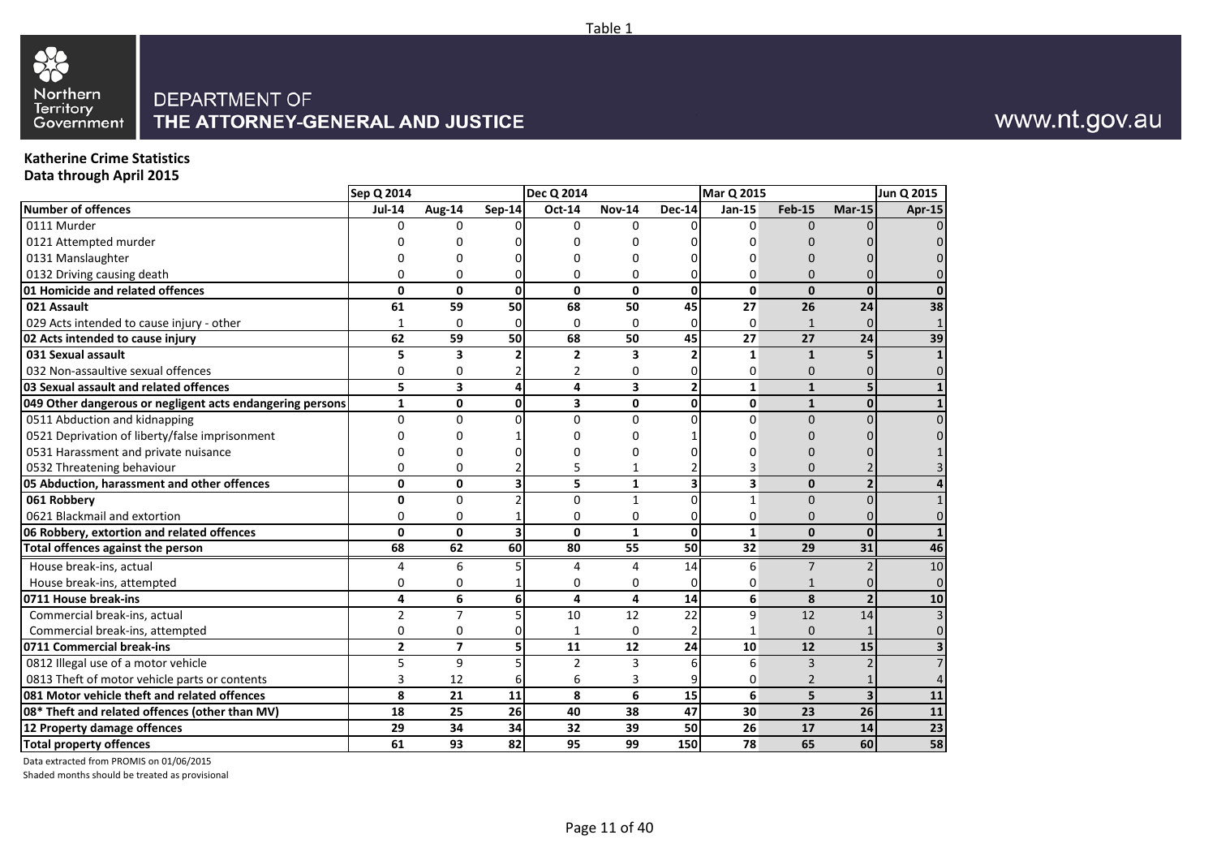Table 1

Northern Territory Government

DEPARTMENT OF
**THE ATTORNEY-GENERAL AND JUSTICE**

www.nt.gov.au

**Katherine Crime Statistics**
**Data through April 2015**

| | Sep Q 2014 | | | Dec Q 2014 | | | Mar Q 2015 | | | Jun Q 2015 |
|---|---|---|---|---|---|---|---|---|---|---|
| **Number of offences** | **Jul-14** | **Aug-14** | **Sep-14** | **Oct-14** | **Nov-14** | **Dec-14** | **Jan-15** | **Feb-15** | **Mar-15** | **Apr-15** |
| 0111 Murder | 0 | 0 | 0 | 0 | 0 | 0 | 0 | 0 | 0 | 0 |
| 0121 Attempted murder | 0 | 0 | 0 | 0 | 0 | 0 | 0 | 0 | 0 | 0 |
| 0131 Manslaughter | 0 | 0 | 0 | 0 | 0 | 0 | 0 | 0 | 0 | 0 |
| 0132 Driving causing death | 0 | 0 | 0 | 0 | 0 | 0 | 0 | 0 | 0 | 0 |
| **01 Homicide and related offences** | **0** | **0** | **0** | **0** | **0** | **0** | **0** | **0** | **0** | **0** |
| **021 Assault** | **61** | **59** | **50** | **68** | **50** | **45** | **27** | **26** | **24** | **38** |
| 029 Acts intended to cause injury - other | 1 | 0 | 0 | 0 | 0 | 0 | 0 | 1 | 0 | 1 |
| **02 Acts intended to cause injury** | **62** | **59** | **50** | **68** | **50** | **45** | **27** | **27** | **24** | **39** |
| **031 Sexual assault** | **5** | **3** | **2** | **2** | **3** | **2** | **1** | **1** | **5** | **1** |
| 032 Non-assaultive sexual offences | 0 | 0 | 2 | 2 | 0 | 0 | 0 | 0 | 0 | 0 |
| **03 Sexual assault and related offences** | **5** | **3** | **4** | **4** | **3** | **2** | **1** | **1** | **5** | **1** |
| **049 Other dangerous or negligent acts endangering persons** | **1** | **0** | **0** | **3** | **0** | **0** | **0** | **1** | **0** | **1** |
| 0511 Abduction and kidnapping | 0 | 0 | 0 | 0 | 0 | 0 | 0 | 0 | 0 | 0 |
| 0521 Deprivation of liberty/false imprisonment | 0 | 0 | 1 | 0 | 0 | 1 | 0 | 0 | 0 | 0 |
| 0531 Harassment and private nuisance | 0 | 0 | 0 | 0 | 0 | 0 | 0 | 0 | 0 | 1 |
| 0532 Threatening behaviour | 0 | 0 | 2 | 5 | 1 | 2 | 3 | 0 | 2 | 3 |
| **05 Abduction, harassment and other offences** | **0** | **0** | **3** | **5** | **1** | **3** | **3** | **0** | **2** | **4** |
| **061 Robbery** | **0** | 0 | 2 | 0 | 1 | 0 | 1 | 0 | 0 | 1 |
| 0621 Blackmail and extortion | 0 | 0 | 1 | 0 | 0 | 0 | 0 | 0 | 0 | 0 |
| **06 Robbery, extortion and related offences** | **0** | **0** | **3** | **0** | **1** | **0** | **1** | **0** | **0** | **1** |
| **Total offences against the person** | **68** | **62** | **60** | **80** | **55** | **50** | **32** | **29** | **31** | **46** |
| House break-ins, actual | 4 | 6 | 5 | 4 | 4 | 14 | 6 | 7 | 2 | 10 |
| House break-ins, attempted | 0 | 0 | 1 | 0 | 0 | 0 | 0 | 1 | 0 | 0 |
| **0711 House break-ins** | **4** | **6** | **6** | **4** | **4** | **14** | **6** | **8** | **2** | **10** |
| Commercial break-ins, actual | 2 | 7 | 5 | 10 | 12 | 22 | 9 | 12 | 14 | 3 |
| Commercial break-ins, attempted | 0 | 0 | 0 | 1 | 0 | 2 | 1 | 0 | 1 | 0 |
| **0711 Commercial break-ins** | **2** | **7** | **5** | **11** | **12** | **24** | **10** | **12** | **15** | **3** |
| 0812 Illegal use of a motor vehicle | 5 | 9 | 5 | 2 | 3 | 6 | 6 | 3 | 2 | 7 |
| 0813 Theft of motor vehicle parts or contents | 3 | 12 | 6 | 6 | 3 | 9 | 0 | 2 | 1 | 4 |
| **081 Motor vehicle theft and related offences** | **8** | **21** | **11** | **8** | **6** | **15** | **6** | **5** | **3** | **11** |
| **08* Theft and related offences (other than MV)** | **18** | **25** | **26** | **40** | **38** | **47** | **30** | **23** | **26** | **11** |
| **12 Property damage offences** | **29** | **34** | **34** | **32** | **39** | **50** | **26** | **17** | **14** | **23** |
| **Total property offences** | **61** | **93** | **82** | **95** | **99** | **150** | **78** | **65** | **60** | **58** |

Data extracted from PROMIS on 01/06/2015

Shaded months should be treated as provisional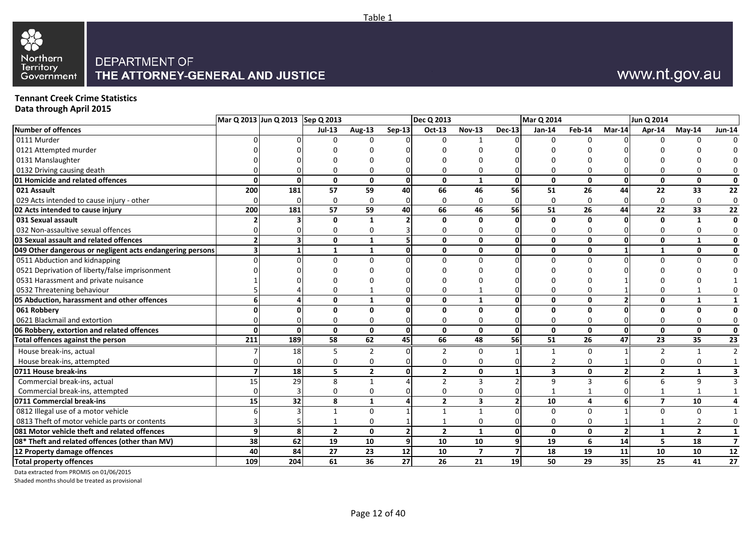Table 1

Northern Territory Government

DEPARTMENT OF
**THE ATTORNEY-GENERAL AND JUSTICE**

www.nt.gov.au

**Tennant Creek Crime Statistics**
**Data through April 2015**

| | Mar Q 2013 | Jun Q 2013 | Sep Q 2013 | | | Dec Q 2013 | | | Mar Q 2014 | | | Jun Q 2014 | | |
|---|---|---|---|---|---|---|---|---|---|---|---|---|---|---|
| **Number of offences** | | | **Jul-13** | **Aug-13** | **Sep-13** | **Oct-13** | **Nov-13** | **Dec-13** | **Jan-14** | **Feb-14** | **Mar-14** | **Apr-14** | **May-14** | **Jun-14** |
| 0111 Murder | 0 | 0 | 0 | 0 | 0 | 0 | 1 | 0 | 0 | 0 | 0 | 0 | 0 | 0 |
| 0121 Attempted murder | 0 | 0 | 0 | 0 | 0 | 0 | 0 | 0 | 0 | 0 | 0 | 0 | 0 | 0 |
| 0131 Manslaughter | 0 | 0 | 0 | 0 | 0 | 0 | 0 | 0 | 0 | 0 | 0 | 0 | 0 | 0 |
| 0132 Driving causing death | 0 | 0 | 0 | 0 | 0 | 0 | 0 | 0 | 0 | 0 | 0 | 0 | 0 | 0 |
| **01 Homicide and related offences** | **0** | **0** | **0** | **0** | **0** | **0** | **1** | **0** | **0** | **0** | **0** | **0** | **0** | **0** |
| **021 Assault** | **200** | **181** | **57** | **59** | **40** | **66** | **46** | **56** | **51** | **26** | **44** | **22** | **33** | **22** |
| 029 Acts intended to cause injury - other | 0 | 0 | 0 | 0 | 0 | 0 | 0 | 0 | 0 | 0 | 0 | 0 | 0 | 0 |
| **02 Acts intended to cause injury** | **200** | **181** | **57** | **59** | **40** | **66** | **46** | **56** | **51** | **26** | **44** | **22** | **33** | **22** |
| **031 Sexual assault** | **2** | **3** | **0** | **1** | **2** | **0** | **0** | **0** | **0** | **0** | **0** | **0** | **1** | **0** |
| 032 Non-assaultive sexual offences | 0 | 0 | 0 | 0 | 3 | 0 | 0 | 0 | 0 | 0 | 0 | 0 | 0 | 0 |
| **03 Sexual assault and related offences** | **2** | **3** | **0** | **1** | **5** | **0** | **0** | **0** | **0** | **0** | **0** | **0** | **1** | **0** |
| **049 Other dangerous or negligent acts endangering persons** | **3** | **1** | **1** | **1** | **0** | **0** | **0** | **0** | **0** | **0** | **1** | **1** | **0** | **0** |
| 0511 Abduction and kidnapping | 0 | 0 | 0 | 0 | 0 | 0 | 0 | 0 | 0 | 0 | 0 | 0 | 0 | 0 |
| 0521 Deprivation of liberty/false imprisonment | 0 | 0 | 0 | 0 | 0 | 0 | 0 | 0 | 0 | 0 | 0 | 0 | 0 | 0 |
| 0531 Harassment and private nuisance | 1 | 0 | 0 | 0 | 0 | 0 | 0 | 0 | 0 | 0 | 1 | 0 | 0 | 1 |
| 0532 Threatening behaviour | 5 | 4 | 0 | 1 | 0 | 0 | 1 | 0 | 0 | 0 | 1 | 0 | 1 | 0 |
| **05 Abduction, harassment and other offences** | **6** | **4** | **0** | **1** | **0** | **0** | **1** | **0** | **0** | **0** | **2** | **0** | **1** | **1** |
| **061 Robbery** | **0** | **0** | **0** | **0** | **0** | **0** | **0** | **0** | **0** | **0** | **0** | **0** | **0** | **0** |
| 0621 Blackmail and extortion | 0 | 0 | 0 | 0 | 0 | 0 | 0 | 0 | 0 | 0 | 0 | 0 | 0 | 0 |
| **06 Robbery, extortion and related offences** | **0** | **0** | **0** | **0** | **0** | **0** | **0** | **0** | **0** | **0** | **0** | **0** | **0** | **0** |
| **Total offences against the person** | **211** | **189** | **58** | **62** | **45** | **66** | **48** | **56** | **51** | **26** | **47** | **23** | **35** | **23** |
| House break-ins, actual | 7 | 18 | 5 | 2 | 0 | 2 | 0 | 1 | 1 | 0 | 1 | 2 | 1 | 2 |
| House break-ins, attempted | 0 | 0 | 0 | 0 | 0 | 0 | 0 | 0 | 2 | 0 | 1 | 0 | 0 | 1 |
| **0711 House break-ins** | **7** | **18** | **5** | **2** | **0** | **2** | **0** | **1** | **3** | **0** | **2** | **2** | **1** | **3** |
| Commercial break-ins, actual | 15 | 29 | 8 | 1 | 4 | 2 | 3 | 2 | 9 | 3 | 6 | 6 | 9 | 3 |
| Commercial break-ins, attempted | 0 | 3 | 0 | 0 | 0 | 0 | 0 | 0 | 1 | 1 | 0 | 1 | 1 | 1 |
| **0711 Commercial break-ins** | **15** | **32** | **8** | **1** | **4** | **2** | **3** | **2** | **10** | **4** | **6** | **7** | **10** | **4** |
| 0812 Illegal use of a motor vehicle | 6 | 3 | 1 | 0 | 1 | 1 | 1 | 0 | 0 | 0 | 1 | 0 | 0 | 1 |
| 0813 Theft of motor vehicle parts or contents | 3 | 5 | 1 | 0 | 1 | 1 | 0 | 0 | 0 | 0 | 1 | 1 | 2 | 0 |
| **081 Motor vehicle theft and related offences** | **9** | **8** | **2** | **0** | **2** | **2** | **1** | **0** | **0** | **0** | **2** | **1** | **2** | **1** |
| **08* Theft and related offences (other than MV)** | **38** | **62** | **19** | **10** | **9** | **10** | **10** | **9** | **19** | **6** | **14** | **5** | **18** | **7** |
| **12 Property damage offences** | **40** | **84** | **27** | **23** | **12** | **10** | **7** | **7** | **18** | **19** | **11** | **10** | **10** | **12** |
| **Total property offences** | **109** | **204** | **61** | **36** | **27** | **26** | **21** | **19** | **50** | **29** | **35** | **25** | **41** | **27** |

Data extracted from PROMIS on 01/06/2015

Shaded months should be treated as provisional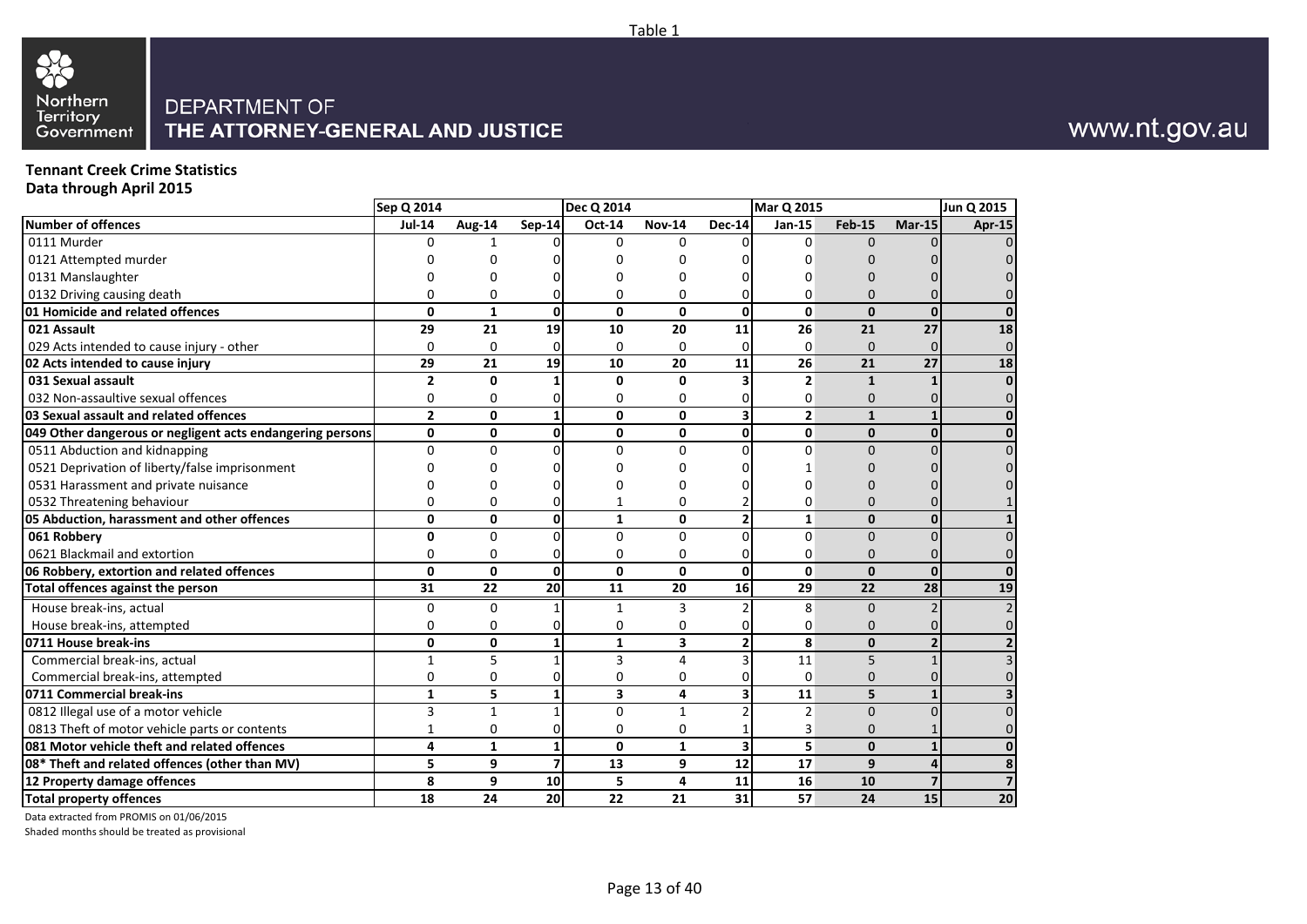Table 1

DEPARTMENT OF
**THE ATTORNEY-GENERAL AND JUSTICE**

www.nt.gov.au

**Tennant Creek Crime Statistics**
**Data through April 2015**

| | Sep Q 2014 | | | Dec Q 2014 | | | Mar Q 2015 | | | Jun Q 2015 |
|---|---|---|---|---|---|---|---|---|---|---|
| **Number of offences** | **Jul-14** | **Aug-14** | **Sep-14** | **Oct-14** | **Nov-14** | **Dec-14** | **Jan-15** | **Feb-15** | **Mar-15** | **Apr-15** |
| 0111 Murder | 0 | 1 | 0 | 0 | 0 | 0 | 0 | 0 | 0 | 0 |
| 0121 Attempted murder | 0 | 0 | 0 | 0 | 0 | 0 | 0 | 0 | 0 | 0 |
| 0131 Manslaughter | 0 | 0 | 0 | 0 | 0 | 0 | 0 | 0 | 0 | 0 |
| 0132 Driving causing death | 0 | 0 | 0 | 0 | 0 | 0 | 0 | 0 | 0 | 0 |
| **01 Homicide and related offences** | **0** | **1** | **0** | **0** | **0** | **0** | **0** | **0** | **0** | **0** |
| **021 Assault** | **29** | **21** | **19** | **10** | **20** | **11** | **26** | **21** | **27** | **18** |
| 029 Acts intended to cause injury - other | 0 | 0 | 0 | 0 | 0 | 0 | 0 | 0 | 0 | 0 |
| **02 Acts intended to cause injury** | **29** | **21** | **19** | **10** | **20** | **11** | **26** | **21** | **27** | **18** |
| **031 Sexual assault** | **2** | **0** | **1** | **0** | **0** | **3** | **2** | **1** | **1** | **0** |
| 032 Non-assaultive sexual offences | 0 | 0 | 0 | 0 | 0 | 0 | 0 | 0 | 0 | 0 |
| **03 Sexual assault and related offences** | **2** | **0** | **1** | **0** | **0** | **3** | **2** | **1** | **1** | **0** |
| **049 Other dangerous or negligent acts endangering persons** | **0** | **0** | **0** | **0** | **0** | **0** | **0** | **0** | **0** | **0** |
| 0511 Abduction and kidnapping | 0 | 0 | 0 | 0 | 0 | 0 | 0 | 0 | 0 | 0 |
| 0521 Deprivation of liberty/false imprisonment | 0 | 0 | 0 | 0 | 0 | 0 | 1 | 0 | 0 | 0 |
| 0531 Harassment and private nuisance | 0 | 0 | 0 | 0 | 0 | 0 | 0 | 0 | 0 | 0 |
| 0532 Threatening behaviour | 0 | 0 | 0 | 1 | 0 | 2 | 0 | 0 | 0 | 1 |
| **05 Abduction, harassment and other offences** | **0** | **0** | **0** | **1** | **0** | **2** | **1** | **0** | **0** | **1** |
| **061 Robbery** | **0** | 0 | 0 | 0 | 0 | 0 | 0 | 0 | 0 | 0 |
| 0621 Blackmail and extortion | 0 | 0 | 0 | 0 | 0 | 0 | 0 | 0 | 0 | 0 |
| **06 Robbery, extortion and related offences** | **0** | **0** | **0** | **0** | **0** | **0** | **0** | **0** | **0** | **0** |
| **Total offences against the person** | **31** | **22** | **20** | **11** | **20** | **16** | **29** | **22** | **28** | **19** |
| House break-ins, actual | 0 | 0 | 1 | 1 | 3 | 2 | 8 | 0 | 2 | 2 |
| House break-ins, attempted | 0 | 0 | 0 | 0 | 0 | 0 | 0 | 0 | 0 | 0 |
| **0711 House break-ins** | **0** | **0** | **1** | **1** | **3** | **2** | **8** | **0** | **2** | **2** |
| Commercial break-ins, actual | 1 | 5 | 1 | 3 | 4 | 3 | 11 | 5 | 1 | 3 |
| Commercial break-ins, attempted | 0 | 0 | 0 | 0 | 0 | 0 | 0 | 0 | 0 | 0 |
| **0711 Commercial break-ins** | **1** | **5** | **1** | **3** | **4** | **3** | **11** | **5** | **1** | **3** |
| 0812 Illegal use of a motor vehicle | 3 | 1 | 1 | 0 | 1 | 2 | 2 | 0 | 0 | 0 |
| 0813 Theft of motor vehicle parts or contents | 1 | 0 | 0 | 0 | 0 | 1 | 3 | 0 | 1 | 0 |
| **081 Motor vehicle theft and related offences** | **4** | **1** | **1** | **0** | **1** | **3** | **5** | **0** | **1** | **0** |
| **08* Theft and related offences (other than MV)** | **5** | **9** | **7** | **13** | **9** | **12** | **17** | **9** | **4** | **8** |
| **12 Property damage offences** | **8** | **9** | **10** | **5** | **4** | **11** | **16** | **10** | **7** | **7** |
| **Total property offences** | **18** | **24** | **20** | **22** | **21** | **31** | **57** | **24** | **15** | **20** |

Data extracted from PROMIS on 01/06/2015

Shaded months should be treated as provisional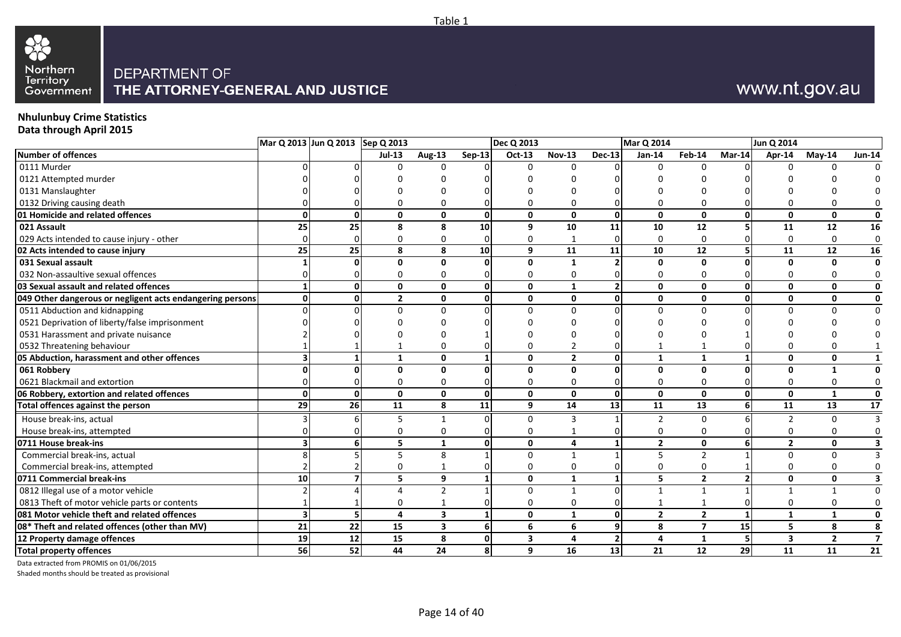Table 1

Northern Territory Government

DEPARTMENT OF
**THE ATTORNEY-GENERAL AND JUSTICE**

www.nt.gov.au

**Nhulunbuy Crime Statistics**
**Data through April 2015**

| | Mar Q 2013 | Jun Q 2013 | Sep Q 2013 | | | Dec Q 2013 | | | Mar Q 2014 | | | Jun Q 2014 | | |
|---|---|---|---|---|---|---|---|---|---|---|---|---|---|---|
| **Number of offences** | | | **Jul-13** | **Aug-13** | **Sep-13** | **Oct-13** | **Nov-13** | **Dec-13** | **Jan-14** | **Feb-14** | **Mar-14** | **Apr-14** | **May-14** | **Jun-14** |
| 0111 Murder | 0 | 0 | 0 | 0 | 0 | 0 | 0 | 0 | 0 | 0 | 0 | 0 | 0 | 0 |
| 0121 Attempted murder | 0 | 0 | 0 | 0 | 0 | 0 | 0 | 0 | 0 | 0 | 0 | 0 | 0 | 0 |
| 0131 Manslaughter | 0 | 0 | 0 | 0 | 0 | 0 | 0 | 0 | 0 | 0 | 0 | 0 | 0 | 0 |
| 0132 Driving causing death | 0 | 0 | 0 | 0 | 0 | 0 | 0 | 0 | 0 | 0 | 0 | 0 | 0 | 0 |
| **01 Homicide and related offences** | **0** | **0** | **0** | **0** | **0** | **0** | **0** | **0** | **0** | **0** | **0** | **0** | **0** | **0** |
| **021 Assault** | **25** | **25** | **8** | **8** | **10** | **9** | **10** | **11** | **10** | **12** | **5** | **11** | **12** | **16** |
| 029 Acts intended to cause injury - other | 0 | 0 | 0 | 0 | 0 | 0 | 1 | 0 | 0 | 0 | 0 | 0 | 0 | 0 |
| **02 Acts intended to cause injury** | **25** | **25** | **8** | **8** | **10** | **9** | **11** | **11** | **10** | **12** | **5** | **11** | **12** | **16** |
| **031 Sexual assault** | **1** | **0** | **0** | **0** | **0** | **0** | **1** | **2** | **0** | **0** | **0** | **0** | **0** | **0** |
| 032 Non-assaultive sexual offences | 0 | 0 | 0 | 0 | 0 | 0 | 0 | 0 | 0 | 0 | 0 | 0 | 0 | 0 |
| **03 Sexual assault and related offences** | **1** | **0** | **0** | **0** | **0** | **0** | **1** | **2** | **0** | **0** | **0** | **0** | **0** | **0** |
| **049 Other dangerous or negligent acts endangering persons** | **0** | **0** | **2** | **0** | **0** | **0** | **0** | **0** | **0** | **0** | **0** | **0** | **0** | **0** |
| 0511 Abduction and kidnapping | 0 | 0 | 0 | 0 | 0 | 0 | 0 | 0 | 0 | 0 | 0 | 0 | 0 | 0 |
| 0521 Deprivation of liberty/false imprisonment | 0 | 0 | 0 | 0 | 0 | 0 | 0 | 0 | 0 | 0 | 0 | 0 | 0 | 0 |
| 0531 Harassment and private nuisance | 2 | 0 | 0 | 0 | 1 | 0 | 0 | 0 | 0 | 0 | 1 | 0 | 0 | 0 |
| 0532 Threatening behaviour | 1 | 1 | 1 | 0 | 0 | 0 | 2 | 0 | 1 | 1 | 0 | 0 | 0 | 1 |
| **05 Abduction, harassment and other offences** | **3** | **1** | **1** | **0** | **1** | **0** | **2** | **0** | **1** | **1** | **1** | **0** | **0** | **1** |
| **061 Robbery** | **0** | **0** | **0** | **0** | **0** | **0** | **0** | **0** | **0** | **0** | **0** | **0** | **1** | **0** |
| 0621 Blackmail and extortion | 0 | 0 | 0 | 0 | 0 | 0 | 0 | 0 | 0 | 0 | 0 | 0 | 0 | 0 |
| **06 Robbery, extortion and related offences** | **0** | **0** | **0** | **0** | **0** | **0** | **0** | **0** | **0** | **0** | **0** | **0** | **1** | **0** |
| **Total offences against the person** | **29** | **26** | **11** | **8** | **11** | **9** | **14** | **13** | **11** | **13** | **6** | **11** | **13** | **17** |
| House break-ins, actual | 3 | 6 | 5 | 1 | 0 | 0 | 3 | 1 | 2 | 0 | 6 | 2 | 0 | 3 |
| House break-ins, attempted | 0 | 0 | 0 | 0 | 0 | 0 | 1 | 0 | 0 | 0 | 0 | 0 | 0 | 0 |
| **0711 House break-ins** | **3** | **6** | **5** | **1** | **0** | **0** | **4** | **1** | **2** | **0** | **6** | **2** | **0** | **3** |
| Commercial break-ins, actual | 8 | 5 | 5 | 8 | 1 | 0 | 1 | 1 | 5 | 2 | 1 | 0 | 0 | 3 |
| Commercial break-ins, attempted | 2 | 2 | 0 | 1 | 0 | 0 | 0 | 0 | 0 | 0 | 1 | 0 | 0 | 0 |
| **0711 Commercial break-ins** | **10** | **7** | **5** | **9** | **1** | **0** | **1** | **1** | **5** | **2** | **2** | **0** | **0** | **3** |
| 0812 Illegal use of a motor vehicle | 2 | 4 | 4 | 2 | 1 | 0 | 1 | 0 | 1 | 1 | 1 | 1 | 1 | 0 |
| 0813 Theft of motor vehicle parts or contents | 1 | 1 | 0 | 1 | 0 | 0 | 0 | 0 | 1 | 1 | 0 | 0 | 0 | 0 |
| **081 Motor vehicle theft and related offences** | **3** | **5** | **4** | **3** | **1** | **0** | **1** | **0** | **2** | **2** | **1** | **1** | **1** | **0** |
| **08* Theft and related offences (other than MV)** | **21** | **22** | **15** | **3** | **6** | **6** | **6** | **9** | **8** | **7** | **15** | **5** | **8** | **8** |
| **12 Property damage offences** | **19** | **12** | **15** | **8** | **0** | **3** | **4** | **2** | **4** | **1** | **5** | **3** | **2** | **7** |
| **Total property offences** | **56** | **52** | **44** | **24** | **8** | **9** | **16** | **13** | **21** | **12** | **29** | **11** | **11** | **21** |

Data extracted from PROMIS on 01/06/2015
Shaded months should be treated as provisional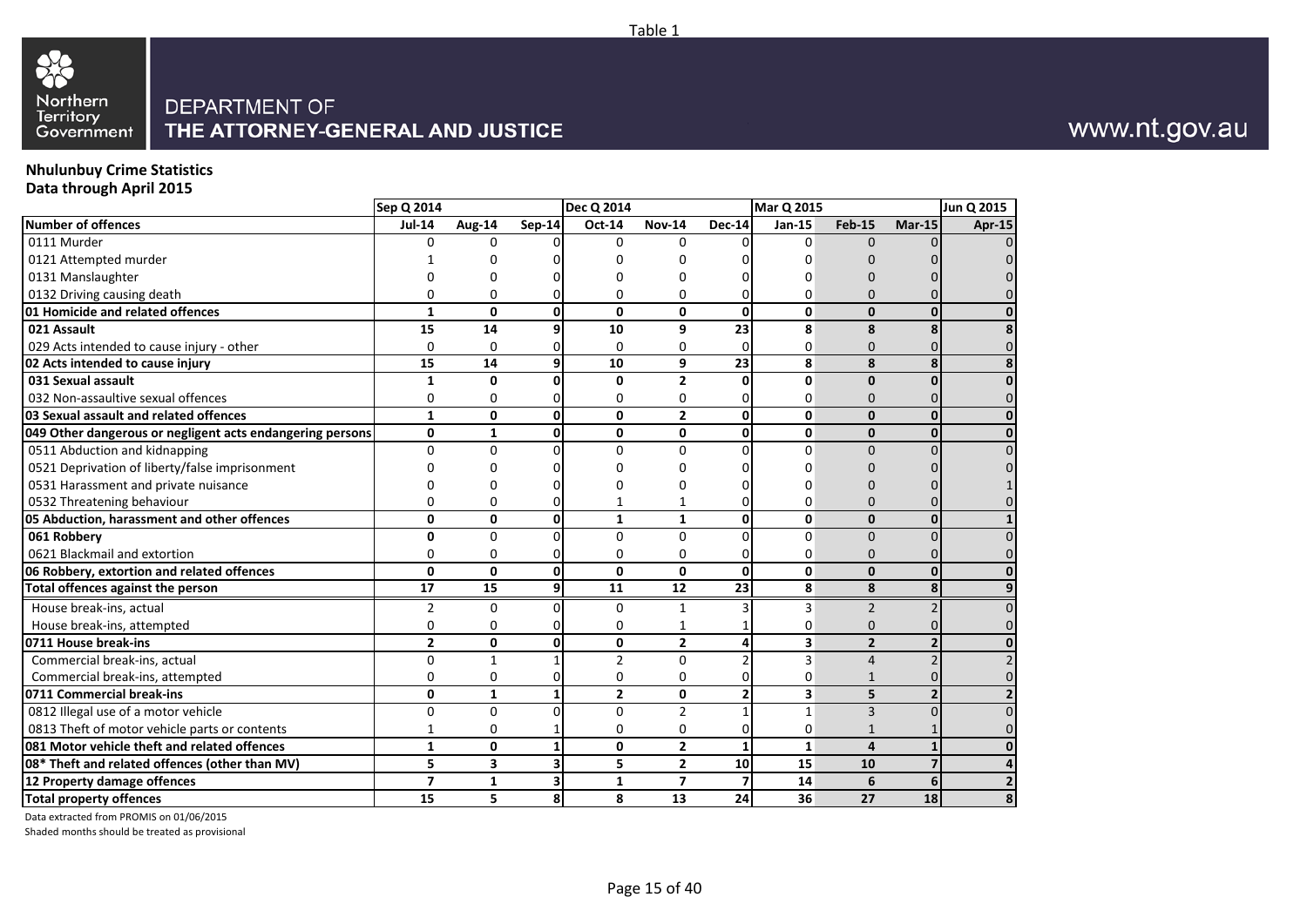DEPARTMENT OF
THE ATTORNEY-GENERAL AND JUSTICE

www.nt.gov.au

Table 1

**Nhulunbuy Crime Statistics**
**Data through April 2015**

| | Sep Q 2014 | | | Dec Q 2014 | | | Mar Q 2015 | | | Jun Q 2015 |
|---|---|---|---|---|---|---|---|---|---|---|
| **Number of offences** | **Jul-14** | **Aug-14** | **Sep-14** | **Oct-14** | **Nov-14** | **Dec-14** | **Jan-15** | **Feb-15** | **Mar-15** | **Apr-15** |
| 0111 Murder | 0 | 0 | 0 | 0 | 0 | 0 | 0 | 0 | 0 | 0 |
| 0121 Attempted murder | 1 | 0 | 0 | 0 | 0 | 0 | 0 | 0 | 0 | 0 |
| 0131 Manslaughter | 0 | 0 | 0 | 0 | 0 | 0 | 0 | 0 | 0 | 0 |
| 0132 Driving causing death | 0 | 0 | 0 | 0 | 0 | 0 | 0 | 0 | 0 | 0 |
| **01 Homicide and related offences** | **1** | **0** | **0** | **0** | **0** | **0** | **0** | **0** | **0** | **0** |
| **021 Assault** | **15** | **14** | **9** | **10** | **9** | **23** | **8** | **8** | **8** | **8** |
| 029 Acts intended to cause injury - other | 0 | 0 | 0 | 0 | 0 | 0 | 0 | 0 | 0 | 0 |
| **02 Acts intended to cause injury** | **15** | **14** | **9** | **10** | **9** | **23** | **8** | **8** | **8** | **8** |
| **031 Sexual assault** | **1** | **0** | **0** | **0** | **2** | **0** | **0** | **0** | **0** | **0** |
| 032 Non-assaultive sexual offences | 0 | 0 | 0 | 0 | 0 | 0 | 0 | 0 | 0 | 0 |
| **03 Sexual assault and related offences** | **1** | **0** | **0** | **0** | **2** | **0** | **0** | **0** | **0** | **0** |
| **049 Other dangerous or negligent acts endangering persons** | **0** | **1** | **0** | **0** | **0** | **0** | **0** | **0** | **0** | **0** |
| 0511 Abduction and kidnapping | 0 | 0 | 0 | 0 | 0 | 0 | 0 | 0 | 0 | 0 |
| 0521 Deprivation of liberty/false imprisonment | 0 | 0 | 0 | 0 | 0 | 0 | 0 | 0 | 0 | 0 |
| 0531 Harassment and private nuisance | 0 | 0 | 0 | 0 | 0 | 0 | 0 | 0 | 0 | 1 |
| 0532 Threatening behaviour | 0 | 0 | 0 | 1 | 1 | 0 | 0 | 0 | 0 | 0 |
| **05 Abduction, harassment and other offences** | **0** | **0** | **0** | **1** | **1** | **0** | **0** | **0** | **0** | **1** |
| **061 Robbery** | **0** | 0 | 0 | 0 | 0 | 0 | 0 | 0 | 0 | 0 |
| 0621 Blackmail and extortion | 0 | 0 | 0 | 0 | 0 | 0 | 0 | 0 | 0 | 0 |
| **06 Robbery, extortion and related offences** | **0** | **0** | **0** | **0** | **0** | **0** | **0** | **0** | **0** | **0** |
| **Total offences against the person** | **17** | **15** | **9** | **11** | **12** | **23** | **8** | **8** | **8** | **9** |
| House break-ins, actual | 2 | 0 | 0 | 0 | 1 | 3 | 3 | 2 | 2 | 0 |
| House break-ins, attempted | 0 | 0 | 0 | 0 | 1 | 1 | 0 | 0 | 0 | 0 |
| **0711 House break-ins** | **2** | **0** | **0** | **0** | **2** | **4** | **3** | **2** | **2** | **0** |
| Commercial break-ins, actual | 0 | 1 | 1 | 2 | 0 | 2 | 3 | 4 | 2 | 2 |
| Commercial break-ins, attempted | 0 | 0 | 0 | 0 | 0 | 0 | 0 | 1 | 0 | 0 |
| **0711 Commercial break-ins** | **0** | **1** | **1** | **2** | **0** | **2** | **3** | **5** | **2** | **2** |
| 0812 Illegal use of a motor vehicle | 0 | 0 | 0 | 0 | 2 | 1 | 1 | 3 | 0 | 0 |
| 0813 Theft of motor vehicle parts or contents | 1 | 0 | 1 | 0 | 0 | 0 | 0 | 1 | 1 | 0 |
| **081 Motor vehicle theft and related offences** | **1** | **0** | **1** | **0** | **2** | **1** | **1** | **4** | **1** | **0** |
| **08* Theft and related offences (other than MV)** | **5** | **3** | **3** | **5** | **2** | **10** | **15** | **10** | **7** | **4** |
| **12 Property damage offences** | **7** | **1** | **3** | **1** | **7** | **7** | **14** | **6** | **6** | **2** |
| **Total property offences** | **15** | **5** | **8** | **8** | **13** | **24** | **36** | **27** | **18** | **8** |

Data extracted from PROMIS on 01/06/2015

Shaded months should be treated as provisional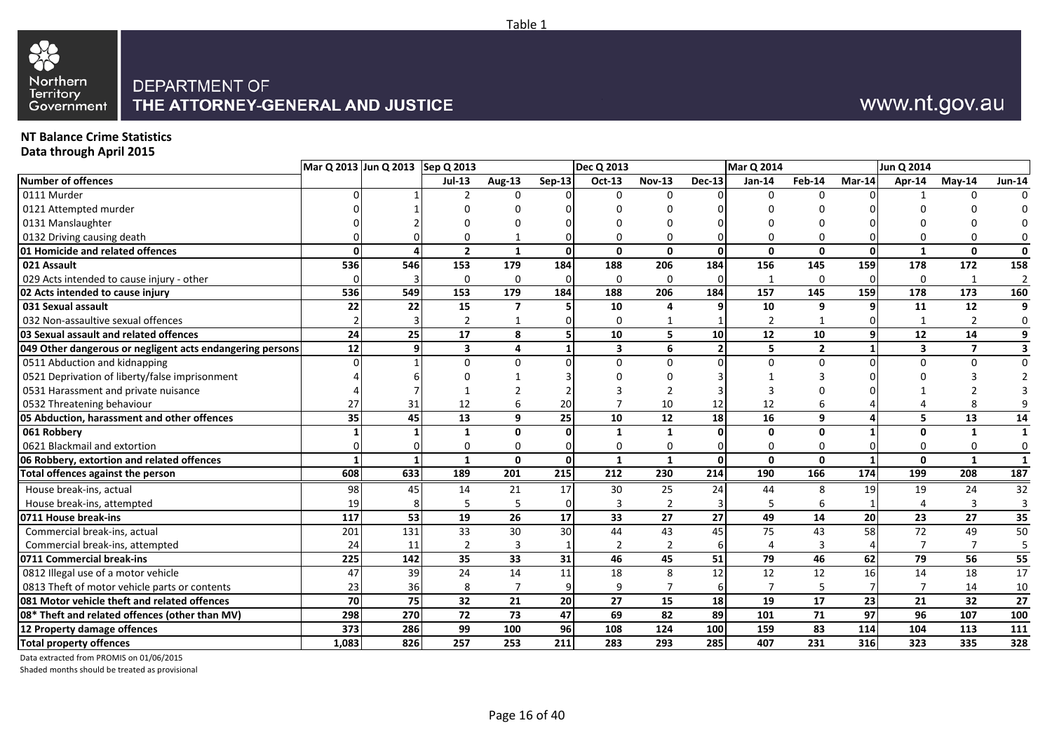Table 1

DEPARTMENT OF
**THE ATTORNEY-GENERAL AND JUSTICE**

www.nt.gov.au

**NT Balance Crime Statistics**
**Data through April 2015**

| | Mar Q 2013 | Jun Q 2013 | Sep Q 2013 | | | Dec Q 2013 | | | Mar Q 2014 | | | Jun Q 2014 | | |
|---|---|---|---|---|---|---|---|---|---|---|---|---|---|---|
| **Number of offences** | | | **Jul-13** | **Aug-13** | **Sep-13** | **Oct-13** | **Nov-13** | **Dec-13** | **Jan-14** | **Feb-14** | **Mar-14** | **Apr-14** | **May-14** | **Jun-14** |
| 0111 Murder | 0 | 1 | 2 | 0 | 0 | 0 | 0 | 0 | 0 | 0 | 0 | 1 | 0 | 0 |
| 0121 Attempted murder | 0 | 1 | 0 | 0 | 0 | 0 | 0 | 0 | 0 | 0 | 0 | 0 | 0 | 0 |
| 0131 Manslaughter | 0 | 2 | 0 | 0 | 0 | 0 | 0 | 0 | 0 | 0 | 0 | 0 | 0 | 0 |
| 0132 Driving causing death | 0 | 0 | 0 | 1 | 0 | 0 | 0 | 0 | 0 | 0 | 0 | 0 | 0 | 0 |
| **01 Homicide and related offences** | **0** | **4** | **2** | **1** | **0** | **0** | **0** | **0** | **0** | **0** | **0** | **1** | **0** | **0** |
| **021 Assault** | **536** | **546** | **153** | **179** | **184** | **188** | **206** | **184** | **156** | **145** | **159** | **178** | **172** | **158** |
| 029 Acts intended to cause injury - other | 0 | 3 | 0 | 0 | 0 | 0 | 0 | 0 | 1 | 0 | 0 | 0 | 1 | 2 |
| **02 Acts intended to cause injury** | **536** | **549** | **153** | **179** | **184** | **188** | **206** | **184** | **157** | **145** | **159** | **178** | **173** | **160** |
| **031 Sexual assault** | **22** | **22** | **15** | **7** | **5** | **10** | **4** | **9** | **10** | **9** | **9** | **11** | **12** | **9** |
| 032 Non-assaultive sexual offences | 2 | 3 | 2 | 1 | 0 | 0 | 1 | 1 | 2 | 1 | 0 | 1 | 2 | 0 |
| **03 Sexual assault and related offences** | **24** | **25** | **17** | **8** | **5** | **10** | **5** | **10** | **12** | **10** | **9** | **12** | **14** | **9** |
| **049 Other dangerous or negligent acts endangering persons** | **12** | **9** | **3** | **4** | **1** | **3** | **6** | **2** | **5** | **2** | **1** | **3** | **7** | **3** |
| 0511 Abduction and kidnapping | 0 | 1 | 0 | 0 | 0 | 0 | 0 | 0 | 0 | 0 | 0 | 0 | 0 | 0 |
| 0521 Deprivation of liberty/false imprisonment | 4 | 6 | 0 | 1 | 3 | 0 | 0 | 3 | 1 | 3 | 0 | 0 | 3 | 2 |
| 0531 Harassment and private nuisance | 4 | 7 | 1 | 2 | 2 | 3 | 2 | 3 | 3 | 0 | 0 | 1 | 2 | 3 |
| 0532 Threatening behaviour | 27 | 31 | 12 | 6 | 20 | 7 | 10 | 12 | 12 | 6 | 4 | 4 | 8 | 9 |
| **05 Abduction, harassment and other offences** | **35** | **45** | **13** | **9** | **25** | **10** | **12** | **18** | **16** | **9** | **4** | **5** | **13** | **14** |
| **061 Robbery** | **1** | **1** | **1** | **0** | **0** | **1** | **1** | **0** | **0** | **0** | **1** | **0** | **1** | **1** |
| 0621 Blackmail and extortion | 0 | 0 | 0 | 0 | 0 | 0 | 0 | 0 | 0 | 0 | 0 | 0 | 0 | 0 |
| **06 Robbery, extortion and related offences** | **1** | **1** | **1** | **0** | **0** | **1** | **1** | **0** | **0** | **0** | **1** | **0** | **1** | **1** |
| **Total offences against the person** | **608** | **633** | **189** | **201** | **215** | **212** | **230** | **214** | **190** | **166** | **174** | **199** | **208** | **187** |
| House break-ins, actual | 98 | 45 | 14 | 21 | 17 | 30 | 25 | 24 | 44 | 8 | 19 | 19 | 24 | 32 |
| House break-ins, attempted | 19 | 8 | 5 | 5 | 0 | 3 | 2 | 3 | 5 | 6 | 1 | 4 | 3 | 3 |
| **0711 House break-ins** | **117** | **53** | **19** | **26** | **17** | **33** | **27** | **27** | **49** | **14** | **20** | **23** | **27** | **35** |
| Commercial break-ins, actual | 201 | 131 | 33 | 30 | 30 | 44 | 43 | 45 | 75 | 43 | 58 | 72 | 49 | 50 |
| Commercial break-ins, attempted | 24 | 11 | 2 | 3 | 1 | 2 | 2 | 6 | 4 | 3 | 4 | 7 | 7 | 5 |
| **0711 Commercial break-ins** | **225** | **142** | **35** | **33** | **31** | **46** | **45** | **51** | **79** | **46** | **62** | **79** | **56** | **55** |
| 0812 Illegal use of a motor vehicle | 47 | 39 | 24 | 14 | 11 | 18 | 8 | 12 | 12 | 12 | 16 | 14 | 18 | 17 |
| 0813 Theft of motor vehicle parts or contents | 23 | 36 | 8 | 7 | 9 | 9 | 7 | 6 | 7 | 5 | 7 | 7 | 14 | 10 |
| **081 Motor vehicle theft and related offences** | **70** | **75** | **32** | **21** | **20** | **27** | **15** | **18** | **19** | **17** | **23** | **21** | **32** | **27** |
| **08* Theft and related offences (other than MV)** | **298** | **270** | **72** | **73** | **47** | **69** | **82** | **89** | **101** | **71** | **97** | **96** | **107** | **100** |
| **12 Property damage offences** | **373** | **286** | **99** | **100** | **96** | **108** | **124** | **100** | **159** | **83** | **114** | **104** | **113** | **111** |
| **Total property offences** | **1,083** | **826** | **257** | **253** | **211** | **283** | **293** | **285** | **407** | **231** | **316** | **323** | **335** | **328** |

Data extracted from PROMIS on 01/06/2015
Shaded months should be treated as provisional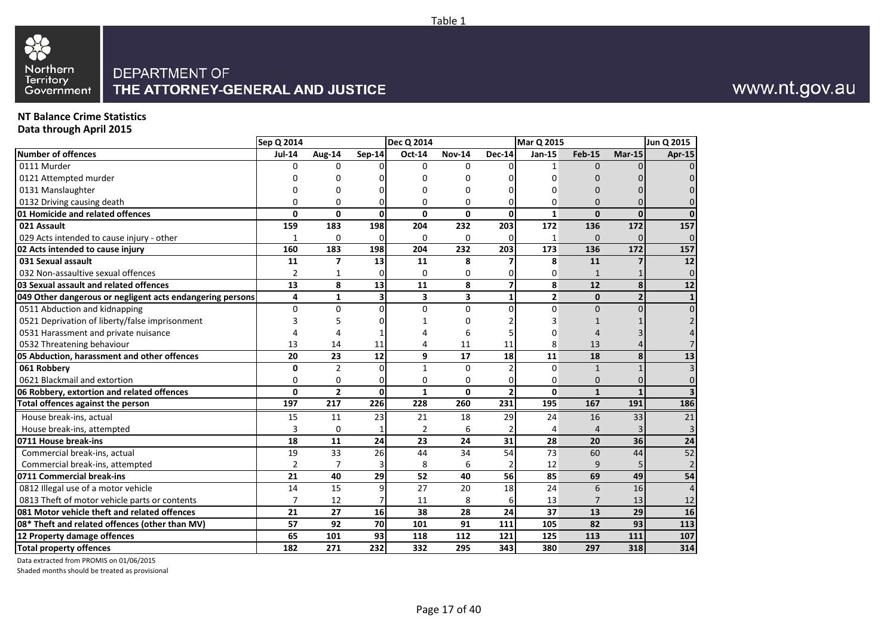Table 1

Northern Territory Government

DEPARTMENT OF
THE ATTORNEY-GENERAL AND JUSTICE

www.nt.gov.au

**NT Balance Crime Statistics**
**Data through April 2015**

| | Sep Q 2014 | | | Dec Q 2014 | | | Mar Q 2015 | | | Jun Q 2015 |
|---|---|---|---|---|---|---|---|---|---|---|
| **Number of offences** | **Jul-14** | **Aug-14** | **Sep-14** | **Oct-14** | **Nov-14** | **Dec-14** | **Jan-15** | **Feb-15** | **Mar-15** | **Apr-15** |
| 0111 Murder | 0 | 0 | 0 | 0 | 0 | 0 | 1 | 0 | 0 | 0 |
| 0121 Attempted murder | 0 | 0 | 0 | 0 | 0 | 0 | 0 | 0 | 0 | 0 |
| 0131 Manslaughter | 0 | 0 | 0 | 0 | 0 | 0 | 0 | 0 | 0 | 0 |
| 0132 Driving causing death | 0 | 0 | 0 | 0 | 0 | 0 | 0 | 0 | 0 | 0 |
| **01 Homicide and related offences** | **0** | **0** | **0** | **0** | **0** | **0** | **1** | **0** | **0** | **0** |
| **021 Assault** | **159** | **183** | **198** | **204** | **232** | **203** | **172** | **136** | **172** | **157** |
| 029 Acts intended to cause injury - other | 1 | 0 | 0 | 0 | 0 | 0 | 1 | 0 | 0 | 0 |
| **02 Acts intended to cause injury** | **160** | **183** | **198** | **204** | **232** | **203** | **173** | **136** | **172** | **157** |
| **031 Sexual assault** | **11** | **7** | **13** | **11** | **8** | **7** | **8** | **11** | **7** | **12** |
| 032 Non-assaultive sexual offences | 2 | 1 | 0 | 0 | 0 | 0 | 0 | 1 | 1 | 0 |
| **03 Sexual assault and related offences** | **13** | **8** | **13** | **11** | **8** | **7** | **8** | **12** | **8** | **12** |
| **049 Other dangerous or negligent acts endangering persons** | **4** | **1** | **3** | **3** | **3** | **1** | **2** | **0** | **2** | **1** |
| 0511 Abduction and kidnapping | 0 | 0 | 0 | 0 | 0 | 0 | 0 | 0 | 0 | 0 |
| 0521 Deprivation of liberty/false imprisonment | 3 | 5 | 0 | 1 | 0 | 2 | 3 | 1 | 1 | 2 |
| 0531 Harassment and private nuisance | 4 | 4 | 1 | 4 | 6 | 5 | 0 | 4 | 3 | 4 |
| 0532 Threatening behaviour | 13 | 14 | 11 | 4 | 11 | 11 | 8 | 13 | 4 | 7 |
| **05 Abduction, harassment and other offences** | **20** | **23** | **12** | **9** | **17** | **18** | **11** | **18** | **8** | **13** |
| **061 Robbery** | **0** | 2 | 0 | 1 | 0 | 2 | 0 | 1 | 1 | 3 |
| 0621 Blackmail and extortion | 0 | 0 | 0 | 0 | 0 | 0 | 0 | 0 | 0 | 0 |
| **06 Robbery, extortion and related offences** | **0** | **2** | **0** | **1** | **0** | **2** | **0** | **1** | **1** | **3** |
| **Total offences against the person** | **197** | **217** | **226** | **228** | **260** | **231** | **195** | **167** | **191** | **186** |
| House break-ins, actual | 15 | 11 | 23 | 21 | 18 | 29 | 24 | 16 | 33 | 21 |
| House break-ins, attempted | 3 | 0 | 1 | 2 | 6 | 2 | 4 | 4 | 3 | 3 |
| **0711 House break-ins** | **18** | **11** | **24** | **23** | **24** | **31** | **28** | **20** | **36** | **24** |
| Commercial break-ins, actual | 19 | 33 | 26 | 44 | 34 | 54 | 73 | 60 | 44 | 52 |
| Commercial break-ins, attempted | 2 | 7 | 3 | 8 | 6 | 2 | 12 | 9 | 5 | 2 |
| **0711 Commercial break-ins** | **21** | **40** | **29** | **52** | **40** | **56** | **85** | **69** | **49** | **54** |
| 0812 Illegal use of a motor vehicle | 14 | 15 | 9 | 27 | 20 | 18 | 24 | 6 | 16 | 4 |
| 0813 Theft of motor vehicle parts or contents | 7 | 12 | 7 | 11 | 8 | 6 | 13 | 7 | 13 | 12 |
| **081 Motor vehicle theft and related offences** | **21** | **27** | **16** | **38** | **28** | **24** | **37** | **13** | **29** | **16** |
| **08* Theft and related offences (other than MV)** | **57** | **92** | **70** | **101** | **91** | **111** | **105** | **82** | **93** | **113** |
| **12 Property damage offences** | **65** | **101** | **93** | **118** | **112** | **121** | **125** | **113** | **111** | **107** |
| **Total property offences** | **182** | **271** | **232** | **332** | **295** | **343** | **380** | **297** | **318** | **314** |

Data extracted from PROMIS on 01/06/2015

Shaded months should be treated as provisional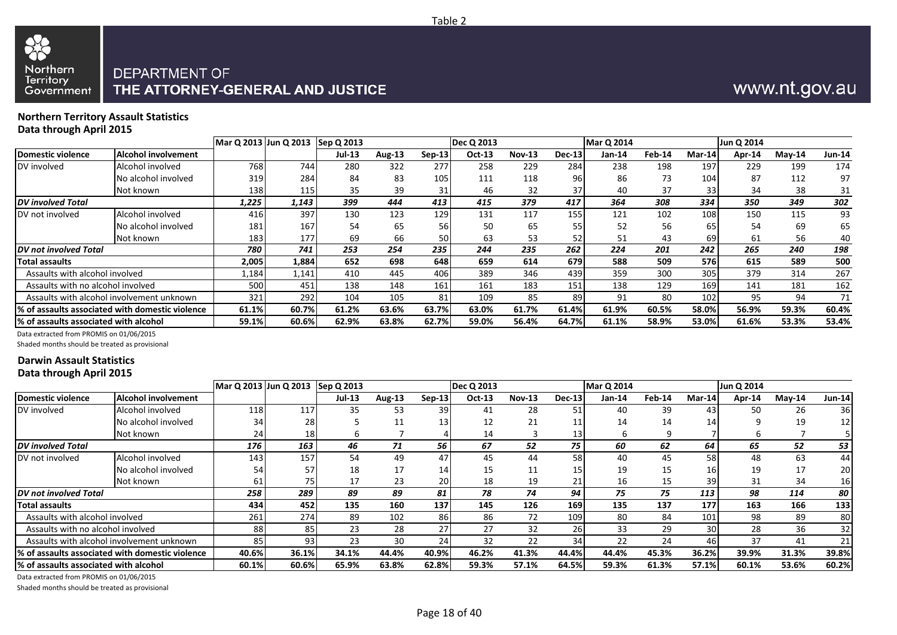Table 2

DEPARTMENT OF
THE ATTORNEY-GENERAL AND JUSTICE

www.nt.gov.au

**Northern Territory Assault Statistics**
**Data through April 2015**

| | | Mar Q 2013 | Jun Q 2013 | Sep Q 2013 | | | Dec Q 2013 | | | Mar Q 2014 | | | Jun Q 2014 | | |
|---|---|---|---|---|---|---|---|---|---|---|---|---|---|---|---|
| **Domestic violence** | **Alcohol involvement** | | | **Jul-13** | **Aug-13** | **Sep-13** | **Oct-13** | **Nov-13** | **Dec-13** | **Jan-14** | **Feb-14** | **Mar-14** | **Apr-14** | **May-14** | **Jun-14** |
| DV involved | Alcohol involved | 768 | 744 | 280 | 322 | 277 | 258 | 229 | 284 | 238 | 198 | 197 | 229 | 199 | 174 |
| | No alcohol involved | 319 | 284 | 84 | 83 | 105 | 111 | 118 | 96 | 86 | 73 | 104 | 87 | 112 | 97 |
| | Not known | 138 | 115 | 35 | 39 | 31 | 46 | 32 | 37 | 40 | 37 | 33 | 34 | 38 | 31 |
| ***DV involved Total*** | | ***1,225*** | ***1,143*** | ***399*** | ***444*** | ***413*** | ***415*** | ***379*** | ***417*** | ***364*** | ***308*** | ***334*** | ***350*** | ***349*** | ***302*** |
| DV not involved | Alcohol involved | 416 | 397 | 130 | 123 | 129 | 131 | 117 | 155 | 121 | 102 | 108 | 150 | 115 | 93 |
| | No alcohol involved | 181 | 167 | 54 | 65 | 56 | 50 | 65 | 55 | 52 | 56 | 65 | 54 | 69 | 65 |
| | Not known | 183 | 177 | 69 | 66 | 50 | 63 | 53 | 52 | 51 | 43 | 69 | 61 | 56 | 40 |
| ***DV not involved Total*** | | ***780*** | ***741*** | ***253*** | ***254*** | ***235*** | ***244*** | ***235*** | ***262*** | ***224*** | ***201*** | ***242*** | ***265*** | ***240*** | ***198*** |
| **Total assaults** | | **2,005** | **1,884** | **652** | **698** | **648** | **659** | **614** | **679** | **588** | **509** | **576** | **615** | **589** | **500** |
| Assaults with alcohol involved | | 1,184 | 1,141 | 410 | 445 | 406 | 389 | 346 | 439 | 359 | 300 | 305 | 379 | 314 | 267 |
| Assaults with no alcohol involved | | 500 | 451 | 138 | 148 | 161 | 161 | 183 | 151 | 138 | 129 | 169 | 141 | 181 | 162 |
| Assaults with alcohol involvement unknown | | 321 | 292 | 104 | 105 | 81 | 109 | 85 | 89 | 91 | 80 | 102 | 95 | 94 | 71 |
| **% of assaults associated with domestic violence** | | **61.1%** | **60.7%** | **61.2%** | **63.6%** | **63.7%** | **63.0%** | **61.7%** | **61.4%** | **61.9%** | **60.5%** | **58.0%** | **56.9%** | **59.3%** | **60.4%** |
| **% of assaults associated with alcohol** | | **59.1%** | **60.6%** | **62.9%** | **63.8%** | **62.7%** | **59.0%** | **56.4%** | **64.7%** | **61.1%** | **58.9%** | **53.0%** | **61.6%** | **53.3%** | **53.4%** |

Data extracted from PROMIS on 01/06/2015
Shaded months should be treated as provisional

**Darwin Assault Statistics**
**Data through April 2015**

| | | Mar Q 2013 | Jun Q 2013 | Sep Q 2013 | | | Dec Q 2013 | | | Mar Q 2014 | | | Jun Q 2014 | | |
|---|---|---|---|---|---|---|---|---|---|---|---|---|---|---|---|
| **Domestic violence** | **Alcohol involvement** | | | **Jul-13** | **Aug-13** | **Sep-13** | **Oct-13** | **Nov-13** | **Dec-13** | **Jan-14** | **Feb-14** | **Mar-14** | **Apr-14** | **May-14** | **Jun-14** |
| DV involved | Alcohol involved | 118 | 117 | 35 | 53 | 39 | 41 | 28 | 51 | 40 | 39 | 43 | 50 | 26 | 36 |
| | No alcohol involved | 34 | 28 | 5 | 11 | 13 | 12 | 21 | 11 | 14 | 14 | 14 | 9 | 19 | 12 |
| | Not known | 24 | 18 | 6 | 7 | 4 | 14 | 3 | 13 | 6 | 9 | 7 | 6 | 7 | 5 |
| ***DV involved Total*** | | ***176*** | ***163*** | ***46*** | ***71*** | ***56*** | ***67*** | ***52*** | ***75*** | ***60*** | ***62*** | ***64*** | ***65*** | ***52*** | ***53*** |
| DV not involved | Alcohol involved | 143 | 157 | 54 | 49 | 47 | 45 | 44 | 58 | 40 | 45 | 58 | 48 | 63 | 44 |
| | No alcohol involved | 54 | 57 | 18 | 17 | 14 | 15 | 11 | 15 | 19 | 15 | 16 | 19 | 17 | 20 |
| | Not known | 61 | 75 | 17 | 23 | 20 | 18 | 19 | 21 | 16 | 15 | 39 | 31 | 34 | 16 |
| ***DV not involved Total*** | | ***258*** | ***289*** | ***89*** | ***89*** | ***81*** | ***78*** | ***74*** | ***94*** | ***75*** | ***75*** | ***113*** | ***98*** | ***114*** | ***80*** |
| **Total assaults** | | **434** | **452** | **135** | **160** | **137** | **145** | **126** | **169** | **135** | **137** | **177** | **163** | **166** | **133** |
| Assaults with alcohol involved | | 261 | 274 | 89 | 102 | 86 | 86 | 72 | 109 | 80 | 84 | 101 | 98 | 89 | 80 |
| Assaults with no alcohol involved | | 88 | 85 | 23 | 28 | 27 | 27 | 32 | 26 | 33 | 29 | 30 | 28 | 36 | 32 |
| Assaults with alcohol involvement unknown | | 85 | 93 | 23 | 30 | 24 | 32 | 22 | 34 | 22 | 24 | 46 | 37 | 41 | 21 |
| **% of assaults associated with domestic violence** | | **40.6%** | **36.1%** | **34.1%** | **44.4%** | **40.9%** | **46.2%** | **41.3%** | **44.4%** | **44.4%** | **45.3%** | **36.2%** | **39.9%** | **31.3%** | **39.8%** |
| **% of assaults associated with alcohol** | | **60.1%** | **60.6%** | **65.9%** | **63.8%** | **62.8%** | **59.3%** | **57.1%** | **64.5%** | **59.3%** | **61.3%** | **57.1%** | **60.1%** | **53.6%** | **60.2%** |

Data extracted from PROMIS on 01/06/2015
Shaded months should be treated as provisional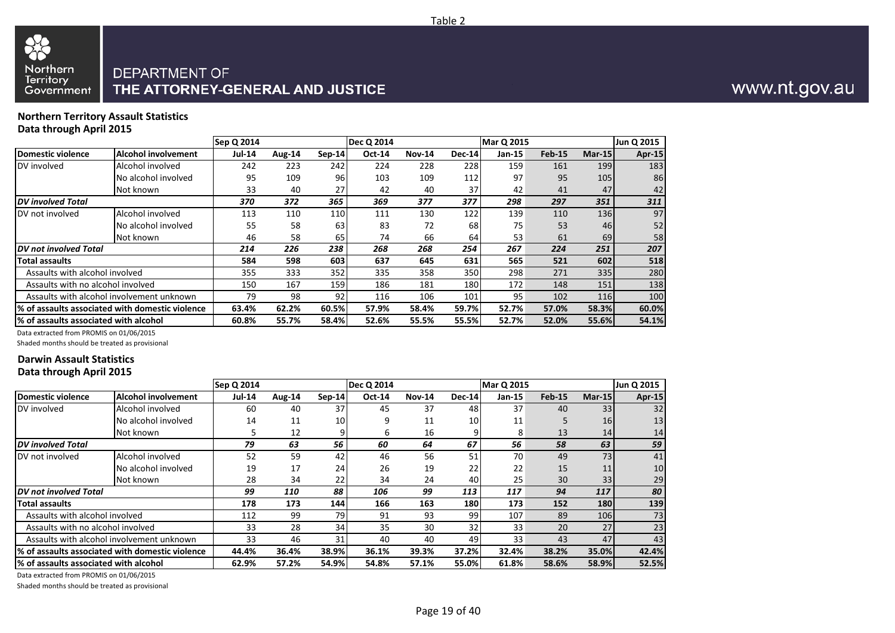Table 2

DEPARTMENT OF
**THE ATTORNEY-GENERAL AND JUSTICE**

www.nt.gov.au

**Northern Territory Assault Statistics**
**Data through April 2015**

| | | Sep Q 2014 | | | Dec Q 2014 | | | Mar Q 2015 | | | Jun Q 2015 |
|---|---|---|---|---|---|---|---|---|---|---|---|
| **Domestic violence** | **Alcohol involvement** | **Jul-14** | **Aug-14** | **Sep-14** | **Oct-14** | **Nov-14** | **Dec-14** | **Jan-15** | **Feb-15** | **Mar-15** | **Apr-15** |
| DV involved | Alcohol involved | 242 | 223 | 242 | 224 | 228 | 228 | 159 | 161 | 199 | 183 |
| | No alcohol involved | 95 | 109 | 96 | 103 | 109 | 112 | 97 | 95 | 105 | 86 |
| | Not known | 33 | 40 | 27 | 42 | 40 | 37 | 42 | 41 | 47 | 42 |
| ***DV involved Total*** | | ***370*** | ***372*** | ***365*** | ***369*** | ***377*** | ***377*** | ***298*** | ***297*** | ***351*** | ***311*** |
| DV not involved | Alcohol involved | 113 | 110 | 110 | 111 | 130 | 122 | 139 | 110 | 136 | 97 |
| | No alcohol involved | 55 | 58 | 63 | 83 | 72 | 68 | 75 | 53 | 46 | 52 |
| | Not known | 46 | 58 | 65 | 74 | 66 | 64 | 53 | 61 | 69 | 58 |
| ***DV not involved Total*** | | ***214*** | ***226*** | ***238*** | ***268*** | ***268*** | ***254*** | ***267*** | ***224*** | ***251*** | ***207*** |
| **Total assaults** | | **584** | **598** | **603** | **637** | **645** | **631** | **565** | **521** | **602** | **518** |
| Assaults with alcohol involved | | 355 | 333 | 352 | 335 | 358 | 350 | 298 | 271 | 335 | 280 |
| Assaults with no alcohol involved | | 150 | 167 | 159 | 186 | 181 | 180 | 172 | 148 | 151 | 138 |
| Assaults with alcohol involvement unknown | | 79 | 98 | 92 | 116 | 106 | 101 | 95 | 102 | 116 | 100 |
| **% of assaults associated with domestic violence** | | **63.4%** | **62.2%** | **60.5%** | **57.9%** | **58.4%** | **59.7%** | **52.7%** | **57.0%** | **58.3%** | **60.0%** |
| **% of assaults associated with alcohol** | | **60.8%** | **55.7%** | **58.4%** | **52.6%** | **55.5%** | **55.5%** | **52.7%** | **52.0%** | **55.6%** | **54.1%** |

Data extracted from PROMIS on 01/06/2015
Shaded months should be treated as provisional

**Darwin Assault Statistics**
**Data through April 2015**

| | | Sep Q 2014 | | | Dec Q 2014 | | | Mar Q 2015 | | | Jun Q 2015 |
|---|---|---|---|---|---|---|---|---|---|---|---|
| **Domestic violence** | **Alcohol involvement** | **Jul-14** | **Aug-14** | **Sep-14** | **Oct-14** | **Nov-14** | **Dec-14** | **Jan-15** | **Feb-15** | **Mar-15** | **Apr-15** |
| DV involved | Alcohol involved | 60 | 40 | 37 | 45 | 37 | 48 | 37 | 40 | 33 | 32 |
| | No alcohol involved | 14 | 11 | 10 | 9 | 11 | 10 | 11 | 5 | 16 | 13 |
| | Not known | 5 | 12 | 9 | 6 | 16 | 9 | 8 | 13 | 14 | 14 |
| ***DV involved Total*** | | ***79*** | ***63*** | ***56*** | ***60*** | ***64*** | ***67*** | ***56*** | ***58*** | ***63*** | ***59*** |
| DV not involved | Alcohol involved | 52 | 59 | 42 | 46 | 56 | 51 | 70 | 49 | 73 | 41 |
| | No alcohol involved | 19 | 17 | 24 | 26 | 19 | 22 | 22 | 15 | 11 | 10 |
| | Not known | 28 | 34 | 22 | 34 | 24 | 40 | 25 | 30 | 33 | 29 |
| ***DV not involved Total*** | | ***99*** | ***110*** | ***88*** | ***106*** | ***99*** | ***113*** | ***117*** | ***94*** | ***117*** | ***80*** |
| **Total assaults** | | **178** | **173** | **144** | **166** | **163** | **180** | **173** | **152** | **180** | **139** |
| Assaults with alcohol involved | | 112 | 99 | 79 | 91 | 93 | 99 | 107 | 89 | 106 | 73 |
| Assaults with no alcohol involved | | 33 | 28 | 34 | 35 | 30 | 32 | 33 | 20 | 27 | 23 |
| Assaults with alcohol involvement unknown | | 33 | 46 | 31 | 40 | 40 | 49 | 33 | 43 | 47 | 43 |
| **% of assaults associated with domestic violence** | | **44.4%** | **36.4%** | **38.9%** | **36.1%** | **39.3%** | **37.2%** | **32.4%** | **38.2%** | **35.0%** | **42.4%** |
| **% of assaults associated with alcohol** | | **62.9%** | **57.2%** | **54.9%** | **54.8%** | **57.1%** | **55.0%** | **61.8%** | **58.6%** | **58.9%** | **52.5%** |

Data extracted from PROMIS on 01/06/2015
Shaded months should be treated as provisional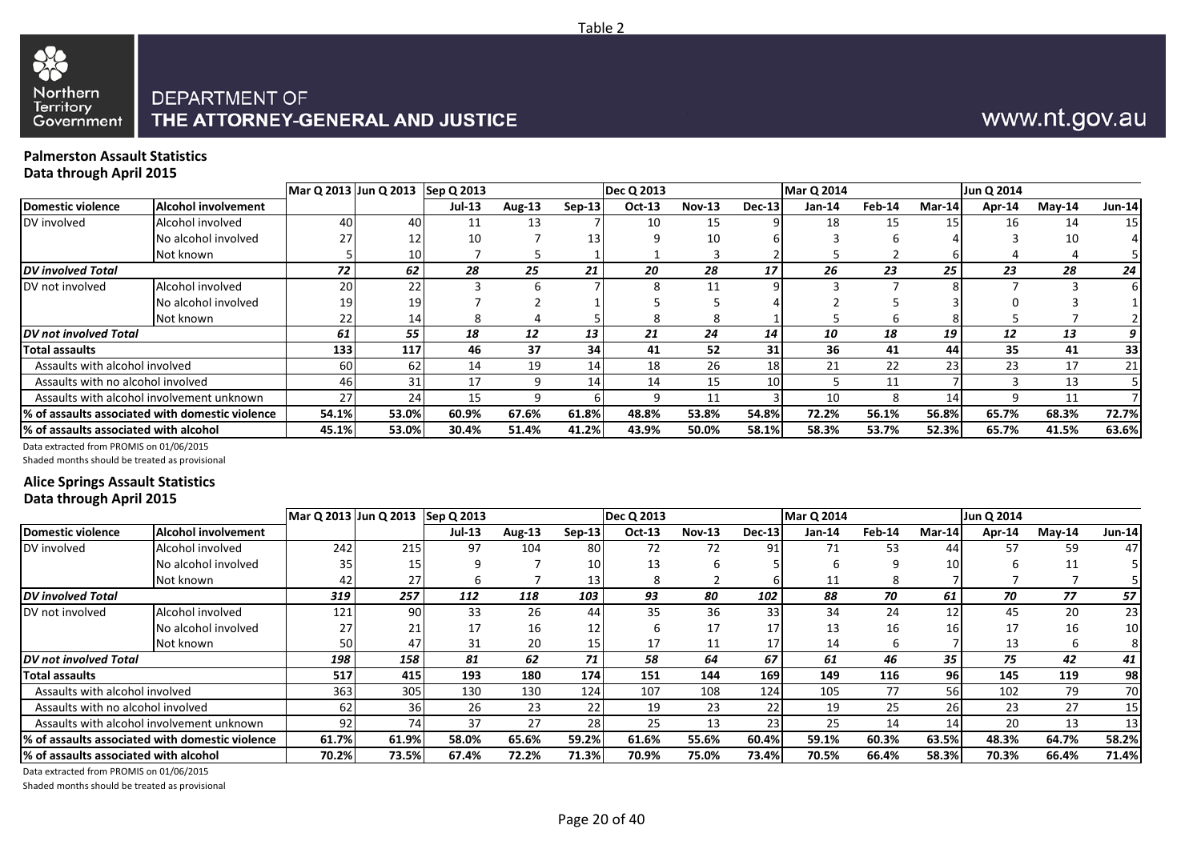Table 2

Northern Territory Government

DEPARTMENT OF
**THE ATTORNEY-GENERAL AND JUSTICE**

www.nt.gov.au

**Palmerston Assault Statistics**
**Data through April 2015**

| | | Mar Q 2013 | Jun Q 2013 | Sep Q 2013 | | | Dec Q 2013 | | | Mar Q 2014 | | | Jun Q 2014 | | |
|---|---|---|---|---|---|---|---|---|---|---|---|---|---|---|---|
| **Domestic violence** | **Alcohol involvement** | | | **Jul-13** | **Aug-13** | **Sep-13** | **Oct-13** | **Nov-13** | **Dec-13** | **Jan-14** | **Feb-14** | **Mar-14** | **Apr-14** | **May-14** | **Jun-14** |
| DV involved | Alcohol involved | 40 | 40 | 11 | 13 | 7 | 10 | 15 | 9 | 18 | 15 | 15 | 16 | 14 | 15 |
| | No alcohol involved | 27 | 12 | 10 | 7 | 13 | 9 | 10 | 6 | 3 | 6 | 4 | 3 | 10 | 4 |
| | Not known | 5 | 10 | 7 | 5 | 1 | 1 | 3 | 2 | 5 | 2 | 6 | 4 | 4 | 5 |
| ***DV involved Total*** | | ***72*** | ***62*** | ***28*** | ***25*** | ***21*** | ***20*** | ***28*** | ***17*** | ***26*** | ***23*** | ***25*** | ***23*** | ***28*** | ***24*** |
| DV not involved | Alcohol involved | 20 | 22 | 3 | 6 | 7 | 8 | 11 | 9 | 3 | 7 | 8 | 7 | 3 | 6 |
| | No alcohol involved | 19 | 19 | 7 | 2 | 1 | 5 | 5 | 4 | 2 | 5 | 3 | 0 | 3 | 1 |
| | Not known | 22 | 14 | 8 | 4 | 5 | 8 | 8 | 1 | 5 | 6 | 8 | 5 | 7 | 2 |
| ***DV not involved Total*** | | ***61*** | ***55*** | ***18*** | ***12*** | ***13*** | ***21*** | ***24*** | ***14*** | ***10*** | ***18*** | ***19*** | ***12*** | ***13*** | ***9*** |
| **Total assaults** | | **133** | **117** | **46** | **37** | **34** | **41** | **52** | **31** | **36** | **41** | **44** | **35** | **41** | **33** |
| Assaults with alcohol involved | | 60 | 62 | 14 | 19 | 14 | 18 | 26 | 18 | 21 | 22 | 23 | 23 | 17 | 21 |
| Assaults with no alcohol involved | | 46 | 31 | 17 | 9 | 14 | 14 | 15 | 10 | 5 | 11 | 7 | 3 | 13 | 5 |
| Assaults with alcohol involvement unknown | | 27 | 24 | 15 | 9 | 6 | 9 | 11 | 3 | 10 | 8 | 14 | 9 | 11 | 7 |
| **% of assaults associated with domestic violence** | | **54.1%** | **53.0%** | **60.9%** | **67.6%** | **61.8%** | **48.8%** | **53.8%** | **54.8%** | **72.2%** | **56.1%** | **56.8%** | **65.7%** | **68.3%** | **72.7%** |
| **% of assaults associated with alcohol** | | **45.1%** | **53.0%** | **30.4%** | **51.4%** | **41.2%** | **43.9%** | **50.0%** | **58.1%** | **58.3%** | **53.7%** | **52.3%** | **65.7%** | **41.5%** | **63.6%** |

Data extracted from PROMIS on 01/06/2015
Shaded months should be treated as provisional

**Alice Springs Assault Statistics**
**Data through April 2015**

| | | Mar Q 2013 | Jun Q 2013 | Sep Q 2013 | | | Dec Q 2013 | | | Mar Q 2014 | | | Jun Q 2014 | | |
|---|---|---|---|---|---|---|---|---|---|---|---|---|---|---|---|
| **Domestic violence** | **Alcohol involvement** | | | **Jul-13** | **Aug-13** | **Sep-13** | **Oct-13** | **Nov-13** | **Dec-13** | **Jan-14** | **Feb-14** | **Mar-14** | **Apr-14** | **May-14** | **Jun-14** |
| DV involved | Alcohol involved | 242 | 215 | 97 | 104 | 80 | 72 | 72 | 91 | 71 | 53 | 44 | 57 | 59 | 47 |
| | No alcohol involved | 35 | 15 | 9 | 7 | 10 | 13 | 6 | 5 | 6 | 9 | 10 | 6 | 11 | 5 |
| | Not known | 42 | 27 | 6 | 7 | 13 | 8 | 2 | 6 | 11 | 8 | 7 | 7 | 7 | 5 |
| ***DV involved Total*** | | ***319*** | ***257*** | ***112*** | ***118*** | ***103*** | ***93*** | ***80*** | ***102*** | ***88*** | ***70*** | ***61*** | ***70*** | ***77*** | ***57*** |
| DV not involved | Alcohol involved | 121 | 90 | 33 | 26 | 44 | 35 | 36 | 33 | 34 | 24 | 12 | 45 | 20 | 23 |
| | No alcohol involved | 27 | 21 | 17 | 16 | 12 | 6 | 17 | 17 | 13 | 16 | 16 | 17 | 16 | 10 |
| | Not known | 50 | 47 | 31 | 20 | 15 | 17 | 11 | 17 | 14 | 6 | 7 | 13 | 6 | 8 |
| ***DV not involved Total*** | | ***198*** | ***158*** | ***81*** | ***62*** | ***71*** | ***58*** | ***64*** | ***67*** | ***61*** | ***46*** | ***35*** | ***75*** | ***42*** | ***41*** |
| **Total assaults** | | **517** | **415** | **193** | **180** | **174** | **151** | **144** | **169** | **149** | **116** | **96** | **145** | **119** | **98** |
| Assaults with alcohol involved | | 363 | 305 | 130 | 130 | 124 | 107 | 108 | 124 | 105 | 77 | 56 | 102 | 79 | 70 |
| Assaults with no alcohol involved | | 62 | 36 | 26 | 23 | 22 | 19 | 23 | 22 | 19 | 25 | 26 | 23 | 27 | 15 |
| Assaults with alcohol involvement unknown | | 92 | 74 | 37 | 27 | 28 | 25 | 13 | 23 | 25 | 14 | 14 | 20 | 13 | 13 |
| **% of assaults associated with domestic violence** | | **61.7%** | **61.9%** | **58.0%** | **65.6%** | **59.2%** | **61.6%** | **55.6%** | **60.4%** | **59.1%** | **60.3%** | **63.5%** | **48.3%** | **64.7%** | **58.2%** |
| **% of assaults associated with alcohol** | | **70.2%** | **73.5%** | **67.4%** | **72.2%** | **71.3%** | **70.9%** | **75.0%** | **73.4%** | **70.5%** | **66.4%** | **58.3%** | **70.3%** | **66.4%** | **71.4%** |

Data extracted from PROMIS on 01/06/2015
Shaded months should be treated as provisional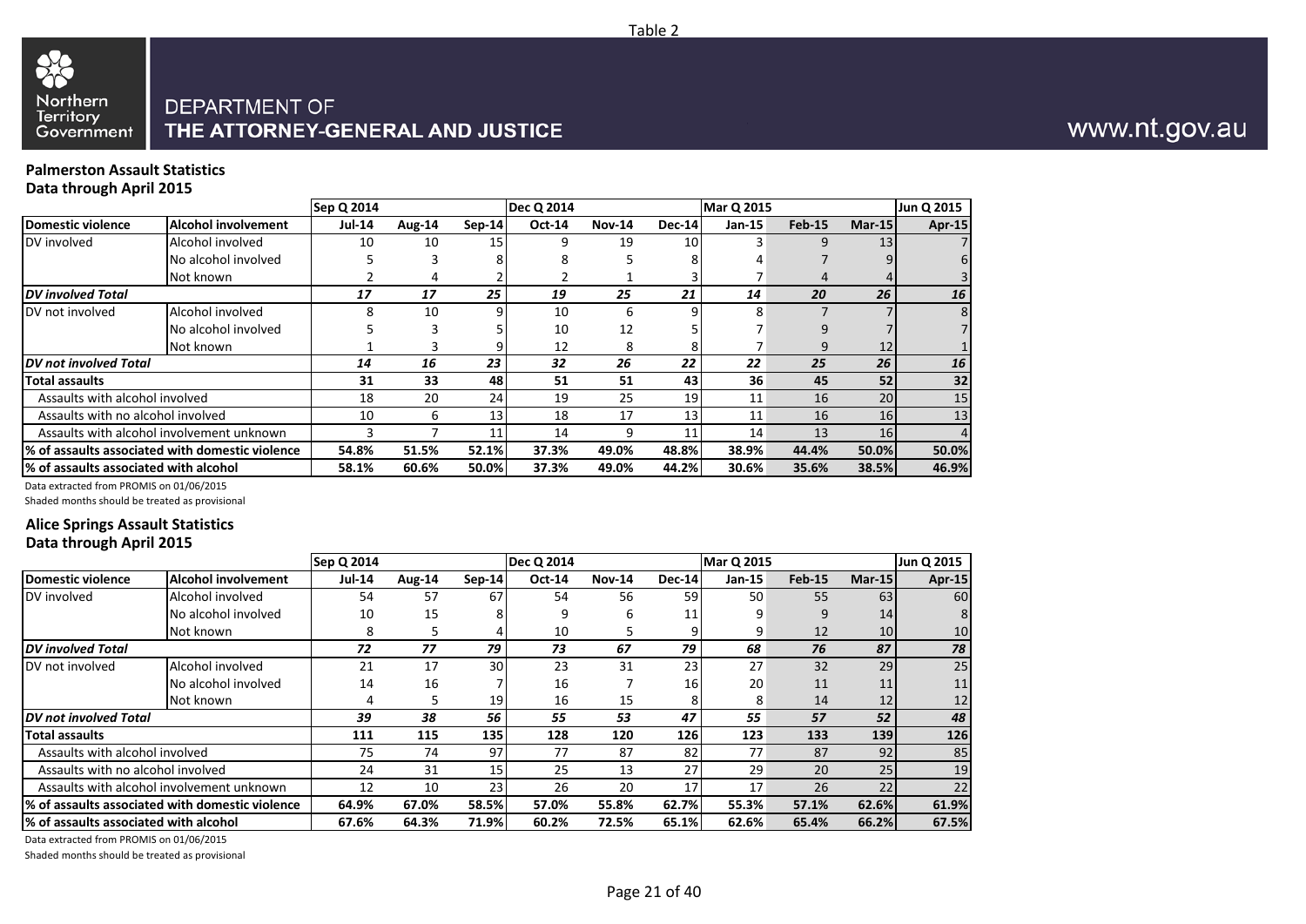Table 2

DEPARTMENT OF
**THE ATTORNEY-GENERAL AND JUSTICE**

www.nt.gov.au

### Palmerston Assault Statistics
### Data through April 2015

| | | Sep Q 2014 | | | Dec Q 2014 | | | Mar Q 2015 | | | Jun Q 2015 |
|---|---|---|---|---|---|---|---|---|---|---|---|
| **Domestic violence** | **Alcohol involvement** | **Jul-14** | **Aug-14** | **Sep-14** | **Oct-14** | **Nov-14** | **Dec-14** | **Jan-15** | **Feb-15** | **Mar-15** | **Apr-15** |
| DV involved | Alcohol involved | 10 | 10 | 15 | 9 | 19 | 10 | 3 | 9 | 13 | 7 |
| | No alcohol involved | 5 | 3 | 8 | 8 | 5 | 8 | 4 | 7 | 9 | 6 |
| | Not known | 2 | 4 | 2 | 2 | 1 | 3 | 7 | 4 | 4 | 3 |
| ***DV involved Total*** | | ***17*** | ***17*** | ***25*** | ***19*** | ***25*** | ***21*** | ***14*** | ***20*** | ***26*** | ***16*** |
| DV not involved | Alcohol involved | 8 | 10 | 9 | 10 | 6 | 9 | 8 | 7 | 7 | 8 |
| | No alcohol involved | 5 | 3 | 5 | 10 | 12 | 5 | 7 | 9 | 7 | 7 |
| | Not known | 1 | 3 | 9 | 12 | 8 | 8 | 7 | 9 | 12 | 1 |
| ***DV not involved Total*** | | ***14*** | ***16*** | ***23*** | ***32*** | ***26*** | ***22*** | ***22*** | ***25*** | ***26*** | ***16*** |
| **Total assaults** | | **31** | **33** | **48** | **51** | **51** | **43** | **36** | **45** | **52** | **32** |
| Assaults with alcohol involved | | 18 | 20 | 24 | 19 | 25 | 19 | 11 | 16 | 20 | 15 |
| Assaults with no alcohol involved | | 10 | 6 | 13 | 18 | 17 | 13 | 11 | 16 | 16 | 13 |
| Assaults with alcohol involvement unknown | | 3 | 7 | 11 | 14 | 9 | 11 | 14 | 13 | 16 | 4 |
| **% of assaults associated with domestic violence** | | **54.8%** | **51.5%** | **52.1%** | **37.3%** | **49.0%** | **48.8%** | **38.9%** | **44.4%** | **50.0%** | **50.0%** |
| **% of assaults associated with alcohol** | | **58.1%** | **60.6%** | **50.0%** | **37.3%** | **49.0%** | **44.2%** | **30.6%** | **35.6%** | **38.5%** | **46.9%** |

Data extracted from PROMIS on 01/06/2015
Shaded months should be treated as provisional

### Alice Springs Assault Statistics
### Data through April 2015

| | | Sep Q 2014 | | | Dec Q 2014 | | | Mar Q 2015 | | | Jun Q 2015 |
|---|---|---|---|---|---|---|---|---|---|---|---|
| **Domestic violence** | **Alcohol involvement** | **Jul-14** | **Aug-14** | **Sep-14** | **Oct-14** | **Nov-14** | **Dec-14** | **Jan-15** | **Feb-15** | **Mar-15** | **Apr-15** |
| DV involved | Alcohol involved | 54 | 57 | 67 | 54 | 56 | 59 | 50 | 55 | 63 | 60 |
| | No alcohol involved | 10 | 15 | 8 | 9 | 6 | 11 | 9 | 9 | 14 | 8 |
| | Not known | 8 | 5 | 4 | 10 | 5 | 9 | 9 | 12 | 10 | 10 |
| ***DV involved Total*** | | ***72*** | ***77*** | ***79*** | ***73*** | ***67*** | ***79*** | ***68*** | ***76*** | ***87*** | ***78*** |
| DV not involved | Alcohol involved | 21 | 17 | 30 | 23 | 31 | 23 | 27 | 32 | 29 | 25 |
| | No alcohol involved | 14 | 16 | 7 | 16 | 7 | 16 | 20 | 11 | 11 | 11 |
| | Not known | 4 | 5 | 19 | 16 | 15 | 8 | 8 | 14 | 12 | 12 |
| ***DV not involved Total*** | | ***39*** | ***38*** | ***56*** | ***55*** | ***53*** | ***47*** | ***55*** | ***57*** | ***52*** | ***48*** |
| **Total assaults** | | **111** | **115** | **135** | **128** | **120** | **126** | **123** | **133** | **139** | **126** |
| Assaults with alcohol involved | | 75 | 74 | 97 | 77 | 87 | 82 | 77 | 87 | 92 | 85 |
| Assaults with no alcohol involved | | 24 | 31 | 15 | 25 | 13 | 27 | 29 | 20 | 25 | 19 |
| Assaults with alcohol involvement unknown | | 12 | 10 | 23 | 26 | 20 | 17 | 17 | 26 | 22 | 22 |
| **% of assaults associated with domestic violence** | | **64.9%** | **67.0%** | **58.5%** | **57.0%** | **55.8%** | **62.7%** | **55.3%** | **57.1%** | **62.6%** | **61.9%** |
| **% of assaults associated with alcohol** | | **67.6%** | **64.3%** | **71.9%** | **60.2%** | **72.5%** | **65.1%** | **62.6%** | **65.4%** | **66.2%** | **67.5%** |

Data extracted from PROMIS on 01/06/2015
Shaded months should be treated as provisional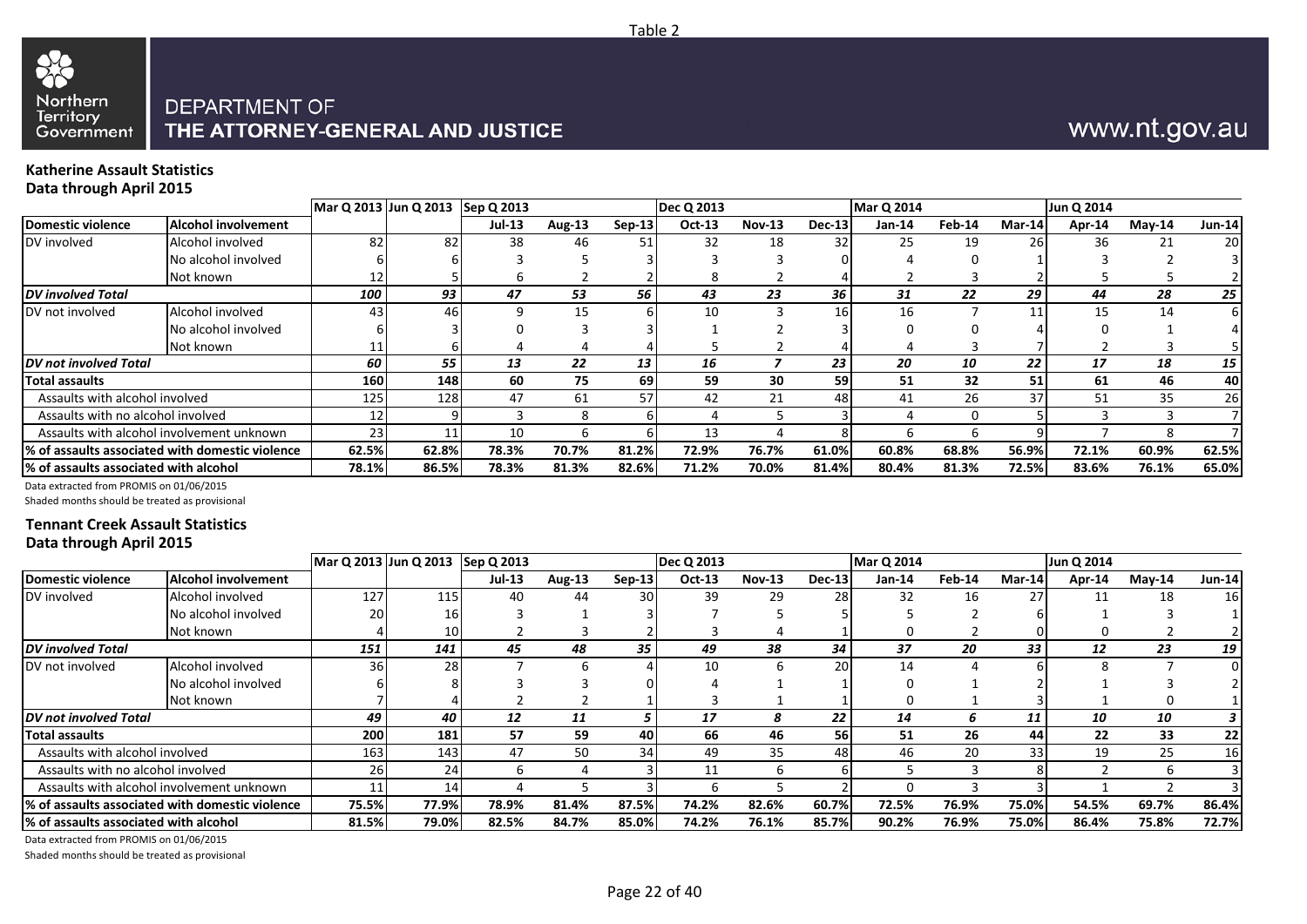Table 2

DEPARTMENT OF
**THE ATTORNEY-GENERAL AND JUSTICE**

www.nt.gov.au

### Katherine Assault Statistics
**Data through April 2015**

| | | Mar Q 2013 | Jun Q 2013 | Sep Q 2013 | | | Dec Q 2013 | | | Mar Q 2014 | | | Jun Q 2014 | | |
|---|---|---|---|---|---|---|---|---|---|---|---|---|---|---|---|
| **Domestic violence** | **Alcohol involvement** | | | **Jul-13** | **Aug-13** | **Sep-13** | **Oct-13** | **Nov-13** | **Dec-13** | **Jan-14** | **Feb-14** | **Mar-14** | **Apr-14** | **May-14** | **Jun-14** |
| DV involved | Alcohol involved | 82 | 82 | 38 | 46 | 51 | 32 | 18 | 32 | 25 | 19 | 26 | 36 | 21 | 20 |
| | No alcohol involved | 6 | 6 | 3 | 5 | 3 | 3 | 3 | 0 | 4 | 0 | 1 | 3 | 2 | 3 |
| | Not known | 12 | 5 | 6 | 2 | 2 | 8 | 2 | 4 | 2 | 3 | 2 | 5 | 5 | 2 |
| ***DV involved Total*** | | ***100*** | ***93*** | ***47*** | ***53*** | ***56*** | ***43*** | ***23*** | ***36*** | ***31*** | ***22*** | ***29*** | ***44*** | ***28*** | ***25*** |
| DV not involved | Alcohol involved | 43 | 46 | 9 | 15 | 6 | 10 | 3 | 16 | 16 | 7 | 11 | 15 | 14 | 6 |
| | No alcohol involved | 6 | 3 | 0 | 3 | 3 | 1 | 2 | 3 | 0 | 0 | 4 | 0 | 1 | 4 |
| | Not known | 11 | 6 | 4 | 4 | 4 | 5 | 2 | 4 | 4 | 3 | 7 | 2 | 3 | 5 |
| ***DV not involved Total*** | | ***60*** | ***55*** | ***13*** | ***22*** | ***13*** | ***16*** | ***7*** | ***23*** | ***20*** | ***10*** | ***22*** | ***17*** | ***18*** | ***15*** |
| **Total assaults** | | **160** | **148** | **60** | **75** | **69** | **59** | **30** | **59** | **51** | **32** | **51** | **61** | **46** | **40** |
| Assaults with alcohol involved | | 125 | 128 | 47 | 61 | 57 | 42 | 21 | 48 | 41 | 26 | 37 | 51 | 35 | 26 |
| Assaults with no alcohol involved | | 12 | 9 | 3 | 8 | 6 | 4 | 5 | 3 | 4 | 0 | 5 | 3 | 3 | 7 |
| Assaults with alcohol involvement unknown | | 23 | 11 | 10 | 6 | 6 | 13 | 4 | 8 | 6 | 6 | 9 | 7 | 8 | 7 |
| **% of assaults associated with domestic violence** | | **62.5%** | **62.8%** | **78.3%** | **70.7%** | **81.2%** | **72.9%** | **76.7%** | **61.0%** | **60.8%** | **68.8%** | **56.9%** | **72.1%** | **60.9%** | **62.5%** |
| **% of assaults associated with alcohol** | | **78.1%** | **86.5%** | **78.3%** | **81.3%** | **82.6%** | **71.2%** | **70.0%** | **81.4%** | **80.4%** | **81.3%** | **72.5%** | **83.6%** | **76.1%** | **65.0%** |

Data extracted from PROMIS on 01/06/2015

Shaded months should be treated as provisional

### Tennant Creek Assault Statistics
**Data through April 2015**

| | | Mar Q 2013 | Jun Q 2013 | Sep Q 2013 | | | Dec Q 2013 | | | Mar Q 2014 | | | Jun Q 2014 | | |
|---|---|---|---|---|---|---|---|---|---|---|---|---|---|---|---|
| **Domestic violence** | **Alcohol involvement** | | | **Jul-13** | **Aug-13** | **Sep-13** | **Oct-13** | **Nov-13** | **Dec-13** | **Jan-14** | **Feb-14** | **Mar-14** | **Apr-14** | **May-14** | **Jun-14** |
| DV involved | Alcohol involved | 127 | 115 | 40 | 44 | 30 | 39 | 29 | 28 | 32 | 16 | 27 | 11 | 18 | 16 |
| | No alcohol involved | 20 | 16 | 3 | 1 | 3 | 7 | 5 | 5 | 5 | 2 | 6 | 1 | 3 | 1 |
| | Not known | 4 | 10 | 2 | 3 | 2 | 3 | 4 | 1 | 0 | 2 | 0 | 0 | 2 | 2 |
| ***DV involved Total*** | | ***151*** | ***141*** | ***45*** | ***48*** | ***35*** | ***49*** | ***38*** | ***34*** | ***37*** | ***20*** | ***33*** | ***12*** | ***23*** | ***19*** |
| DV not involved | Alcohol involved | 36 | 28 | 7 | 6 | 4 | 10 | 6 | 20 | 14 | 4 | 6 | 8 | 7 | 0 |
| | No alcohol involved | 6 | 8 | 3 | 3 | 0 | 4 | 1 | 1 | 0 | 1 | 2 | 1 | 3 | 2 |
| | Not known | 7 | 4 | 2 | 2 | 1 | 3 | 1 | 1 | 0 | 1 | 3 | 1 | 0 | 1 |
| ***DV not involved Total*** | | ***49*** | ***40*** | ***12*** | ***11*** | ***5*** | ***17*** | ***8*** | ***22*** | ***14*** | ***6*** | ***11*** | ***10*** | ***10*** | ***3*** |
| **Total assaults** | | **200** | **181** | **57** | **59** | **40** | **66** | **46** | **56** | **51** | **26** | **44** | **22** | **33** | **22** |
| Assaults with alcohol involved | | 163 | 143 | 47 | 50 | 34 | 49 | 35 | 48 | 46 | 20 | 33 | 19 | 25 | 16 |
| Assaults with no alcohol involved | | 26 | 24 | 6 | 4 | 3 | 11 | 6 | 6 | 5 | 3 | 8 | 2 | 6 | 3 |
| Assaults with alcohol involvement unknown | | 11 | 14 | 4 | 5 | 3 | 6 | 5 | 2 | 0 | 3 | 3 | 1 | 2 | 3 |
| **% of assaults associated with domestic violence** | | **75.5%** | **77.9%** | **78.9%** | **81.4%** | **87.5%** | **74.2%** | **82.6%** | **60.7%** | **72.5%** | **76.9%** | **75.0%** | **54.5%** | **69.7%** | **86.4%** |
| **% of assaults associated with alcohol** | | **81.5%** | **79.0%** | **82.5%** | **84.7%** | **85.0%** | **74.2%** | **76.1%** | **85.7%** | **90.2%** | **76.9%** | **75.0%** | **86.4%** | **75.8%** | **72.7%** |

Data extracted from PROMIS on 01/06/2015

Shaded months should be treated as provisional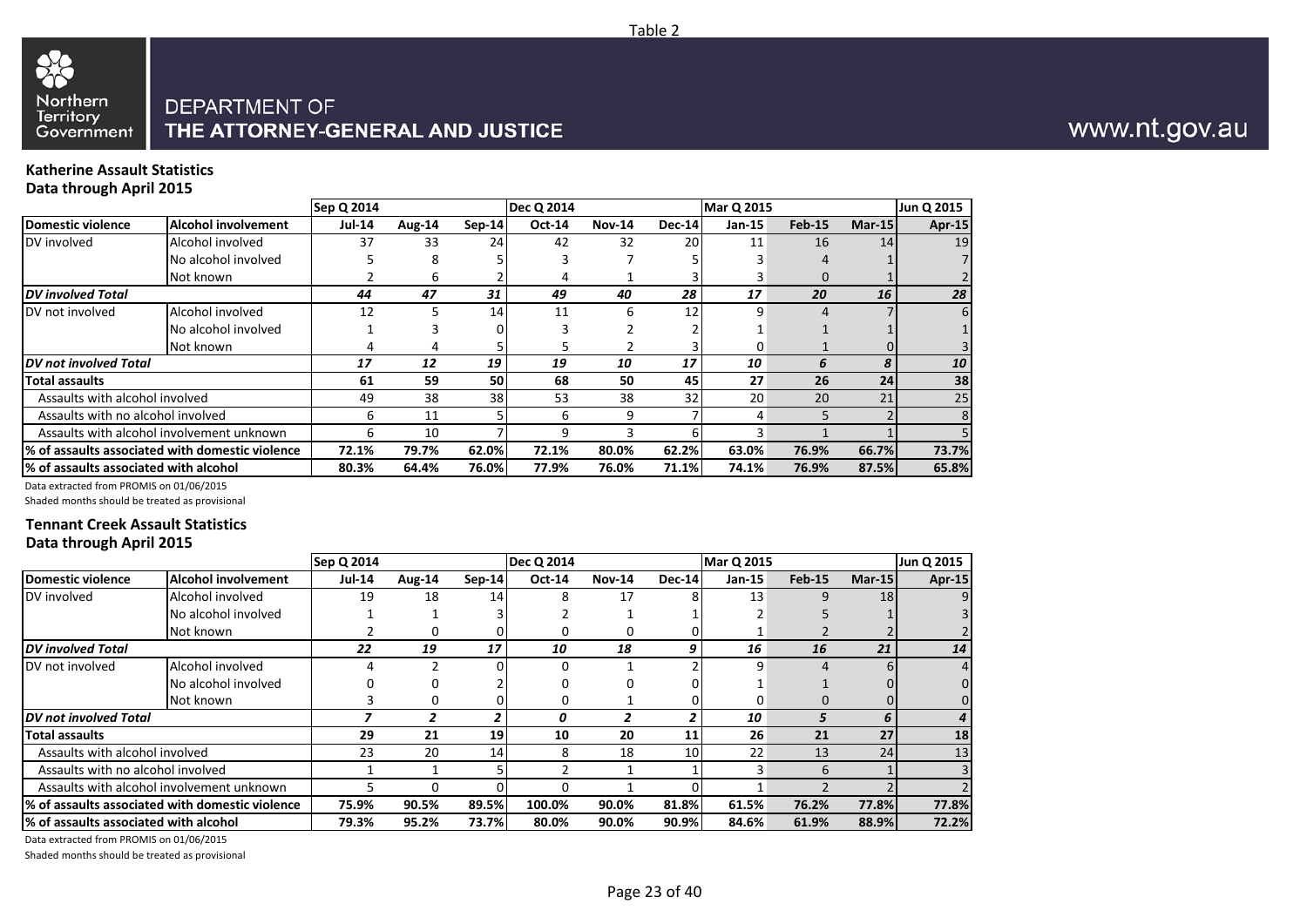Table 2

DEPARTMENT OF
**THE ATTORNEY-GENERAL AND JUSTICE**

www.nt.gov.au

**Katherine Assault Statistics**
**Data through April 2015**

| | | Sep Q 2014 | | | Dec Q 2014 | | | Mar Q 2015 | | | Jun Q 2015 |
|---|---|---|---|---|---|---|---|---|---|---|---|
| **Domestic violence** | **Alcohol involvement** | **Jul-14** | **Aug-14** | **Sep-14** | **Oct-14** | **Nov-14** | **Dec-14** | **Jan-15** | **Feb-15** | **Mar-15** | **Apr-15** |
| DV involved | Alcohol involved | 37 | 33 | 24 | 42 | 32 | 20 | 11 | 16 | 14 | 19 |
| | No alcohol involved | 5 | 8 | 5 | 3 | 7 | 5 | 3 | 4 | 1 | 7 |
| | Not known | 2 | 6 | 2 | 4 | 1 | 3 | 3 | 0 | 1 | 2 |
| ***DV involved Total*** | | ***44*** | ***47*** | ***31*** | ***49*** | ***40*** | ***28*** | ***17*** | ***20*** | ***16*** | ***28*** |
| DV not involved | Alcohol involved | 12 | 5 | 14 | 11 | 6 | 12 | 9 | 4 | 7 | 6 |
| | No alcohol involved | 1 | 3 | 0 | 3 | 2 | 2 | 1 | 1 | 1 | 1 |
| | Not known | 4 | 4 | 5 | 5 | 2 | 3 | 0 | 1 | 0 | 3 |
| ***DV not involved Total*** | | ***17*** | ***12*** | ***19*** | ***19*** | ***10*** | ***17*** | ***10*** | ***6*** | ***8*** | ***10*** |
| **Total assaults** | | **61** | **59** | **50** | **68** | **50** | **45** | **27** | **26** | **24** | **38** |
| Assaults with alcohol involved | | 49 | 38 | 38 | 53 | 38 | 32 | 20 | 20 | 21 | 25 |
| Assaults with no alcohol involved | | 6 | 11 | 5 | 6 | 9 | 7 | 4 | 5 | 2 | 8 |
| Assaults with alcohol involvement unknown | | 6 | 10 | 7 | 9 | 3 | 6 | 3 | 1 | 1 | 5 |
| **% of assaults associated with domestic violence** | | **72.1%** | **79.7%** | **62.0%** | **72.1%** | **80.0%** | **62.2%** | **63.0%** | **76.9%** | **66.7%** | **73.7%** |
| **% of assaults associated with alcohol** | | **80.3%** | **64.4%** | **76.0%** | **77.9%** | **76.0%** | **71.1%** | **74.1%** | **76.9%** | **87.5%** | **65.8%** |

Data extracted from PROMIS on 01/06/2015
Shaded months should be treated as provisional

**Tennant Creek Assault Statistics**
**Data through April 2015**

| | | Sep Q 2014 | | | Dec Q 2014 | | | Mar Q 2015 | | | Jun Q 2015 |
|---|---|---|---|---|---|---|---|---|---|---|---|
| **Domestic violence** | **Alcohol involvement** | **Jul-14** | **Aug-14** | **Sep-14** | **Oct-14** | **Nov-14** | **Dec-14** | **Jan-15** | **Feb-15** | **Mar-15** | **Apr-15** |
| DV involved | Alcohol involved | 19 | 18 | 14 | 8 | 17 | 8 | 13 | 9 | 18 | 9 |
| | No alcohol involved | 1 | 1 | 3 | 2 | 1 | 1 | 2 | 5 | 1 | 3 |
| | Not known | 2 | 0 | 0 | 0 | 0 | 0 | 1 | 2 | 2 | 2 |
| ***DV involved Total*** | | ***22*** | ***19*** | ***17*** | ***10*** | ***18*** | ***9*** | ***16*** | ***16*** | ***21*** | ***14*** |
| DV not involved | Alcohol involved | 4 | 2 | 0 | 0 | 1 | 2 | 9 | 4 | 6 | 4 |
| | No alcohol involved | 0 | 0 | 2 | 0 | 0 | 0 | 1 | 1 | 0 | 0 |
| | Not known | 3 | 0 | 0 | 0 | 1 | 0 | 0 | 0 | 0 | 0 |
| ***DV not involved Total*** | | ***7*** | ***2*** | ***2*** | ***0*** | ***2*** | ***2*** | ***10*** | ***5*** | ***6*** | ***4*** |
| **Total assaults** | | **29** | **21** | **19** | **10** | **20** | **11** | **26** | **21** | **27** | **18** |
| Assaults with alcohol involved | | 23 | 20 | 14 | 8 | 18 | 10 | 22 | 13 | 24 | 13 |
| Assaults with no alcohol involved | | 1 | 1 | 5 | 2 | 1 | 1 | 3 | 6 | 1 | 3 |
| Assaults with alcohol involvement unknown | | 5 | 0 | 0 | 0 | 1 | 0 | 1 | 2 | 2 | 2 |
| **% of assaults associated with domestic violence** | | **75.9%** | **90.5%** | **89.5%** | **100.0%** | **90.0%** | **81.8%** | **61.5%** | **76.2%** | **77.8%** | **77.8%** |
| **% of assaults associated with alcohol** | | **79.3%** | **95.2%** | **73.7%** | **80.0%** | **90.0%** | **90.9%** | **84.6%** | **61.9%** | **88.9%** | **72.2%** |

Data extracted from PROMIS on 01/06/2015
Shaded months should be treated as provisional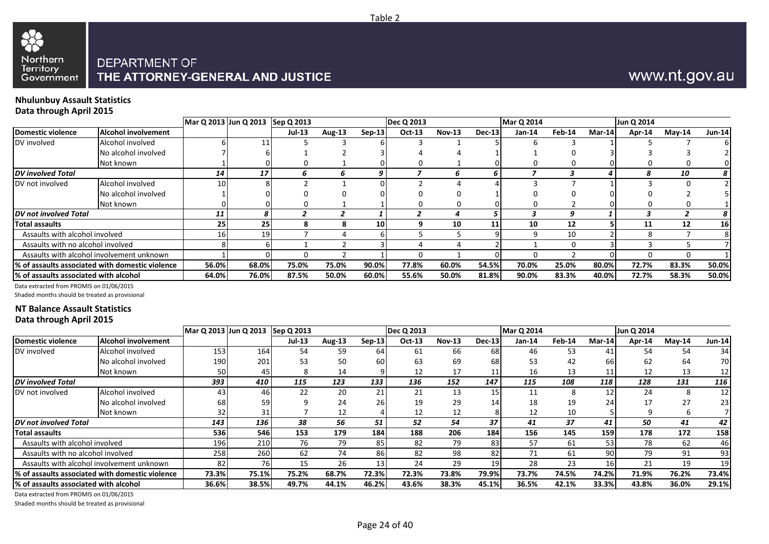Table 2

Northern Territory Government

DEPARTMENT OF
**THE ATTORNEY-GENERAL AND JUSTICE**

www.nt.gov.au

**Nhulunbuy Assault Statistics**
**Data through April 2015**

| | | Mar Q 2013 | Jun Q 2013 | Sep Q 2013 | | | Dec Q 2013 | | | Mar Q 2014 | | | Jun Q 2014 | | |
|---|---|---|---|---|---|---|---|---|---|---|---|---|---|---|---|
| **Domestic violence** | **Alcohol involvement** | | | **Jul-13** | **Aug-13** | **Sep-13** | **Oct-13** | **Nov-13** | **Dec-13** | **Jan-14** | **Feb-14** | **Mar-14** | **Apr-14** | **May-14** | **Jun-14** |
| DV involved | Alcohol involved | 6 | 11 | 5 | 3 | 6 | 3 | 1 | 5 | 6 | 3 | 1 | 5 | 7 | 6 |
| | No alcohol involved | 7 | 6 | 1 | 2 | 3 | 4 | 4 | 1 | 1 | 0 | 3 | 3 | 3 | 2 |
| | Not known | 1 | 0 | 0 | 1 | 0 | 0 | 1 | 0 | 0 | 0 | 0 | 0 | 0 | 0 |
| ***DV involved Total*** | | *14* | *17* | *6* | *6* | *9* | *7* | *6* | *6* | *7* | *3* | *4* | *8* | *10* | *8* |
| DV not involved | Alcohol involved | 10 | 8 | 2 | 1 | 0 | 2 | 4 | 4 | 3 | 7 | 1 | 3 | 0 | 2 |
| | No alcohol involved | 1 | 0 | 0 | 0 | 0 | 0 | 0 | 1 | 0 | 0 | 0 | 0 | 2 | 5 |
| | Not known | 0 | 0 | 0 | 1 | 1 | 0 | 0 | 0 | 0 | 2 | 0 | 0 | 0 | 1 |
| ***DV not involved Total*** | | *11* | *8* | *2* | *2* | *1* | *2* | *4* | *5* | *3* | *9* | *1* | *3* | *2* | *8* |
| **Total assaults** | | **25** | **25** | **8** | **8** | **10** | **9** | **10** | **11** | **10** | **12** | **5** | **11** | **12** | **16** |
| Assaults with alcohol involved | | 16 | 19 | 7 | 4 | 6 | 5 | 5 | 9 | 9 | 10 | 2 | 8 | 7 | 8 |
| Assaults with no alcohol involved | | 8 | 6 | 1 | 2 | 3 | 4 | 4 | 2 | 1 | 0 | 3 | 3 | 5 | 7 |
| Assaults with alcohol involvement unknown | | 1 | 0 | 0 | 2 | 1 | 0 | 1 | 0 | 0 | 2 | 0 | 0 | 0 | 1 |
| **% of assaults associated with domestic violence** | | **56.0%** | **68.0%** | **75.0%** | **75.0%** | **90.0%** | **77.8%** | **60.0%** | **54.5%** | **70.0%** | **25.0%** | **80.0%** | **72.7%** | **83.3%** | **50.0%** |
| **% of assaults associated with alcohol** | | **64.0%** | **76.0%** | **87.5%** | **50.0%** | **60.0%** | **55.6%** | **50.0%** | **81.8%** | **90.0%** | **83.3%** | **40.0%** | **72.7%** | **58.3%** | **50.0%** |

Data extracted from PROMIS on 01/06/2015
Shaded months should be treated as provisional

**NT Balance Assault Statistics**
**Data through April 2015**

| | | Mar Q 2013 | Jun Q 2013 | Sep Q 2013 | | | Dec Q 2013 | | | Mar Q 2014 | | | Jun Q 2014 | | |
|---|---|---|---|---|---|---|---|---|---|---|---|---|---|---|---|
| **Domestic violence** | **Alcohol involvement** | | | **Jul-13** | **Aug-13** | **Sep-13** | **Oct-13** | **Nov-13** | **Dec-13** | **Jan-14** | **Feb-14** | **Mar-14** | **Apr-14** | **May-14** | **Jun-14** |
| DV involved | Alcohol involved | 153 | 164 | 54 | 59 | 64 | 61 | 66 | 68 | 46 | 53 | 41 | 54 | 54 | 34 |
| | No alcohol involved | 190 | 201 | 53 | 50 | 60 | 63 | 69 | 68 | 53 | 42 | 66 | 62 | 64 | 70 |
| | Not known | 50 | 45 | 8 | 14 | 9 | 12 | 17 | 11 | 16 | 13 | 11 | 12 | 13 | 12 |
| ***DV involved Total*** | | *393* | *410* | *115* | *123* | *133* | *136* | *152* | *147* | *115* | *108* | *118* | *128* | *131* | *116* |
| DV not involved | Alcohol involved | 43 | 46 | 22 | 20 | 21 | 21 | 13 | 15 | 11 | 8 | 12 | 24 | 8 | 12 |
| | No alcohol involved | 68 | 59 | 9 | 24 | 26 | 19 | 29 | 14 | 18 | 19 | 24 | 17 | 27 | 23 |
| | Not known | 32 | 31 | 7 | 12 | 4 | 12 | 12 | 8 | 12 | 10 | 5 | 9 | 6 | 7 |
| ***DV not involved Total*** | | *143* | *136* | *38* | *56* | *51* | *52* | *54* | *37* | *41* | *37* | *41* | *50* | *41* | *42* |
| **Total assaults** | | **536** | **546** | **153** | **179** | **184** | **188** | **206** | **184** | **156** | **145** | **159** | **178** | **172** | **158** |
| Assaults with alcohol involved | | 196 | 210 | 76 | 79 | 85 | 82 | 79 | 83 | 57 | 61 | 53 | 78 | 62 | 46 |
| Assaults with no alcohol involved | | 258 | 260 | 62 | 74 | 86 | 82 | 98 | 82 | 71 | 61 | 90 | 79 | 91 | 93 |
| Assaults with alcohol involvement unknown | | 82 | 76 | 15 | 26 | 13 | 24 | 29 | 19 | 28 | 23 | 16 | 21 | 19 | 19 |
| **% of assaults associated with domestic violence** | | **73.3%** | **75.1%** | **75.2%** | **68.7%** | **72.3%** | **72.3%** | **73.8%** | **79.9%** | **73.7%** | **74.5%** | **74.2%** | **71.9%** | **76.2%** | **73.4%** |
| **% of assaults associated with alcohol** | | **36.6%** | **38.5%** | **49.7%** | **44.1%** | **46.2%** | **43.6%** | **38.3%** | **45.1%** | **36.5%** | **42.1%** | **33.3%** | **43.8%** | **36.0%** | **29.1%** |

Data extracted from PROMIS on 01/06/2015
Shaded months should be treated as provisional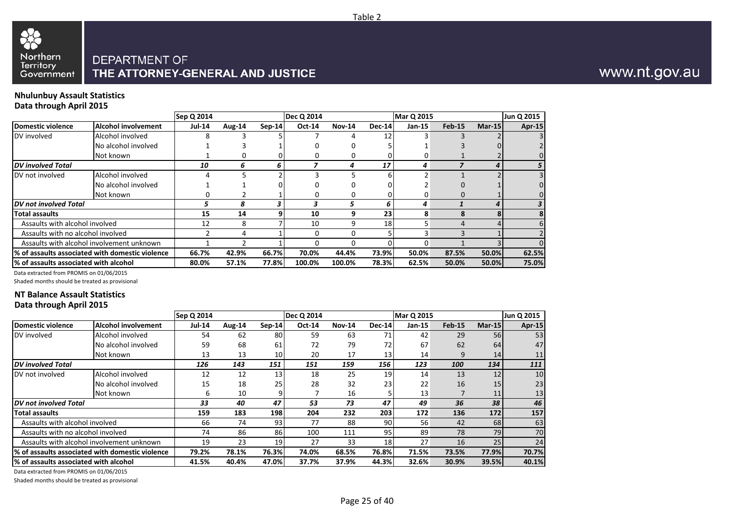Table 2

DEPARTMENT OF
**THE ATTORNEY-GENERAL AND JUSTICE**

www.nt.gov.au

**Nhulunbuy Assault Statistics**
**Data through April 2015**

| | | Sep Q 2014 | | | Dec Q 2014 | | | Mar Q 2015 | | | Jun Q 2015 |
|---|---|---|---|---|---|---|---|---|---|---|---|
| **Domestic violence** | **Alcohol involvement** | **Jul-14** | **Aug-14** | **Sep-14** | **Oct-14** | **Nov-14** | **Dec-14** | **Jan-15** | **Feb-15** | **Mar-15** | **Apr-15** |
| DV involved | Alcohol involved | 8 | 3 | 5 | 7 | 4 | 12 | 3 | 3 | 2 | 3 |
| | No alcohol involved | 1 | 3 | 1 | 0 | 0 | 5 | 1 | 3 | 0 | 2 |
| | Not known | 1 | 0 | 0 | 0 | 0 | 0 | 0 | 1 | 2 | 0 |
| ***DV involved Total*** | | ***10*** | ***6*** | ***6*** | ***7*** | ***4*** | ***17*** | ***4*** | ***7*** | ***4*** | ***5*** |
| DV not involved | Alcohol involved | 4 | 5 | 2 | 3 | 5 | 6 | 2 | 1 | 2 | 3 |
| | No alcohol involved | 1 | 1 | 0 | 0 | 0 | 0 | 2 | 0 | 1 | 0 |
| | Not known | 0 | 2 | 1 | 0 | 0 | 0 | 0 | 0 | 1 | 0 |
| ***DV not involved Total*** | | ***5*** | ***8*** | ***3*** | ***3*** | ***5*** | ***6*** | ***4*** | ***1*** | ***4*** | ***3*** |
| **Total assaults** | | **15** | **14** | **9** | **10** | **9** | **23** | **8** | **8** | **8** | **8** |
| Assaults with alcohol involved | | 12 | 8 | 7 | 10 | 9 | 18 | 5 | 4 | 4 | 6 |
| Assaults with no alcohol involved | | 2 | 4 | 1 | 0 | 0 | 5 | 3 | 3 | 1 | 2 |
| Assaults with alcohol involvement unknown | | 1 | 2 | 1 | 0 | 0 | 0 | 0 | 1 | 3 | 0 |
| **% of assaults associated with domestic violence** | | **66.7%** | **42.9%** | **66.7%** | **70.0%** | **44.4%** | **73.9%** | **50.0%** | **87.5%** | **50.0%** | **62.5%** |
| **% of assaults associated with alcohol** | | **80.0%** | **57.1%** | **77.8%** | **100.0%** | **100.0%** | **78.3%** | **62.5%** | **50.0%** | **50.0%** | **75.0%** |

Data extracted from PROMIS on 01/06/2015
Shaded months should be treated as provisional

**NT Balance Assault Statistics**
**Data through April 2015**

| | | Sep Q 2014 | | | Dec Q 2014 | | | Mar Q 2015 | | | Jun Q 2015 |
|---|---|---|---|---|---|---|---|---|---|---|---|
| **Domestic violence** | **Alcohol involvement** | **Jul-14** | **Aug-14** | **Sep-14** | **Oct-14** | **Nov-14** | **Dec-14** | **Jan-15** | **Feb-15** | **Mar-15** | **Apr-15** |
| DV involved | Alcohol involved | 54 | 62 | 80 | 59 | 63 | 71 | 42 | 29 | 56 | 53 |
| | No alcohol involved | 59 | 68 | 61 | 72 | 79 | 72 | 67 | 62 | 64 | 47 |
| | Not known | 13 | 13 | 10 | 20 | 17 | 13 | 14 | 9 | 14 | 11 |
| ***DV involved Total*** | | ***126*** | ***143*** | ***151*** | ***151*** | ***159*** | ***156*** | ***123*** | ***100*** | ***134*** | ***111*** |
| DV not involved | Alcohol involved | 12 | 12 | 13 | 18 | 25 | 19 | 14 | 13 | 12 | 10 |
| | No alcohol involved | 15 | 18 | 25 | 28 | 32 | 23 | 22 | 16 | 15 | 23 |
| | Not known | 6 | 10 | 9 | 7 | 16 | 5 | 13 | 7 | 11 | 13 |
| ***DV not involved Total*** | | ***33*** | ***40*** | ***47*** | ***53*** | ***73*** | ***47*** | ***49*** | ***36*** | ***38*** | ***46*** |
| **Total assaults** | | **159** | **183** | **198** | **204** | **232** | **203** | **172** | **136** | **172** | **157** |
| Assaults with alcohol involved | | 66 | 74 | 93 | 77 | 88 | 90 | 56 | 42 | 68 | 63 |
| Assaults with no alcohol involved | | 74 | 86 | 86 | 100 | 111 | 95 | 89 | 78 | 79 | 70 |
| Assaults with alcohol involvement unknown | | 19 | 23 | 19 | 27 | 33 | 18 | 27 | 16 | 25 | 24 |
| **% of assaults associated with domestic violence** | | **79.2%** | **78.1%** | **76.3%** | **74.0%** | **68.5%** | **76.8%** | **71.5%** | **73.5%** | **77.9%** | **70.7%** |
| **% of assaults associated with alcohol** | | **41.5%** | **40.4%** | **47.0%** | **37.7%** | **37.9%** | **44.3%** | **32.6%** | **30.9%** | **39.5%** | **40.1%** |

Data extracted from PROMIS on 01/06/2015
Shaded months should be treated as provisional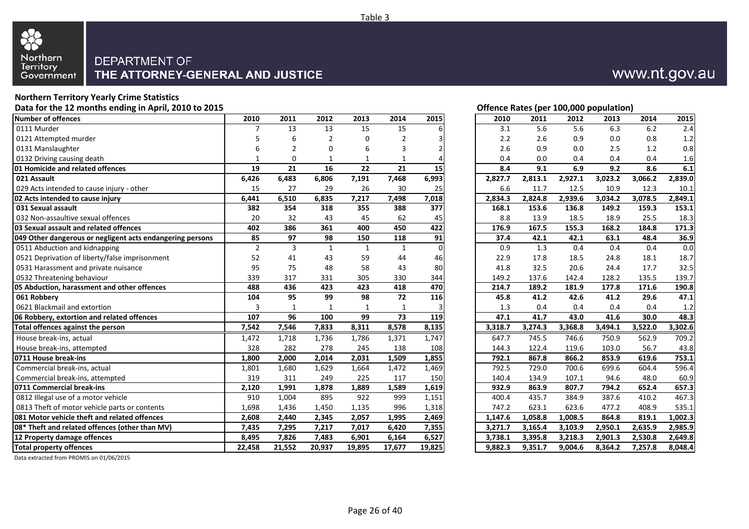Table 3

Northern Territory Government

DEPARTMENT OF
**THE ATTORNEY-GENERAL AND JUSTICE**

www.nt.gov.au

**Northern Territory Yearly Crime Statistics**

**Data for the 12 months ending in April, 2010 to 2015**

**Offence Rates (per 100,000 population)**

| Number of offences | 2010 | 2011 | 2012 | 2013 | 2014 | 2015 | 2010 | 2011 | 2012 | 2013 | 2014 | 2015 |
|---|---|---|---|---|---|---|---|---|---|---|---|---|
| 0111 Murder | 7 | 13 | 13 | 15 | 15 | 6 | 3.1 | 5.6 | 5.6 | 6.3 | 6.2 | 2.4 |
| 0121 Attempted murder | 5 | 6 | 2 | 0 | 2 | 3 | 2.2 | 2.6 | 0.9 | 0.0 | 0.8 | 1.2 |
| 0131 Manslaughter | 6 | 2 | 0 | 6 | 3 | 2 | 2.6 | 0.9 | 0.0 | 2.5 | 1.2 | 0.8 |
| 0132 Driving causing death | 1 | 0 | 1 | 1 | 1 | 4 | 0.4 | 0.0 | 0.4 | 0.4 | 0.4 | 1.6 |
| **01 Homicide and related offences** | **19** | **21** | **16** | **22** | **21** | **15** | **8.4** | **9.1** | **6.9** | **9.2** | **8.6** | **6.1** |
| **021 Assault** | **6,426** | **6,483** | **6,806** | **7,191** | **7,468** | **6,993** | **2,827.7** | **2,813.1** | **2,927.1** | **3,023.2** | **3,066.2** | **2,839.0** |
| 029 Acts intended to cause injury - other | 15 | 27 | 29 | 26 | 30 | 25 | 6.6 | 11.7 | 12.5 | 10.9 | 12.3 | 10.1 |
| **02 Acts intended to cause injury** | **6,441** | **6,510** | **6,835** | **7,217** | **7,498** | **7,018** | **2,834.3** | **2,824.8** | **2,939.6** | **3,034.2** | **3,078.5** | **2,849.1** |
| **031 Sexual assault** | **382** | **354** | **318** | **355** | **388** | **377** | **168.1** | **153.6** | **136.8** | **149.2** | **159.3** | **153.1** |
| 032 Non-assaultive sexual offences | 20 | 32 | 43 | 45 | 62 | 45 | 8.8 | 13.9 | 18.5 | 18.9 | 25.5 | 18.3 |
| **03 Sexual assault and related offences** | **402** | **386** | **361** | **400** | **450** | **422** | **176.9** | **167.5** | **155.3** | **168.2** | **184.8** | **171.3** |
| **049 Other dangerous or negligent acts endangering persons** | **85** | **97** | **98** | **150** | **118** | **91** | **37.4** | **42.1** | **42.1** | **63.1** | **48.4** | **36.9** |
| 0511 Abduction and kidnapping | 2 | 3 | 1 | 1 | 1 | 0 | 0.9 | 1.3 | 0.4 | 0.4 | 0.4 | 0.0 |
| 0521 Deprivation of liberty/false imprisonment | 52 | 41 | 43 | 59 | 44 | 46 | 22.9 | 17.8 | 18.5 | 24.8 | 18.1 | 18.7 |
| 0531 Harassment and private nuisance | 95 | 75 | 48 | 58 | 43 | 80 | 41.8 | 32.5 | 20.6 | 24.4 | 17.7 | 32.5 |
| 0532 Threatening behaviour | 339 | 317 | 331 | 305 | 330 | 344 | 149.2 | 137.6 | 142.4 | 128.2 | 135.5 | 139.7 |
| **05 Abduction, harassment and other offences** | **488** | **436** | **423** | **423** | **418** | **470** | **214.7** | **189.2** | **181.9** | **177.8** | **171.6** | **190.8** |
| **061 Robbery** | **104** | **95** | **99** | **98** | **72** | **116** | **45.8** | **41.2** | **42.6** | **41.2** | **29.6** | **47.1** |
| 0621 Blackmail and extortion | 3 | 1 | 1 | 1 | 1 | 3 | 1.3 | 0.4 | 0.4 | 0.4 | 0.4 | 1.2 |
| **06 Robbery, extortion and related offences** | **107** | **96** | **100** | **99** | **73** | **119** | **47.1** | **41.7** | **43.0** | **41.6** | **30.0** | **48.3** |
| **Total offences against the person** | **7,542** | **7,546** | **7,833** | **8,311** | **8,578** | **8,135** | **3,318.7** | **3,274.3** | **3,368.8** | **3,494.1** | **3,522.0** | **3,302.6** |
| House break-ins, actual | 1,472 | 1,718 | 1,736 | 1,786 | 1,371 | 1,747 | 647.7 | 745.5 | 746.6 | 750.9 | 562.9 | 709.2 |
| House break-ins, attempted | 328 | 282 | 278 | 245 | 138 | 108 | 144.3 | 122.4 | 119.6 | 103.0 | 56.7 | 43.8 |
| **0711 House break-ins** | **1,800** | **2,000** | **2,014** | **2,031** | **1,509** | **1,855** | **792.1** | **867.8** | **866.2** | **853.9** | **619.6** | **753.1** |
| Commercial break-ins, actual | 1,801 | 1,680 | 1,629 | 1,664 | 1,472 | 1,469 | 792.5 | 729.0 | 700.6 | 699.6 | 604.4 | 596.4 |
| Commercial break-ins, attempted | 319 | 311 | 249 | 225 | 117 | 150 | 140.4 | 134.9 | 107.1 | 94.6 | 48.0 | 60.9 |
| **0711 Commercial break-ins** | **2,120** | **1,991** | **1,878** | **1,889** | **1,589** | **1,619** | **932.9** | **863.9** | **807.7** | **794.2** | **652.4** | **657.3** |
| 0812 Illegal use of a motor vehicle | 910 | 1,004 | 895 | 922 | 999 | 1,151 | 400.4 | 435.7 | 384.9 | 387.6 | 410.2 | 467.3 |
| 0813 Theft of motor vehicle parts or contents | 1,698 | 1,436 | 1,450 | 1,135 | 996 | 1,318 | 747.2 | 623.1 | 623.6 | 477.2 | 408.9 | 535.1 |
| **081 Motor vehicle theft and related offences** | **2,608** | **2,440** | **2,345** | **2,057** | **1,995** | **2,469** | **1,147.6** | **1,058.8** | **1,008.5** | **864.8** | **819.1** | **1,002.3** |
| **08* Theft and related offences (other than MV)** | **7,435** | **7,295** | **7,217** | **7,017** | **6,420** | **7,355** | **3,271.7** | **3,165.4** | **3,103.9** | **2,950.1** | **2,635.9** | **2,985.9** |
| **12 Property damage offences** | **8,495** | **7,826** | **7,483** | **6,901** | **6,164** | **6,527** | **3,738.1** | **3,395.8** | **3,218.3** | **2,901.3** | **2,530.8** | **2,649.8** |
| **Total property offences** | **22,458** | **21,552** | **20,937** | **19,895** | **17,677** | **19,825** | **9,882.3** | **9,351.7** | **9,004.6** | **8,364.2** | **7,257.8** | **8,048.4** |

Data extracted from PROMIS on 01/06/2015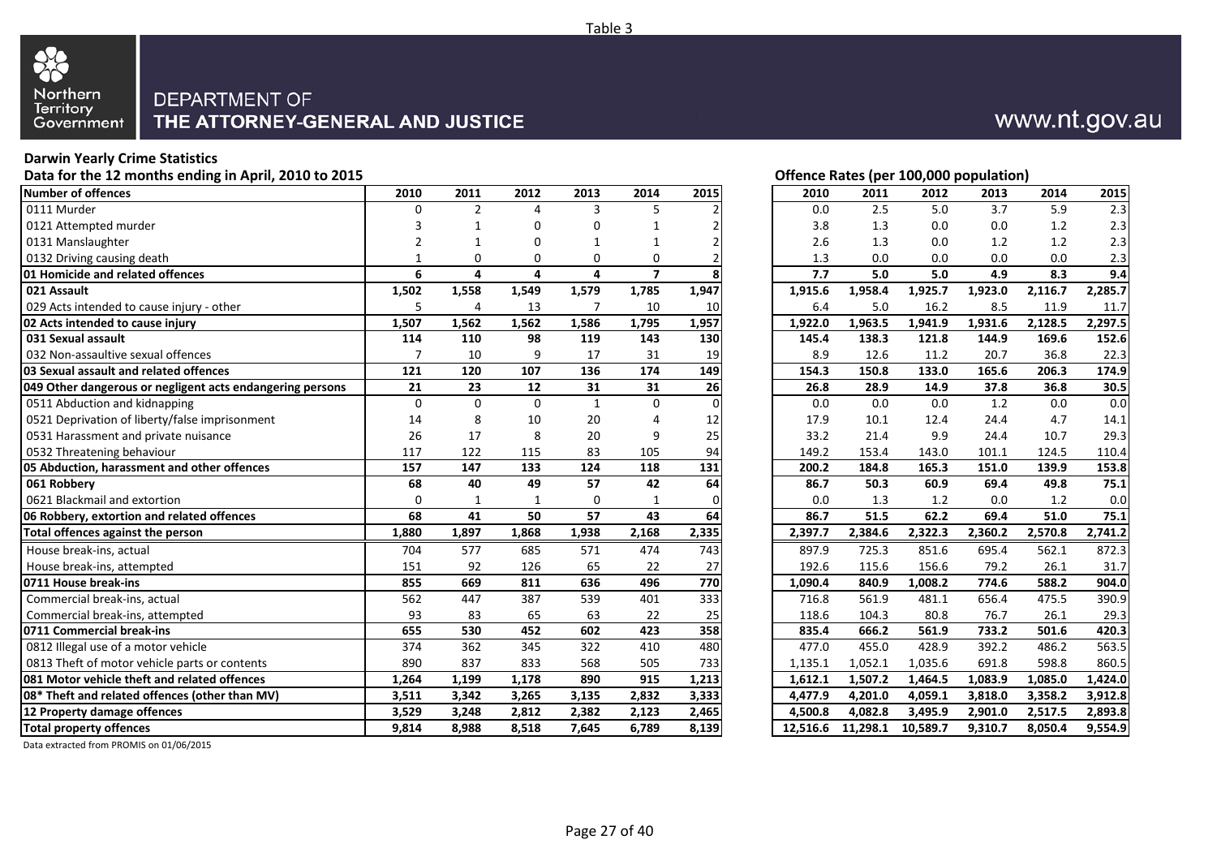Table 3

DEPARTMENT OF
**THE ATTORNEY-GENERAL AND JUSTICE**

www.nt.gov.au

## Darwin Yearly Crime Statistics

**Data for the 12 months ending in April, 2010 to 2015**

**Offence Rates (per 100,000 population)**

| Number of offences | 2010 | 2011 | 2012 | 2013 | 2014 | 2015 | Rate 2010 | Rate 2011 | Rate 2012 | Rate 2013 | Rate 2014 | Rate 2015 |
|---|---|---|---|---|---|---|---|---|---|---|---|---|
| 0111 Murder | 0 | 2 | 4 | 3 | 5 | 2 | 0.0 | 2.5 | 5.0 | 3.7 | 5.9 | 2.3 |
| 0121 Attempted murder | 3 | 1 | 0 | 0 | 1 | 2 | 3.8 | 1.3 | 0.0 | 0.0 | 1.2 | 2.3 |
| 0131 Manslaughter | 2 | 1 | 0 | 1 | 1 | 2 | 2.6 | 1.3 | 0.0 | 1.2 | 1.2 | 2.3 |
| 0132 Driving causing death | 1 | 0 | 0 | 0 | 0 | 2 | 1.3 | 0.0 | 0.0 | 0.0 | 0.0 | 2.3 |
| **01 Homicide and related offences** | **6** | **4** | **4** | **4** | **7** | **8** | **7.7** | **5.0** | **5.0** | **4.9** | **8.3** | **9.4** |
| **021 Assault** | **1,502** | **1,558** | **1,549** | **1,579** | **1,785** | **1,947** | **1,915.6** | **1,958.4** | **1,925.7** | **1,923.0** | **2,116.7** | **2,285.7** |
| 029 Acts intended to cause injury - other | 5 | 4 | 13 | 7 | 10 | 10 | 6.4 | 5.0 | 16.2 | 8.5 | 11.9 | 11.7 |
| **02 Acts intended to cause injury** | **1,507** | **1,562** | **1,562** | **1,586** | **1,795** | **1,957** | **1,922.0** | **1,963.5** | **1,941.9** | **1,931.6** | **2,128.5** | **2,297.5** |
| **031 Sexual assault** | **114** | **110** | **98** | **119** | **143** | **130** | **145.4** | **138.3** | **121.8** | **144.9** | **169.6** | **152.6** |
| 032 Non-assaultive sexual offences | 7 | 10 | 9 | 17 | 31 | 19 | 8.9 | 12.6 | 11.2 | 20.7 | 36.8 | 22.3 |
| **03 Sexual assault and related offences** | **121** | **120** | **107** | **136** | **174** | **149** | **154.3** | **150.8** | **133.0** | **165.6** | **206.3** | **174.9** |
| **049 Other dangerous or negligent acts endangering persons** | **21** | **23** | **12** | **31** | **31** | **26** | **26.8** | **28.9** | **14.9** | **37.8** | **36.8** | **30.5** |
| 0511 Abduction and kidnapping | 0 | 0 | 0 | 1 | 0 | 0 | 0.0 | 0.0 | 0.0 | 1.2 | 0.0 | 0.0 |
| 0521 Deprivation of liberty/false imprisonment | 14 | 8 | 10 | 20 | 4 | 12 | 17.9 | 10.1 | 12.4 | 24.4 | 4.7 | 14.1 |
| 0531 Harassment and private nuisance | 26 | 17 | 8 | 20 | 9 | 25 | 33.2 | 21.4 | 9.9 | 24.4 | 10.7 | 29.3 |
| 0532 Threatening behaviour | 117 | 122 | 115 | 83 | 105 | 94 | 149.2 | 153.4 | 143.0 | 101.1 | 124.5 | 110.4 |
| **05 Abduction, harassment and other offences** | **157** | **147** | **133** | **124** | **118** | **131** | **200.2** | **184.8** | **165.3** | **151.0** | **139.9** | **153.8** |
| **061 Robbery** | **68** | **40** | **49** | **57** | **42** | **64** | **86.7** | **50.3** | **60.9** | **69.4** | **49.8** | **75.1** |
| 0621 Blackmail and extortion | 0 | 1 | 1 | 0 | 1 | 0 | 0.0 | 1.3 | 1.2 | 0.0 | 1.2 | 0.0 |
| **06 Robbery, extortion and related offences** | **68** | **41** | **50** | **57** | **43** | **64** | **86.7** | **51.5** | **62.2** | **69.4** | **51.0** | **75.1** |
| **Total offences against the person** | **1,880** | **1,897** | **1,868** | **1,938** | **2,168** | **2,335** | **2,397.7** | **2,384.6** | **2,322.3** | **2,360.2** | **2,570.8** | **2,741.2** |
| House break-ins, actual | 704 | 577 | 685 | 571 | 474 | 743 | 897.9 | 725.3 | 851.6 | 695.4 | 562.1 | 872.3 |
| House break-ins, attempted | 151 | 92 | 126 | 65 | 22 | 27 | 192.6 | 115.6 | 156.6 | 79.2 | 26.1 | 31.7 |
| **0711 House break-ins** | **855** | **669** | **811** | **636** | **496** | **770** | **1,090.4** | **840.9** | **1,008.2** | **774.6** | **588.2** | **904.0** |
| Commercial break-ins, actual | 562 | 447 | 387 | 539 | 401 | 333 | 716.8 | 561.9 | 481.1 | 656.4 | 475.5 | 390.9 |
| Commercial break-ins, attempted | 93 | 83 | 65 | 63 | 22 | 25 | 118.6 | 104.3 | 80.8 | 76.7 | 26.1 | 29.3 |
| **0711 Commercial break-ins** | **655** | **530** | **452** | **602** | **423** | **358** | **835.4** | **666.2** | **561.9** | **733.2** | **501.6** | **420.3** |
| 0812 Illegal use of a motor vehicle | 374 | 362 | 345 | 322 | 410 | 480 | 477.0 | 455.0 | 428.9 | 392.2 | 486.2 | 563.5 |
| 0813 Theft of motor vehicle parts or contents | 890 | 837 | 833 | 568 | 505 | 733 | 1,135.1 | 1,052.1 | 1,035.6 | 691.8 | 598.8 | 860.5 |
| **081 Motor vehicle theft and related offences** | **1,264** | **1,199** | **1,178** | **890** | **915** | **1,213** | **1,612.1** | **1,507.2** | **1,464.5** | **1,083.9** | **1,085.0** | **1,424.0** |
| **08* Theft and related offences (other than MV)** | **3,511** | **3,342** | **3,265** | **3,135** | **2,832** | **3,333** | **4,477.9** | **4,201.0** | **4,059.1** | **3,818.0** | **3,358.2** | **3,912.8** |
| **12 Property damage offences** | **3,529** | **3,248** | **2,812** | **2,382** | **2,123** | **2,465** | **4,500.8** | **4,082.8** | **3,495.9** | **2,901.0** | **2,517.5** | **2,893.8** |
| **Total property offences** | **9,814** | **8,988** | **8,518** | **7,645** | **6,789** | **8,139** | **12,516.6** | **11,298.1** | **10,589.7** | **9,310.7** | **8,050.4** | **9,554.9** |

Data extracted from PROMIS on 01/06/2015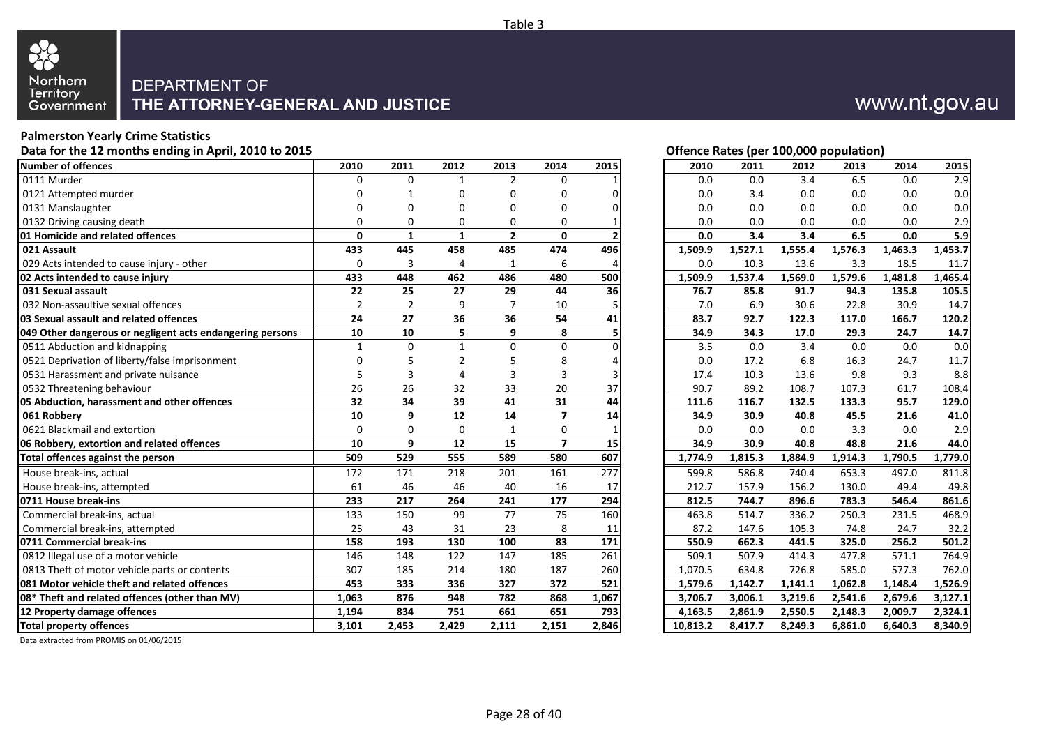Table 3

Northern Territory Government

DEPARTMENT OF
**THE ATTORNEY-GENERAL AND JUSTICE**

www.nt.gov.au

**Palmerston Yearly Crime Statistics**

**Data for the 12 months ending in April, 2010 to 2015**

**Offence Rates (per 100,000 population)**

| Number of offences | 2010 | 2011 | 2012 | 2013 | 2014 | 2015 | 2010 | 2011 | 2012 | 2013 | 2014 | 2015 |
|---|---|---|---|---|---|---|---|---|---|---|---|---|
| 0111 Murder | 0 | 0 | 1 | 2 | 0 | 1 | 0.0 | 0.0 | 3.4 | 6.5 | 0.0 | 2.9 |
| 0121 Attempted murder | 0 | 1 | 0 | 0 | 0 | 0 | 0.0 | 3.4 | 0.0 | 0.0 | 0.0 | 0.0 |
| 0131 Manslaughter | 0 | 0 | 0 | 0 | 0 | 0 | 0.0 | 0.0 | 0.0 | 0.0 | 0.0 | 0.0 |
| 0132 Driving causing death | 0 | 0 | 0 | 0 | 0 | 1 | 0.0 | 0.0 | 0.0 | 0.0 | 0.0 | 2.9 |
| **01 Homicide and related offences** | **0** | **1** | **1** | **2** | **0** | **2** | **0.0** | **3.4** | **3.4** | **6.5** | **0.0** | **5.9** |
| **021 Assault** | **433** | **445** | **458** | **485** | **474** | **496** | **1,509.9** | **1,527.1** | **1,555.4** | **1,576.3** | **1,463.3** | **1,453.7** |
| 029 Acts intended to cause injury - other | 0 | 3 | 4 | 1 | 6 | 4 | 0.0 | 10.3 | 13.6 | 3.3 | 18.5 | 11.7 |
| **02 Acts intended to cause injury** | **433** | **448** | **462** | **486** | **480** | **500** | **1,509.9** | **1,537.4** | **1,569.0** | **1,579.6** | **1,481.8** | **1,465.4** |
| **031 Sexual assault** | **22** | **25** | **27** | **29** | **44** | **36** | **76.7** | **85.8** | **91.7** | **94.3** | **135.8** | **105.5** |
| 032 Non-assaultive sexual offences | 2 | 2 | 9 | 7 | 10 | 5 | 7.0 | 6.9 | 30.6 | 22.8 | 30.9 | 14.7 |
| **03 Sexual assault and related offences** | **24** | **27** | **36** | **36** | **54** | **41** | **83.7** | **92.7** | **122.3** | **117.0** | **166.7** | **120.2** |
| **049 Other dangerous or negligent acts endangering persons** | **10** | **10** | **5** | **9** | **8** | **5** | **34.9** | **34.3** | **17.0** | **29.3** | **24.7** | **14.7** |
| 0511 Abduction and kidnapping | 1 | 0 | 1 | 0 | 0 | 0 | 3.5 | 0.0 | 3.4 | 0.0 | 0.0 | 0.0 |
| 0521 Deprivation of liberty/false imprisonment | 0 | 5 | 2 | 5 | 8 | 4 | 0.0 | 17.2 | 6.8 | 16.3 | 24.7 | 11.7 |
| 0531 Harassment and private nuisance | 5 | 3 | 4 | 3 | 3 | 3 | 17.4 | 10.3 | 13.6 | 9.8 | 9.3 | 8.8 |
| 0532 Threatening behaviour | 26 | 26 | 32 | 33 | 20 | 37 | 90.7 | 89.2 | 108.7 | 107.3 | 61.7 | 108.4 |
| **05 Abduction, harassment and other offences** | **32** | **34** | **39** | **41** | **31** | **44** | **111.6** | **116.7** | **132.5** | **133.3** | **95.7** | **129.0** |
| **061 Robbery** | **10** | **9** | **12** | **14** | **7** | **14** | **34.9** | **30.9** | **40.8** | **45.5** | **21.6** | **41.0** |
| 0621 Blackmail and extortion | 0 | 0 | 0 | 1 | 0 | 1 | 0.0 | 0.0 | 0.0 | 3.3 | 0.0 | 2.9 |
| **06 Robbery, extortion and related offences** | **10** | **9** | **12** | **15** | **7** | **15** | **34.9** | **30.9** | **40.8** | **48.8** | **21.6** | **44.0** |
| **Total offences against the person** | **509** | **529** | **555** | **589** | **580** | **607** | **1,774.9** | **1,815.3** | **1,884.9** | **1,914.3** | **1,790.5** | **1,779.0** |
| House break-ins, actual | 172 | 171 | 218 | 201 | 161 | 277 | 599.8 | 586.8 | 740.4 | 653.3 | 497.0 | 811.8 |
| House break-ins, attempted | 61 | 46 | 46 | 40 | 16 | 17 | 212.7 | 157.9 | 156.2 | 130.0 | 49.4 | 49.8 |
| **0711 House break-ins** | **233** | **217** | **264** | **241** | **177** | **294** | **812.5** | **744.7** | **896.6** | **783.3** | **546.4** | **861.6** |
| Commercial break-ins, actual | 133 | 150 | 99 | 77 | 75 | 160 | 463.8 | 514.7 | 336.2 | 250.3 | 231.5 | 468.9 |
| Commercial break-ins, attempted | 25 | 43 | 31 | 23 | 8 | 11 | 87.2 | 147.6 | 105.3 | 74.8 | 24.7 | 32.2 |
| **0711 Commercial break-ins** | **158** | **193** | **130** | **100** | **83** | **171** | **550.9** | **662.3** | **441.5** | **325.0** | **256.2** | **501.2** |
| 0812 Illegal use of a motor vehicle | 146 | 148 | 122 | 147 | 185 | 261 | 509.1 | 507.9 | 414.3 | 477.8 | 571.1 | 764.9 |
| 0813 Theft of motor vehicle parts or contents | 307 | 185 | 214 | 180 | 187 | 260 | 1,070.5 | 634.8 | 726.8 | 585.0 | 577.3 | 762.0 |
| **081 Motor vehicle theft and related offences** | **453** | **333** | **336** | **327** | **372** | **521** | **1,579.6** | **1,142.7** | **1,141.1** | **1,062.8** | **1,148.4** | **1,526.9** |
| **08* Theft and related offences (other than MV)** | **1,063** | **876** | **948** | **782** | **868** | **1,067** | **3,706.7** | **3,006.1** | **3,219.6** | **2,541.6** | **2,679.6** | **3,127.1** |
| **12 Property damage offences** | **1,194** | **834** | **751** | **661** | **651** | **793** | **4,163.5** | **2,861.9** | **2,550.5** | **2,148.3** | **2,009.7** | **2,324.1** |
| **Total property offences** | **3,101** | **2,453** | **2,429** | **2,111** | **2,151** | **2,846** | **10,813.2** | **8,417.7** | **8,249.3** | **6,861.0** | **6,640.3** | **8,340.9** |

Data extracted from PROMIS on 01/06/2015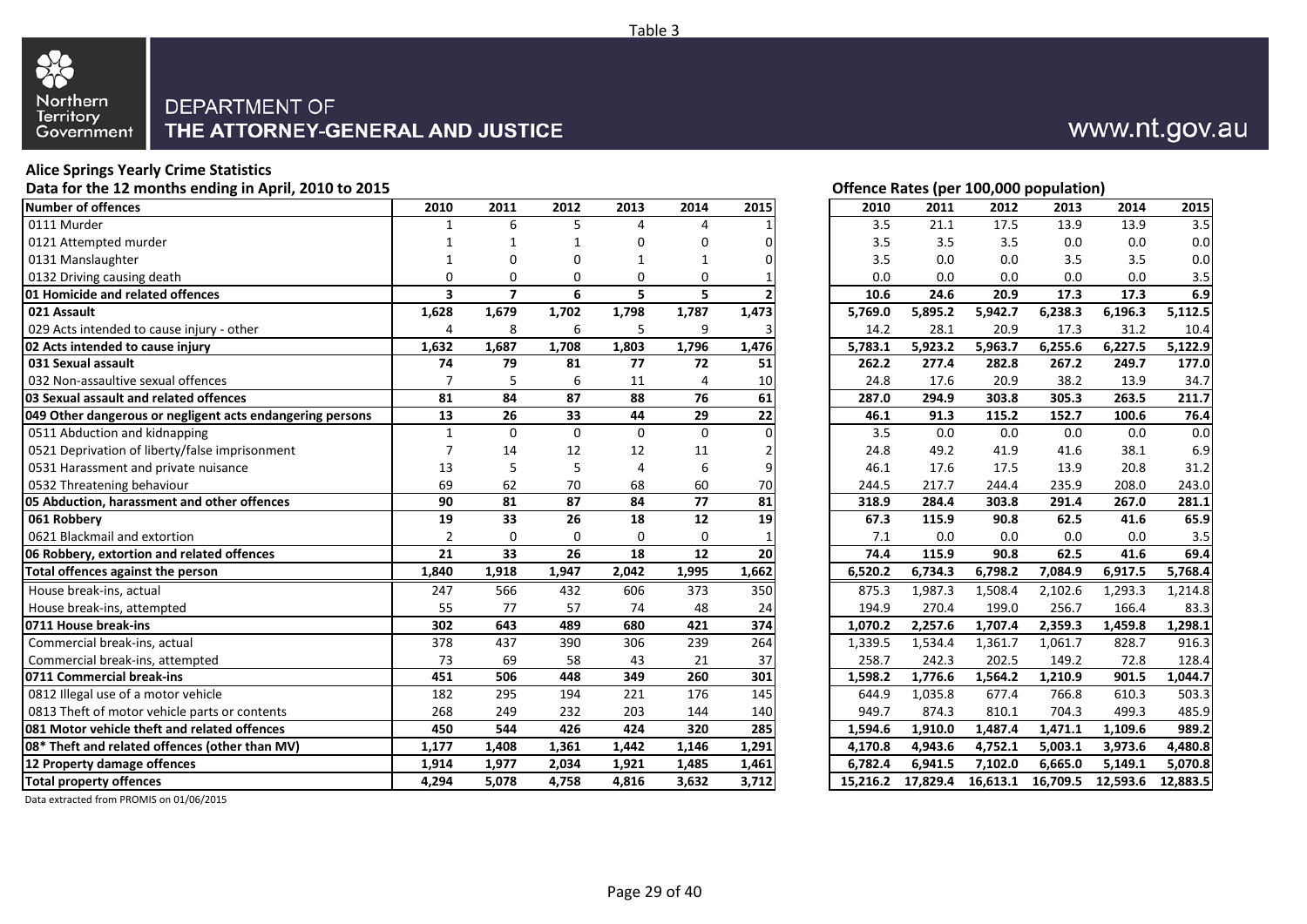Table 3

Northern Territory Government

DEPARTMENT OF
**THE ATTORNEY-GENERAL AND JUSTICE**

www.nt.gov.au

## Alice Springs Yearly Crime Statistics

**Data for the 12 months ending in April, 2010 to 2015**

| Number of offences | 2010 | 2011 | 2012 | 2013 | 2014 | 2015 | Offence Rates (per 100,000 population) 2010 | 2011 | 2012 | 2013 | 2014 | 2015 |
|---|---|---|---|---|---|---|---|---|---|---|---|---|
| 0111 Murder | 1 | 6 | 5 | 4 | 4 | 1 | 3.5 | 21.1 | 17.5 | 13.9 | 13.9 | 3.5 |
| 0121 Attempted murder | 1 | 1 | 1 | 0 | 0 | 0 | 3.5 | 3.5 | 3.5 | 0.0 | 0.0 | 0.0 |
| 0131 Manslaughter | 1 | 0 | 0 | 1 | 1 | 0 | 3.5 | 0.0 | 0.0 | 3.5 | 3.5 | 0.0 |
| 0132 Driving causing death | 0 | 0 | 0 | 0 | 0 | 1 | 0.0 | 0.0 | 0.0 | 0.0 | 0.0 | 3.5 |
| **01 Homicide and related offences** | **3** | **7** | **6** | **5** | **5** | **2** | **10.6** | **24.6** | **20.9** | **17.3** | **17.3** | **6.9** |
| **021 Assault** | **1,628** | **1,679** | **1,702** | **1,798** | **1,787** | **1,473** | **5,769.0** | **5,895.2** | **5,942.7** | **6,238.3** | **6,196.3** | **5,112.5** |
| 029 Acts intended to cause injury - other | 4 | 8 | 6 | 5 | 9 | 3 | 14.2 | 28.1 | 20.9 | 17.3 | 31.2 | 10.4 |
| **02 Acts intended to cause injury** | **1,632** | **1,687** | **1,708** | **1,803** | **1,796** | **1,476** | **5,783.1** | **5,923.2** | **5,963.7** | **6,255.6** | **6,227.5** | **5,122.9** |
| **031 Sexual assault** | **74** | **79** | **81** | **77** | **72** | **51** | **262.2** | **277.4** | **282.8** | **267.2** | **249.7** | **177.0** |
| 032 Non-assaultive sexual offences | 7 | 5 | 6 | 11 | 4 | 10 | 24.8 | 17.6 | 20.9 | 38.2 | 13.9 | 34.7 |
| **03 Sexual assault and related offences** | **81** | **84** | **87** | **88** | **76** | **61** | **287.0** | **294.9** | **303.8** | **305.3** | **263.5** | **211.7** |
| **049 Other dangerous or negligent acts endangering persons** | **13** | **26** | **33** | **44** | **29** | **22** | **46.1** | **91.3** | **115.2** | **152.7** | **100.6** | **76.4** |
| 0511 Abduction and kidnapping | 1 | 0 | 0 | 0 | 0 | 0 | 3.5 | 0.0 | 0.0 | 0.0 | 0.0 | 0.0 |
| 0521 Deprivation of liberty/false imprisonment | 7 | 14 | 12 | 12 | 11 | 2 | 24.8 | 49.2 | 41.9 | 41.6 | 38.1 | 6.9 |
| 0531 Harassment and private nuisance | 13 | 5 | 5 | 4 | 6 | 9 | 46.1 | 17.6 | 17.5 | 13.9 | 20.8 | 31.2 |
| 0532 Threatening behaviour | 69 | 62 | 70 | 68 | 60 | 70 | 244.5 | 217.7 | 244.4 | 235.9 | 208.0 | 243.0 |
| **05 Abduction, harassment and other offences** | **90** | **81** | **87** | **84** | **77** | **81** | **318.9** | **284.4** | **303.8** | **291.4** | **267.0** | **281.1** |
| **061 Robbery** | **19** | **33** | **26** | **18** | **12** | **19** | **67.3** | **115.9** | **90.8** | **62.5** | **41.6** | **65.9** |
| 0621 Blackmail and extortion | 2 | 0 | 0 | 0 | 0 | 1 | 7.1 | 0.0 | 0.0 | 0.0 | 0.0 | 3.5 |
| **06 Robbery, extortion and related offences** | **21** | **33** | **26** | **18** | **12** | **20** | **74.4** | **115.9** | **90.8** | **62.5** | **41.6** | **69.4** |
| **Total offences against the person** | **1,840** | **1,918** | **1,947** | **2,042** | **1,995** | **1,662** | **6,520.2** | **6,734.3** | **6,798.2** | **7,084.9** | **6,917.5** | **5,768.4** |
| House break-ins, actual | 247 | 566 | 432 | 606 | 373 | 350 | 875.3 | 1,987.3 | 1,508.4 | 2,102.6 | 1,293.3 | 1,214.8 |
| House break-ins, attempted | 55 | 77 | 57 | 74 | 48 | 24 | 194.9 | 270.4 | 199.0 | 256.7 | 166.4 | 83.3 |
| **0711 House break-ins** | **302** | **643** | **489** | **680** | **421** | **374** | **1,070.2** | **2,257.6** | **1,707.4** | **2,359.3** | **1,459.8** | **1,298.1** |
| Commercial break-ins, actual | 378 | 437 | 390 | 306 | 239 | 264 | 1,339.5 | 1,534.4 | 1,361.7 | 1,061.7 | 828.7 | 916.3 |
| Commercial break-ins, attempted | 73 | 69 | 58 | 43 | 21 | 37 | 258.7 | 242.3 | 202.5 | 149.2 | 72.8 | 128.4 |
| **0711 Commercial break-ins** | **451** | **506** | **448** | **349** | **260** | **301** | **1,598.2** | **1,776.6** | **1,564.2** | **1,210.9** | **901.5** | **1,044.7** |
| 0812 Illegal use of a motor vehicle | 182 | 295 | 194 | 221 | 176 | 145 | 644.9 | 1,035.8 | 677.4 | 766.8 | 610.3 | 503.3 |
| 0813 Theft of motor vehicle parts or contents | 268 | 249 | 232 | 203 | 144 | 140 | 949.7 | 874.3 | 810.1 | 704.3 | 499.3 | 485.9 |
| **081 Motor vehicle theft and related offences** | **450** | **544** | **426** | **424** | **320** | **285** | **1,594.6** | **1,910.0** | **1,487.4** | **1,471.1** | **1,109.6** | **989.2** |
| **08* Theft and related offences (other than MV)** | **1,177** | **1,408** | **1,361** | **1,442** | **1,146** | **1,291** | **4,170.8** | **4,943.6** | **4,752.1** | **5,003.1** | **3,973.6** | **4,480.8** |
| **12 Property damage offences** | **1,914** | **1,977** | **2,034** | **1,921** | **1,485** | **1,461** | **6,782.4** | **6,941.5** | **7,102.0** | **6,665.0** | **5,149.1** | **5,070.8** |
| **Total property offences** | **4,294** | **5,078** | **4,758** | **4,816** | **3,632** | **3,712** | **15,216.2** | **17,829.4** | **16,613.1** | **16,709.5** | **12,593.6** | **12,883.5** |

Data extracted from PROMIS on 01/06/2015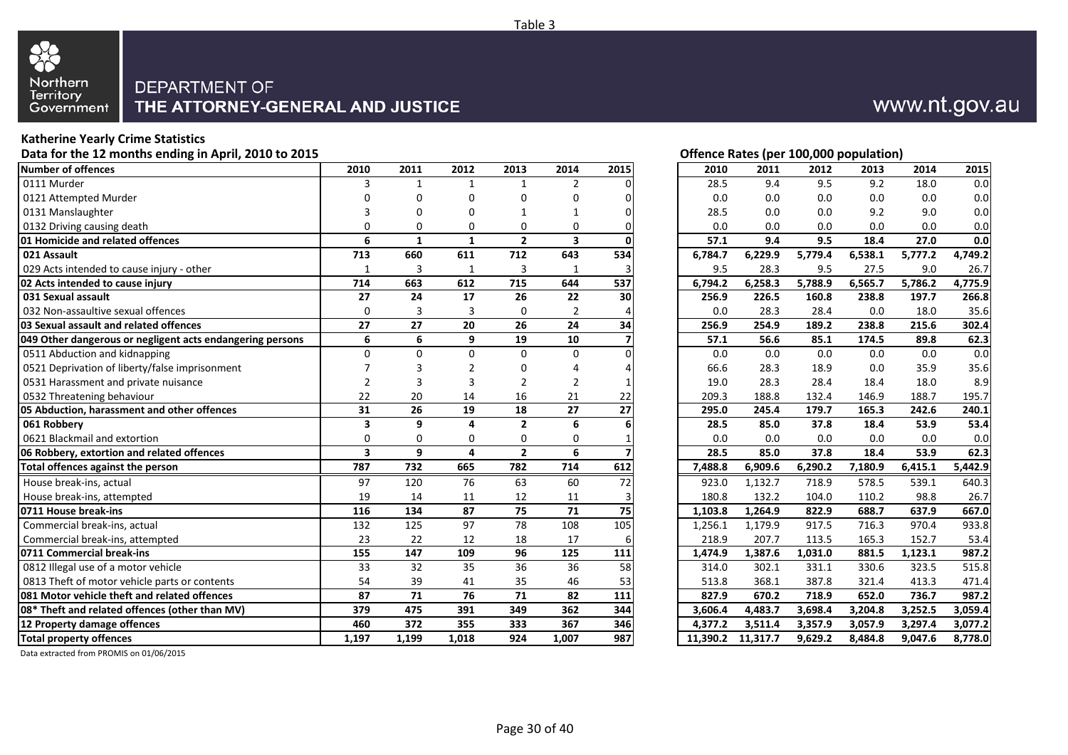Table 3

Northern Territory Government

DEPARTMENT OF
**THE ATTORNEY-GENERAL AND JUSTICE**

www.nt.gov.au

**Katherine Yearly Crime Statistics**

**Data for the 12 months ending in April, 2010 to 2015**

| Number of offences | 2010 | 2011 | 2012 | 2013 | 2014 | 2015 |
|---|---|---|---|---|---|---|
| 0111 Murder | 3 | 1 | 1 | 1 | 2 | 0 |
| 0121 Attempted Murder | 0 | 0 | 0 | 0 | 0 | 0 |
| 0131 Manslaughter | 3 | 0 | 0 | 1 | 1 | 0 |
| 0132 Driving causing death | 0 | 0 | 0 | 0 | 0 | 0 |
| **01 Homicide and related offences** | **6** | **1** | **1** | **2** | **3** | **0** |
| **021 Assault** | **713** | **660** | **611** | **712** | **643** | **534** |
| 029 Acts intended to cause injury - other | 1 | 3 | 1 | 3 | 1 | 3 |
| **02 Acts intended to cause injury** | **714** | **663** | **612** | **715** | **644** | **537** |
| **031 Sexual assault** | **27** | **24** | **17** | **26** | **22** | **30** |
| 032 Non-assaultive sexual offences | 0 | 3 | 3 | 0 | 2 | 4 |
| **03 Sexual assault and related offences** | **27** | **27** | **20** | **26** | **24** | **34** |
| **049 Other dangerous or negligent acts endangering persons** | **6** | **6** | **9** | **19** | **10** | **7** |
| 0511 Abduction and kidnapping | 0 | 0 | 0 | 0 | 0 | 0 |
| 0521 Deprivation of liberty/false imprisonment | 7 | 3 | 2 | 0 | 4 | 4 |
| 0531 Harassment and private nuisance | 2 | 3 | 3 | 2 | 2 | 1 |
| 0532 Threatening behaviour | 22 | 20 | 14 | 16 | 21 | 22 |
| **05 Abduction, harassment and other offences** | **31** | **26** | **19** | **18** | **27** | **27** |
| **061 Robbery** | **3** | **9** | **4** | **2** | **6** | **6** |
| 0621 Blackmail and extortion | 0 | 0 | 0 | 0 | 0 | 1 |
| **06 Robbery, extortion and related offences** | **3** | **9** | **4** | **2** | **6** | **7** |
| **Total offences against the person** | **787** | **732** | **665** | **782** | **714** | **612** |
| House break-ins, actual | 97 | 120 | 76 | 63 | 60 | 72 |
| House break-ins, attempted | 19 | 14 | 11 | 12 | 11 | 3 |
| **0711 House break-ins** | **116** | **134** | **87** | **75** | **71** | **75** |
| Commercial break-ins, actual | 132 | 125 | 97 | 78 | 108 | 105 |
| Commercial break-ins, attempted | 23 | 22 | 12 | 18 | 17 | 6 |
| **0711 Commercial break-ins** | **155** | **147** | **109** | **96** | **125** | **111** |
| 0812 Illegal use of a motor vehicle | 33 | 32 | 35 | 36 | 36 | 58 |
| 0813 Theft of motor vehicle parts or contents | 54 | 39 | 41 | 35 | 46 | 53 |
| **081 Motor vehicle theft and related offences** | **87** | **71** | **76** | **71** | **82** | **111** |
| **08* Theft and related offences (other than MV)** | **379** | **475** | **391** | **349** | **362** | **344** |
| **12 Property damage offences** | **460** | **372** | **355** | **333** | **367** | **346** |
| **Total property offences** | **1,197** | **1,199** | **1,018** | **924** | **1,007** | **987** |

**Offence Rates (per 100,000 population)**

| Number of offences | 2010 | 2011 | 2012 | 2013 | 2014 | 2015 |
|---|---|---|---|---|---|---|
| 0111 Murder | 28.5 | 9.4 | 9.5 | 9.2 | 18.0 | 0.0 |
| 0121 Attempted Murder | 0.0 | 0.0 | 0.0 | 0.0 | 0.0 | 0.0 |
| 0131 Manslaughter | 28.5 | 0.0 | 0.0 | 9.2 | 9.0 | 0.0 |
| 0132 Driving causing death | 0.0 | 0.0 | 0.0 | 0.0 | 0.0 | 0.0 |
| **01 Homicide and related offences** | **57.1** | **9.4** | **9.5** | **18.4** | **27.0** | **0.0** |
| **021 Assault** | **6,784.7** | **6,229.9** | **5,779.4** | **6,538.1** | **5,777.2** | **4,749.2** |
| 029 Acts intended to cause injury - other | 9.5 | 28.3 | 9.5 | 27.5 | 9.0 | 26.7 |
| **02 Acts intended to cause injury** | **6,794.2** | **6,258.3** | **5,788.9** | **6,565.7** | **5,786.2** | **4,775.9** |
| **031 Sexual assault** | **256.9** | **226.5** | **160.8** | **238.8** | **197.7** | **266.8** |
| 032 Non-assaultive sexual offences | 0.0 | 28.3 | 28.4 | 0.0 | 18.0 | 35.6 |
| **03 Sexual assault and related offences** | **256.9** | **254.9** | **189.2** | **238.8** | **215.6** | **302.4** |
| **049 Other dangerous or negligent acts endangering persons** | **57.1** | **56.6** | **85.1** | **174.5** | **89.8** | **62.3** |
| 0511 Abduction and kidnapping | 0.0 | 0.0 | 0.0 | 0.0 | 0.0 | 0.0 |
| 0521 Deprivation of liberty/false imprisonment | 66.6 | 28.3 | 18.9 | 0.0 | 35.9 | 35.6 |
| 0531 Harassment and private nuisance | 19.0 | 28.3 | 28.4 | 18.4 | 18.0 | 8.9 |
| 0532 Threatening behaviour | 209.3 | 188.8 | 132.4 | 146.9 | 188.7 | 195.7 |
| **05 Abduction, harassment and other offences** | **295.0** | **245.4** | **179.7** | **165.3** | **242.6** | **240.1** |
| **061 Robbery** | **28.5** | **85.0** | **37.8** | **18.4** | **53.9** | **53.4** |
| 0621 Blackmail and extortion | 0.0 | 0.0 | 0.0 | 0.0 | 0.0 | 0.0 |
| **06 Robbery, extortion and related offences** | **28.5** | **85.0** | **37.8** | **18.4** | **53.9** | **62.3** |
| **Total offences against the person** | **7,488.8** | **6,909.6** | **6,290.2** | **7,180.9** | **6,415.1** | **5,442.9** |
| House break-ins, actual | 923.0 | 1,132.7 | 718.9 | 578.5 | 539.1 | 640.3 |
| House break-ins, attempted | 180.8 | 132.2 | 104.0 | 110.2 | 98.8 | 26.7 |
| **0711 House break-ins** | **1,103.8** | **1,264.9** | **822.9** | **688.7** | **637.9** | **667.0** |
| Commercial break-ins, actual | 1,256.1 | 1,179.9 | 917.5 | 716.3 | 970.4 | 933.8 |
| Commercial break-ins, attempted | 218.9 | 207.7 | 113.5 | 165.3 | 152.7 | 53.4 |
| **0711 Commercial break-ins** | **1,474.9** | **1,387.6** | **1,031.0** | **881.5** | **1,123.1** | **987.2** |
| 0812 Illegal use of a motor vehicle | 314.0 | 302.1 | 331.1 | 330.6 | 323.5 | 515.8 |
| 0813 Theft of motor vehicle parts or contents | 513.8 | 368.1 | 387.8 | 321.4 | 413.3 | 471.4 |
| **081 Motor vehicle theft and related offences** | **827.9** | **670.2** | **718.9** | **652.0** | **736.7** | **987.2** |
| **08* Theft and related offences (other than MV)** | **3,606.4** | **4,483.7** | **3,698.4** | **3,204.8** | **3,252.5** | **3,059.4** |
| **12 Property damage offences** | **4,377.2** | **3,511.4** | **3,357.9** | **3,057.9** | **3,297.4** | **3,077.2** |
| **Total property offences** | **11,390.2** | **11,317.7** | **9,629.2** | **8,484.8** | **9,047.6** | **8,778.0** |

Data extracted from PROMIS on 01/06/2015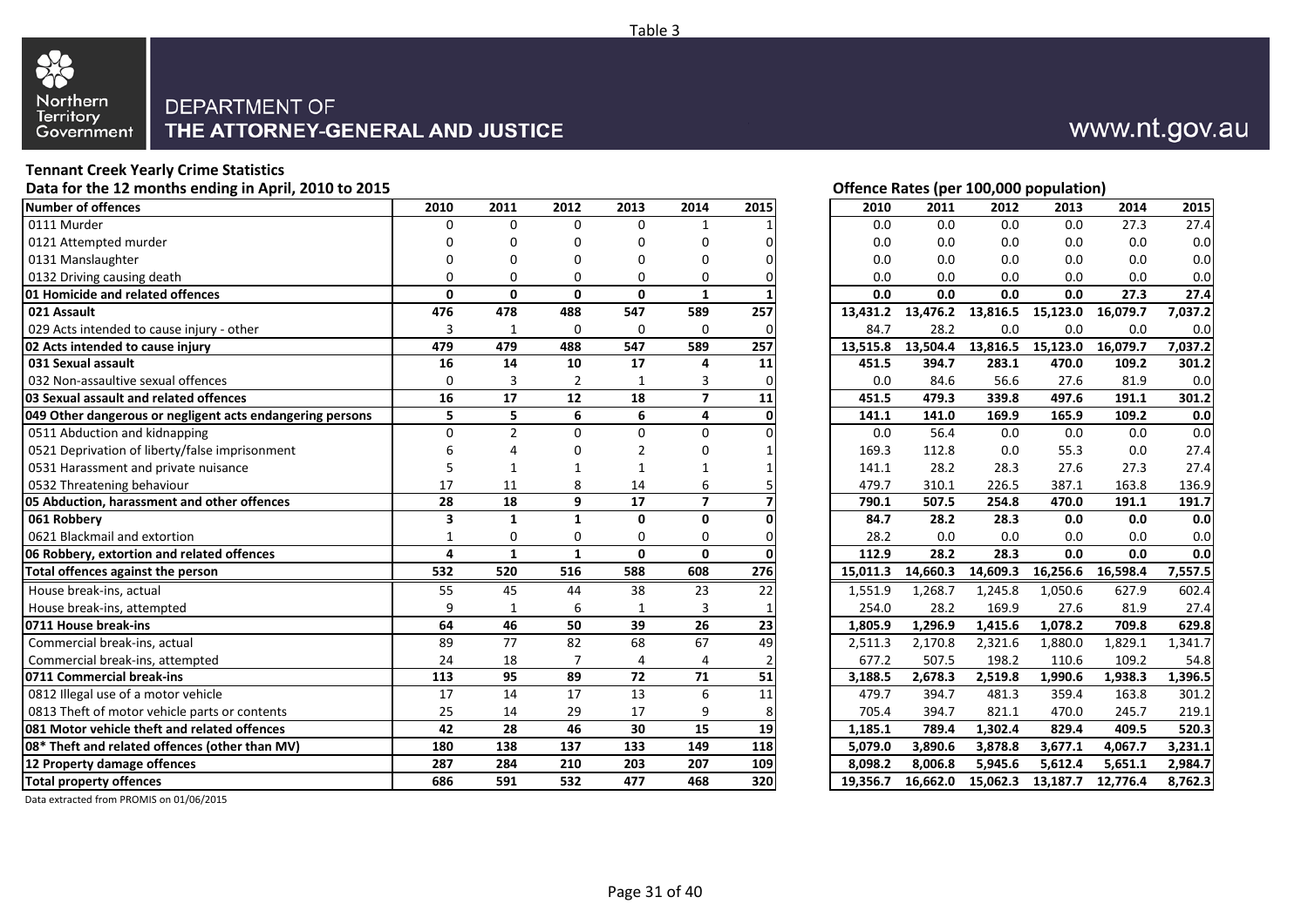Table 3

DEPARTMENT OF
**THE ATTORNEY-GENERAL AND JUSTICE**

www.nt.gov.au

## Tennant Creek Yearly Crime Statistics

**Data for the 12 months ending in April, 2010 to 2015**

| Number of offences | 2010 | 2011 | 2012 | 2013 | 2014 | 2015 |
|---|---|---|---|---|---|---|
| 0111 Murder | 0 | 0 | 0 | 0 | 1 | 1 |
| 0121 Attempted murder | 0 | 0 | 0 | 0 | 0 | 0 |
| 0131 Manslaughter | 0 | 0 | 0 | 0 | 0 | 0 |
| 0132 Driving causing death | 0 | 0 | 0 | 0 | 0 | 0 |
| **01 Homicide and related offences** | **0** | **0** | **0** | **0** | **1** | **1** |
| **021 Assault** | **476** | **478** | **488** | **547** | **589** | **257** |
| 029 Acts intended to cause injury - other | 3 | 1 | 0 | 0 | 0 | 0 |
| **02 Acts intended to cause injury** | **479** | **479** | **488** | **547** | **589** | **257** |
| **031 Sexual assault** | **16** | **14** | **10** | **17** | **4** | **11** |
| 032 Non-assaultive sexual offences | 0 | 3 | 2 | 1 | 3 | 0 |
| **03 Sexual assault and related offences** | **16** | **17** | **12** | **18** | **7** | **11** |
| **049 Other dangerous or negligent acts endangering persons** | **5** | **5** | **6** | **6** | **4** | **0** |
| 0511 Abduction and kidnapping | 0 | 2 | 0 | 0 | 0 | 0 |
| 0521 Deprivation of liberty/false imprisonment | 6 | 4 | 0 | 2 | 0 | 1 |
| 0531 Harassment and private nuisance | 5 | 1 | 1 | 1 | 1 | 1 |
| 0532 Threatening behaviour | 17 | 11 | 8 | 14 | 6 | 5 |
| **05 Abduction, harassment and other offences** | **28** | **18** | **9** | **17** | **7** | **7** |
| **061 Robbery** | **3** | **1** | **1** | **0** | **0** | **0** |
| 0621 Blackmail and extortion | 1 | 0 | 0 | 0 | 0 | 0 |
| **06 Robbery, extortion and related offences** | **4** | **1** | **1** | **0** | **0** | **0** |
| **Total offences against the person** | **532** | **520** | **516** | **588** | **608** | **276** |
| House break-ins, actual | 55 | 45 | 44 | 38 | 23 | 22 |
| House break-ins, attempted | 9 | 1 | 6 | 1 | 3 | 1 |
| **0711 House break-ins** | **64** | **46** | **50** | **39** | **26** | **23** |
| Commercial break-ins, actual | 89 | 77 | 82 | 68 | 67 | 49 |
| Commercial break-ins, attempted | 24 | 18 | 7 | 4 | 4 | 2 |
| **0711 Commercial break-ins** | **113** | **95** | **89** | **72** | **71** | **51** |
| 0812 Illegal use of a motor vehicle | 17 | 14 | 17 | 13 | 6 | 11 |
| 0813 Theft of motor vehicle parts or contents | 25 | 14 | 29 | 17 | 9 | 8 |
| **081 Motor vehicle theft and related offences** | **42** | **28** | **46** | **30** | **15** | **19** |
| **08* Theft and related offences (other than MV)** | **180** | **138** | **137** | **133** | **149** | **118** |
| **12 Property damage offences** | **287** | **284** | **210** | **203** | **207** | **109** |
| **Total property offences** | **686** | **591** | **532** | **477** | **468** | **320** |

**Offence Rates (per 100,000 population)**

| Number of offences | 2010 | 2011 | 2012 | 2013 | 2014 | 2015 |
|---|---|---|---|---|---|---|
| 0111 Murder | 0.0 | 0.0 | 0.0 | 0.0 | 27.3 | 27.4 |
| 0121 Attempted murder | 0.0 | 0.0 | 0.0 | 0.0 | 0.0 | 0.0 |
| 0131 Manslaughter | 0.0 | 0.0 | 0.0 | 0.0 | 0.0 | 0.0 |
| 0132 Driving causing death | 0.0 | 0.0 | 0.0 | 0.0 | 0.0 | 0.0 |
| **01 Homicide and related offences** | **0.0** | **0.0** | **0.0** | **0.0** | **27.3** | **27.4** |
| **021 Assault** | **13,431.2** | **13,476.2** | **13,816.5** | **15,123.0** | **16,079.7** | **7,037.2** |
| 029 Acts intended to cause injury - other | 84.7 | 28.2 | 0.0 | 0.0 | 0.0 | 0.0 |
| **02 Acts intended to cause injury** | **13,515.8** | **13,504.4** | **13,816.5** | **15,123.0** | **16,079.7** | **7,037.2** |
| **031 Sexual assault** | **451.5** | **394.7** | **283.1** | **470.0** | **109.2** | **301.2** |
| 032 Non-assaultive sexual offences | 0.0 | 84.6 | 56.6 | 27.6 | 81.9 | 0.0 |
| **03 Sexual assault and related offences** | **451.5** | **479.3** | **339.8** | **497.6** | **191.1** | **301.2** |
| **049 Other dangerous or negligent acts endangering persons** | **141.1** | **141.0** | **169.9** | **165.9** | **109.2** | **0.0** |
| 0511 Abduction and kidnapping | 0.0 | 56.4 | 0.0 | 0.0 | 0.0 | 0.0 |
| 0521 Deprivation of liberty/false imprisonment | 169.3 | 112.8 | 0.0 | 55.3 | 0.0 | 27.4 |
| 0531 Harassment and private nuisance | 141.1 | 28.2 | 28.3 | 27.6 | 27.3 | 27.4 |
| 0532 Threatening behaviour | 479.7 | 310.1 | 226.5 | 387.1 | 163.8 | 136.9 |
| **05 Abduction, harassment and other offences** | **790.1** | **507.5** | **254.8** | **470.0** | **191.1** | **191.7** |
| **061 Robbery** | **84.7** | **28.2** | **28.3** | **0.0** | **0.0** | **0.0** |
| 0621 Blackmail and extortion | 28.2 | 0.0 | 0.0 | 0.0 | 0.0 | 0.0 |
| **06 Robbery, extortion and related offences** | **112.9** | **28.2** | **28.3** | **0.0** | **0.0** | **0.0** |
| **Total offences against the person** | **15,011.3** | **14,660.3** | **14,609.3** | **16,256.6** | **16,598.4** | **7,557.5** |
| House break-ins, actual | 1,551.9 | 1,268.7 | 1,245.8 | 1,050.6 | 627.9 | 602.4 |
| House break-ins, attempted | 254.0 | 28.2 | 169.9 | 27.6 | 81.9 | 27.4 |
| **0711 House break-ins** | **1,805.9** | **1,296.9** | **1,415.6** | **1,078.2** | **709.8** | **629.8** |
| Commercial break-ins, actual | 2,511.3 | 2,170.8 | 2,321.6 | 1,880.0 | 1,829.1 | 1,341.7 |
| Commercial break-ins, attempted | 677.2 | 507.5 | 198.2 | 110.6 | 109.2 | 54.8 |
| **0711 Commercial break-ins** | **3,188.5** | **2,678.3** | **2,519.8** | **1,990.6** | **1,938.3** | **1,396.5** |
| 0812 Illegal use of a motor vehicle | 479.7 | 394.7 | 481.3 | 359.4 | 163.8 | 301.2 |
| 0813 Theft of motor vehicle parts or contents | 705.4 | 394.7 | 821.1 | 470.0 | 245.7 | 219.1 |
| **081 Motor vehicle theft and related offences** | **1,185.1** | **789.4** | **1,302.4** | **829.4** | **409.5** | **520.3** |
| **08* Theft and related offences (other than MV)** | **5,079.0** | **3,890.6** | **3,878.8** | **3,677.1** | **4,067.7** | **3,231.1** |
| **12 Property damage offences** | **8,098.2** | **8,006.8** | **5,945.6** | **5,612.4** | **5,651.1** | **2,984.7** |
| **Total property offences** | **19,356.7** | **16,662.0** | **15,062.3** | **13,187.7** | **12,776.4** | **8,762.3** |

Data extracted from PROMIS on 01/06/2015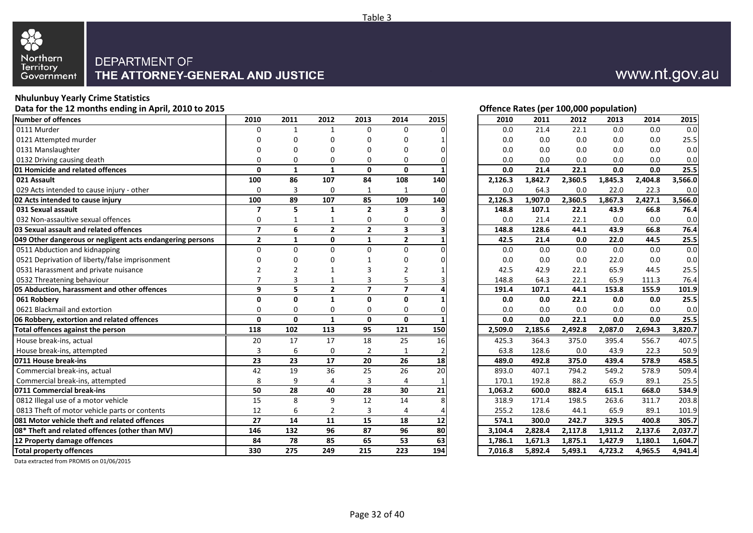Table 3

Northern Territory Government

DEPARTMENT OF
**THE ATTORNEY-GENERAL AND JUSTICE**

www.nt.gov.au

## Nhulunbuy Yearly Crime Statistics

**Data for the 12 months ending in April, 2010 to 2015**

| Number of offences | 2010 | 2011 | 2012 | 2013 | 2014 | 2015 |
|---|---|---|---|---|---|---|
| 0111 Murder | 0 | 1 | 1 | 0 | 0 | 0 |
| 0121 Attempted murder | 0 | 0 | 0 | 0 | 0 | 1 |
| 0131 Manslaughter | 0 | 0 | 0 | 0 | 0 | 0 |
| 0132 Driving causing death | 0 | 0 | 0 | 0 | 0 | 0 |
| **01 Homicide and related offences** | **0** | **1** | **1** | **0** | **0** | **1** |
| **021 Assault** | **100** | **86** | **107** | **84** | **108** | **140** |
| 029 Acts intended to cause injury - other | 0 | 3 | 0 | 1 | 1 | 0 |
| **02 Acts intended to cause injury** | **100** | **89** | **107** | **85** | **109** | **140** |
| **031 Sexual assault** | **7** | **5** | **1** | **2** | **3** | **3** |
| 032 Non-assaultive sexual offences | 0 | 1 | 1 | 0 | 0 | 0 |
| **03 Sexual assault and related offences** | **7** | **6** | **2** | **2** | **3** | **3** |
| **049 Other dangerous or negligent acts endangering persons** | **2** | **1** | **0** | **1** | **2** | **1** |
| 0511 Abduction and kidnapping | 0 | 0 | 0 | 0 | 0 | 0 |
| 0521 Deprivation of liberty/false imprisonment | 0 | 0 | 0 | 1 | 0 | 0 |
| 0531 Harassment and private nuisance | 2 | 2 | 1 | 3 | 2 | 1 |
| 0532 Threatening behaviour | 7 | 3 | 1 | 3 | 5 | 3 |
| **05 Abduction, harassment and other offences** | **9** | **5** | **2** | **7** | **7** | **4** |
| **061 Robbery** | **0** | **0** | **1** | **0** | **0** | **1** |
| 0621 Blackmail and extortion | 0 | 0 | 0 | 0 | 0 | 0 |
| **06 Robbery, extortion and related offences** | **0** | **0** | **1** | **0** | **0** | **1** |
| **Total offences against the person** | **118** | **102** | **113** | **95** | **121** | **150** |
| House break-ins, actual | 20 | 17 | 17 | 18 | 25 | 16 |
| House break-ins, attempted | 3 | 6 | 0 | 2 | 1 | 2 |
| **0711 House break-ins** | **23** | **23** | **17** | **20** | **26** | **18** |
| Commercial break-ins, actual | 42 | 19 | 36 | 25 | 26 | 20 |
| Commercial break-ins, attempted | 8 | 9 | 4 | 3 | 4 | 1 |
| **0711 Commercial break-ins** | **50** | **28** | **40** | **28** | **30** | **21** |
| 0812 Illegal use of a motor vehicle | 15 | 8 | 9 | 12 | 14 | 8 |
| 0813 Theft of motor vehicle parts or contents | 12 | 6 | 2 | 3 | 4 | 4 |
| **081 Motor vehicle theft and related offences** | **27** | **14** | **11** | **15** | **18** | **12** |
| **08* Theft and related offences (other than MV)** | **146** | **132** | **96** | **87** | **96** | **80** |
| **12 Property damage offences** | **84** | **78** | **85** | **65** | **53** | **63** |
| **Total property offences** | **330** | **275** | **249** | **215** | **223** | **194** |

**Offence Rates (per 100,000 population)**

| Offence | 2010 | 2011 | 2012 | 2013 | 2014 | 2015 |
|---|---|---|---|---|---|---|
| 0111 Murder | 0.0 | 21.4 | 22.1 | 0.0 | 0.0 | 0.0 |
| 0121 Attempted murder | 0.0 | 0.0 | 0.0 | 0.0 | 0.0 | 25.5 |
| 0131 Manslaughter | 0.0 | 0.0 | 0.0 | 0.0 | 0.0 | 0.0 |
| 0132 Driving causing death | 0.0 | 0.0 | 0.0 | 0.0 | 0.0 | 0.0 |
| **01 Homicide and related offences** | **0.0** | **21.4** | **22.1** | **0.0** | **0.0** | **25.5** |
| **021 Assault** | **2,126.3** | **1,842.7** | **2,360.5** | **1,845.3** | **2,404.8** | **3,566.0** |
| 029 Acts intended to cause injury - other | 0.0 | 64.3 | 0.0 | 22.0 | 22.3 | 0.0 |
| **02 Acts intended to cause injury** | **2,126.3** | **1,907.0** | **2,360.5** | **1,867.3** | **2,427.1** | **3,566.0** |
| **031 Sexual assault** | **148.8** | **107.1** | **22.1** | **43.9** | **66.8** | **76.4** |
| 032 Non-assaultive sexual offences | 0.0 | 21.4 | 22.1 | 0.0 | 0.0 | 0.0 |
| **03 Sexual assault and related offences** | **148.8** | **128.6** | **44.1** | **43.9** | **66.8** | **76.4** |
| **049 Other dangerous or negligent acts endangering persons** | **42.5** | **21.4** | **0.0** | **22.0** | **44.5** | **25.5** |
| 0511 Abduction and kidnapping | 0.0 | 0.0 | 0.0 | 0.0 | 0.0 | 0.0 |
| 0521 Deprivation of liberty/false imprisonment | 0.0 | 0.0 | 0.0 | 22.0 | 0.0 | 0.0 |
| 0531 Harassment and private nuisance | 42.5 | 42.9 | 22.1 | 65.9 | 44.5 | 25.5 |
| 0532 Threatening behaviour | 148.8 | 64.3 | 22.1 | 65.9 | 111.3 | 76.4 |
| **05 Abduction, harassment and other offences** | **191.4** | **107.1** | **44.1** | **153.8** | **155.9** | **101.9** |
| **061 Robbery** | **0.0** | **0.0** | **22.1** | **0.0** | **0.0** | **25.5** |
| 0621 Blackmail and extortion | 0.0 | 0.0 | 0.0 | 0.0 | 0.0 | 0.0 |
| **06 Robbery, extortion and related offences** | **0.0** | **0.0** | **22.1** | **0.0** | **0.0** | **25.5** |
| **Total offences against the person** | **2,509.0** | **2,185.6** | **2,492.8** | **2,087.0** | **2,694.3** | **3,820.7** |
| House break-ins, actual | 425.3 | 364.3 | 375.0 | 395.4 | 556.7 | 407.5 |
| House break-ins, attempted | 63.8 | 128.6 | 0.0 | 43.9 | 22.3 | 50.9 |
| **0711 House break-ins** | **489.0** | **492.8** | **375.0** | **439.4** | **578.9** | **458.5** |
| Commercial break-ins, actual | 893.0 | 407.1 | 794.2 | 549.2 | 578.9 | 509.4 |
| Commercial break-ins, attempted | 170.1 | 192.8 | 88.2 | 65.9 | 89.1 | 25.5 |
| **0711 Commercial break-ins** | **1,063.2** | **600.0** | **882.4** | **615.1** | **668.0** | **534.9** |
| 0812 Illegal use of a motor vehicle | 318.9 | 171.4 | 198.5 | 263.6 | 311.7 | 203.8 |
| 0813 Theft of motor vehicle parts or contents | 255.2 | 128.6 | 44.1 | 65.9 | 89.1 | 101.9 |
| **081 Motor vehicle theft and related offences** | **574.1** | **300.0** | **242.7** | **329.5** | **400.8** | **305.7** |
| **08* Theft and related offences (other than MV)** | **3,104.4** | **2,828.4** | **2,117.8** | **1,911.2** | **2,137.6** | **2,037.7** |
| **12 Property damage offences** | **1,786.1** | **1,671.3** | **1,875.1** | **1,427.9** | **1,180.1** | **1,604.7** |
| **Total property offences** | **7,016.8** | **5,892.4** | **5,493.1** | **4,723.2** | **4,965.5** | **4,941.4** |

Data extracted from PROMIS on 01/06/2015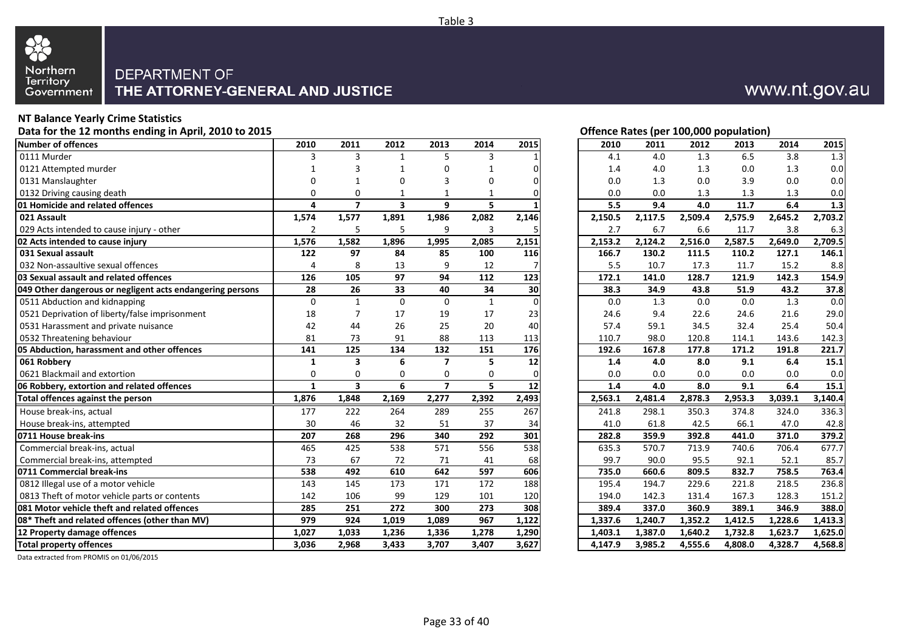Table 3

DEPARTMENT OF
**THE ATTORNEY-GENERAL AND JUSTICE**

www.nt.gov.au

**NT Balance Yearly Crime Statistics**

**Data for the 12 months ending in April, 2010 to 2015**

**Offence Rates (per 100,000 population)**

| Number of offences | 2010 | 2011 | 2012 | 2013 | 2014 | 2015 | 2010 | 2011 | 2012 | 2013 | 2014 | 2015 |
|---|---|---|---|---|---|---|---|---|---|---|---|---|
| 0111 Murder | 3 | 3 | 1 | 5 | 3 | 1 | 4.1 | 4.0 | 1.3 | 6.5 | 3.8 | 1.3 |
| 0121 Attempted murder | 1 | 3 | 1 | 0 | 1 | 0 | 1.4 | 4.0 | 1.3 | 0.0 | 1.3 | 0.0 |
| 0131 Manslaughter | 0 | 1 | 0 | 3 | 0 | 0 | 0.0 | 1.3 | 0.0 | 3.9 | 0.0 | 0.0 |
| 0132 Driving causing death | 0 | 0 | 1 | 1 | 1 | 0 | 0.0 | 0.0 | 1.3 | 1.3 | 1.3 | 0.0 |
| **01 Homicide and related offences** | **4** | **7** | **3** | **9** | **5** | **1** | **5.5** | **9.4** | **4.0** | **11.7** | **6.4** | **1.3** |
| **021 Assault** | **1,574** | **1,577** | **1,891** | **1,986** | **2,082** | **2,146** | **2,150.5** | **2,117.5** | **2,509.4** | **2,575.9** | **2,645.2** | **2,703.2** |
| 029 Acts intended to cause injury - other | 2 | 5 | 5 | 9 | 3 | 5 | 2.7 | 6.7 | 6.6 | 11.7 | 3.8 | 6.3 |
| **02 Acts intended to cause injury** | **1,576** | **1,582** | **1,896** | **1,995** | **2,085** | **2,151** | **2,153.2** | **2,124.2** | **2,516.0** | **2,587.5** | **2,649.0** | **2,709.5** |
| **031 Sexual assault** | **122** | **97** | **84** | **85** | **100** | **116** | **166.7** | **130.2** | **111.5** | **110.2** | **127.1** | **146.1** |
| 032 Non-assaultive sexual offences | 4 | 8 | 13 | 9 | 12 | 7 | 5.5 | 10.7 | 17.3 | 11.7 | 15.2 | 8.8 |
| **03 Sexual assault and related offences** | **126** | **105** | **97** | **94** | **112** | **123** | **172.1** | **141.0** | **128.7** | **121.9** | **142.3** | **154.9** |
| **049 Other dangerous or negligent acts endangering persons** | **28** | **26** | **33** | **40** | **34** | **30** | **38.3** | **34.9** | **43.8** | **51.9** | **43.2** | **37.8** |
| 0511 Abduction and kidnapping | 0 | 1 | 0 | 0 | 1 | 0 | 0.0 | 1.3 | 0.0 | 0.0 | 1.3 | 0.0 |
| 0521 Deprivation of liberty/false imprisonment | 18 | 7 | 17 | 19 | 17 | 23 | 24.6 | 9.4 | 22.6 | 24.6 | 21.6 | 29.0 |
| 0531 Harassment and private nuisance | 42 | 44 | 26 | 25 | 20 | 40 | 57.4 | 59.1 | 34.5 | 32.4 | 25.4 | 50.4 |
| 0532 Threatening behaviour | 81 | 73 | 91 | 88 | 113 | 113 | 110.7 | 98.0 | 120.8 | 114.1 | 143.6 | 142.3 |
| **05 Abduction, harassment and other offences** | **141** | **125** | **134** | **132** | **151** | **176** | **192.6** | **167.8** | **177.8** | **171.2** | **191.8** | **221.7** |
| **061 Robbery** | **1** | **3** | **6** | **7** | **5** | **12** | **1.4** | **4.0** | **8.0** | **9.1** | **6.4** | **15.1** |
| 0621 Blackmail and extortion | 0 | 0 | 0 | 0 | 0 | 0 | 0.0 | 0.0 | 0.0 | 0.0 | 0.0 | 0.0 |
| **06 Robbery, extortion and related offences** | **1** | **3** | **6** | **7** | **5** | **12** | **1.4** | **4.0** | **8.0** | **9.1** | **6.4** | **15.1** |
| **Total offences against the person** | **1,876** | **1,848** | **2,169** | **2,277** | **2,392** | **2,493** | **2,563.1** | **2,481.4** | **2,878.3** | **2,953.3** | **3,039.1** | **3,140.4** |
| House break-ins, actual | 177 | 222 | 264 | 289 | 255 | 267 | 241.8 | 298.1 | 350.3 | 374.8 | 324.0 | 336.3 |
| House break-ins, attempted | 30 | 46 | 32 | 51 | 37 | 34 | 41.0 | 61.8 | 42.5 | 66.1 | 47.0 | 42.8 |
| **0711 House break-ins** | **207** | **268** | **296** | **340** | **292** | **301** | **282.8** | **359.9** | **392.8** | **441.0** | **371.0** | **379.2** |
| Commercial break-ins, actual | 465 | 425 | 538 | 571 | 556 | 538 | 635.3 | 570.7 | 713.9 | 740.6 | 706.4 | 677.7 |
| Commercial break-ins, attempted | 73 | 67 | 72 | 71 | 41 | 68 | 99.7 | 90.0 | 95.5 | 92.1 | 52.1 | 85.7 |
| **0711 Commercial break-ins** | **538** | **492** | **610** | **642** | **597** | **606** | **735.0** | **660.6** | **809.5** | **832.7** | **758.5** | **763.4** |
| 0812 Illegal use of a motor vehicle | 143 | 145 | 173 | 171 | 172 | 188 | 195.4 | 194.7 | 229.6 | 221.8 | 218.5 | 236.8 |
| 0813 Theft of motor vehicle parts or contents | 142 | 106 | 99 | 129 | 101 | 120 | 194.0 | 142.3 | 131.4 | 167.3 | 128.3 | 151.2 |
| **081 Motor vehicle theft and related offences** | **285** | **251** | **272** | **300** | **273** | **308** | **389.4** | **337.0** | **360.9** | **389.1** | **346.9** | **388.0** |
| **08* Theft and related offences (other than MV)** | **979** | **924** | **1,019** | **1,089** | **967** | **1,122** | **1,337.6** | **1,240.7** | **1,352.2** | **1,412.5** | **1,228.6** | **1,413.3** |
| **12 Property damage offences** | **1,027** | **1,033** | **1,236** | **1,336** | **1,278** | **1,290** | **1,403.1** | **1,387.0** | **1,640.2** | **1,732.8** | **1,623.7** | **1,625.0** |
| **Total property offences** | **3,036** | **2,968** | **3,433** | **3,707** | **3,407** | **3,627** | **4,147.9** | **3,985.2** | **4,555.6** | **4,808.0** | **4,328.7** | **4,568.8** |

Data extracted from PROMIS on 01/06/2015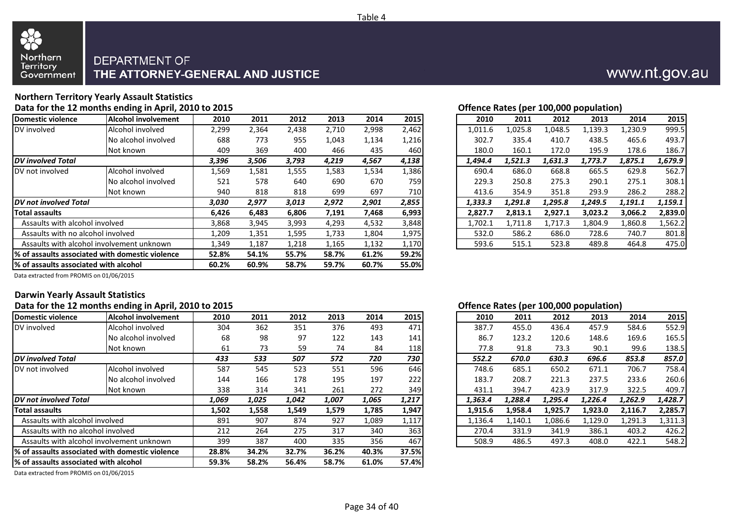Table 4

DEPARTMENT OF
**THE ATTORNEY-GENERAL AND JUSTICE**

www.nt.gov.au

### Northern Territory Yearly Assault Statistics

**Data for the 12 months ending in April, 2010 to 2015**

| Domestic violence | Alcohol involvement | 2010 | 2011 | 2012 | 2013 | 2014 | 2015 |
|---|---|---|---|---|---|---|---|
| DV involved | Alcohol involved | 2,299 | 2,364 | 2,438 | 2,710 | 2,998 | 2,462 |
| | No alcohol involved | 688 | 773 | 955 | 1,043 | 1,134 | 1,216 |
| | Not known | 409 | 369 | 400 | 466 | 435 | 460 |
| ***DV involved Total*** | | ***3,396*** | ***3,506*** | ***3,793*** | ***4,219*** | ***4,567*** | ***4,138*** |
| DV not involved | Alcohol involved | 1,569 | 1,581 | 1,555 | 1,583 | 1,534 | 1,386 |
| | No alcohol involved | 521 | 578 | 640 | 690 | 670 | 759 |
| | Not known | 940 | 818 | 818 | 699 | 697 | 710 |
| ***DV not involved Total*** | | ***3,030*** | ***2,977*** | ***3,013*** | ***2,972*** | ***2,901*** | ***2,855*** |
| **Total assaults** | | **6,426** | **6,483** | **6,806** | **7,191** | **7,468** | **6,993** |
| Assaults with alcohol involved | | 3,868 | 3,945 | 3,993 | 4,293 | 4,532 | 3,848 |
| Assaults with no alcohol involved | | 1,209 | 1,351 | 1,595 | 1,733 | 1,804 | 1,975 |
| Assaults with alcohol involvement unknown | | 1,349 | 1,187 | 1,218 | 1,165 | 1,132 | 1,170 |
| **% of assaults associated with domestic violence** | | **52.8%** | **54.1%** | **55.7%** | **58.7%** | **61.2%** | **59.2%** |
| **% of assaults associated with alcohol** | | **60.2%** | **60.9%** | **58.7%** | **59.7%** | **60.7%** | **55.0%** |

**Offence Rates (per 100,000 population)**

| Domestic violence | Alcohol involvement | 2010 | 2011 | 2012 | 2013 | 2014 | 2015 |
|---|---|---|---|---|---|---|---|
| DV involved | Alcohol involved | 1,011.6 | 1,025.8 | 1,048.5 | 1,139.3 | 1,230.9 | 999.5 |
| | No alcohol involved | 302.7 | 335.4 | 410.7 | 438.5 | 465.6 | 493.7 |
| | Not known | 180.0 | 160.1 | 172.0 | 195.9 | 178.6 | 186.7 |
| ***DV involved Total*** | | ***1,494.4*** | ***1,521.3*** | ***1,631.3*** | ***1,773.7*** | ***1,875.1*** | ***1,679.9*** |
| DV not involved | Alcohol involved | 690.4 | 686.0 | 668.8 | 665.5 | 629.8 | 562.7 |
| | No alcohol involved | 229.3 | 250.8 | 275.3 | 290.1 | 275.1 | 308.1 |
| | Not known | 413.6 | 354.9 | 351.8 | 293.9 | 286.2 | 288.2 |
| ***DV not involved Total*** | | ***1,333.3*** | ***1,291.8*** | ***1,295.8*** | ***1,249.5*** | ***1,191.1*** | ***1,159.1*** |
| **Total assaults** | | **2,827.7** | **2,813.1** | **2,927.1** | **3,023.2** | **3,066.2** | **2,839.0** |
| Assaults with alcohol involved | | 1,702.1 | 1,711.8 | 1,717.3 | 1,804.9 | 1,860.8 | 1,562.2 |
| Assaults with no alcohol involved | | 532.0 | 586.2 | 686.0 | 728.6 | 740.7 | 801.8 |
| Assaults with alcohol involvement unknown | | 593.6 | 515.1 | 523.8 | 489.8 | 464.8 | 475.0 |

Data extracted from PROMIS on 01/06/2015

### Darwin Yearly Assault Statistics

**Data for the 12 months ending in April, 2010 to 2015**

| Domestic violence | Alcohol involvement | 2010 | 2011 | 2012 | 2013 | 2014 | 2015 |
|---|---|---|---|---|---|---|---|
| DV involved | Alcohol involved | 304 | 362 | 351 | 376 | 493 | 471 |
| | No alcohol involved | 68 | 98 | 97 | 122 | 143 | 141 |
| | Not known | 61 | 73 | 59 | 74 | 84 | 118 |
| ***DV involved Total*** | | ***433*** | ***533*** | ***507*** | ***572*** | ***720*** | ***730*** |
| DV not involved | Alcohol involved | 587 | 545 | 523 | 551 | 596 | 646 |
| | No alcohol involved | 144 | 166 | 178 | 195 | 197 | 222 |
| | Not known | 338 | 314 | 341 | 261 | 272 | 349 |
| ***DV not involved Total*** | | ***1,069*** | ***1,025*** | ***1,042*** | ***1,007*** | ***1,065*** | ***1,217*** |
| **Total assaults** | | **1,502** | **1,558** | **1,549** | **1,579** | **1,785** | **1,947** |
| Assaults with alcohol involved | | 891 | 907 | 874 | 927 | 1,089 | 1,117 |
| Assaults with no alcohol involved | | 212 | 264 | 275 | 317 | 340 | 363 |
| Assaults with alcohol involvement unknown | | 399 | 387 | 400 | 335 | 356 | 467 |
| **% of assaults associated with domestic violence** | | **28.8%** | **34.2%** | **32.7%** | **36.2%** | **40.3%** | **37.5%** |
| **% of assaults associated with alcohol** | | **59.3%** | **58.2%** | **56.4%** | **58.7%** | **61.0%** | **57.4%** |

**Offence Rates (per 100,000 population)**

| Domestic violence | Alcohol involvement | 2010 | 2011 | 2012 | 2013 | 2014 | 2015 |
|---|---|---|---|---|---|---|---|
| DV involved | Alcohol involved | 387.7 | 455.0 | 436.4 | 457.9 | 584.6 | 552.9 |
| | No alcohol involved | 86.7 | 123.2 | 120.6 | 148.6 | 169.6 | 165.5 |
| | Not known | 77.8 | 91.8 | 73.3 | 90.1 | 99.6 | 138.5 |
| ***DV involved Total*** | | ***552.2*** | ***670.0*** | ***630.3*** | ***696.6*** | ***853.8*** | ***857.0*** |
| DV not involved | Alcohol involved | 748.6 | 685.1 | 650.2 | 671.1 | 706.7 | 758.4 |
| | No alcohol involved | 183.7 | 208.7 | 221.3 | 237.5 | 233.6 | 260.6 |
| | Not known | 431.1 | 394.7 | 423.9 | 317.9 | 322.5 | 409.7 |
| ***DV not involved Total*** | | ***1,363.4*** | ***1,288.4*** | ***1,295.4*** | ***1,226.4*** | ***1,262.9*** | ***1,428.7*** |
| **Total assaults** | | **1,915.6** | **1,958.4** | **1,925.7** | **1,923.0** | **2,116.7** | **2,285.7** |
| Assaults with alcohol involved | | 1,136.4 | 1,140.1 | 1,086.6 | 1,129.0 | 1,291.3 | 1,311.3 |
| Assaults with no alcohol involved | | 270.4 | 331.9 | 341.9 | 386.1 | 403.2 | 426.2 |
| Assaults with alcohol involvement unknown | | 508.9 | 486.5 | 497.3 | 408.0 | 422.1 | 548.2 |

Data extracted from PROMIS on 01/06/2015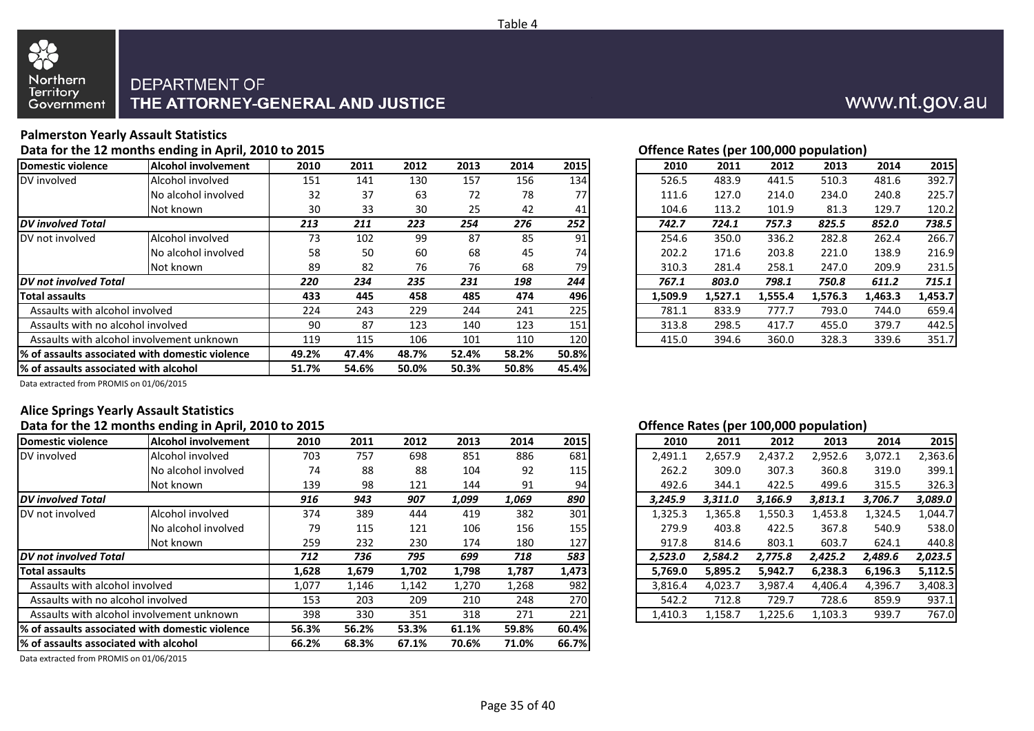Table 4

Northern Territory Government

DEPARTMENT OF
THE ATTORNEY-GENERAL AND JUSTICE

www.nt.gov.au

### Palmerston Yearly Assault Statistics

**Data for the 12 months ending in April, 2010 to 2015**

| Domestic violence | Alcohol involvement | 2010 | 2011 | 2012 | 2013 | 2014 | 2015 |
|---|---|---|---|---|---|---|---|
| DV involved | Alcohol involved | 151 | 141 | 130 | 157 | 156 | 134 |
| | No alcohol involved | 32 | 37 | 63 | 72 | 78 | 77 |
| | Not known | 30 | 33 | 30 | 25 | 42 | 41 |
| ***DV involved Total*** | | ***213*** | ***211*** | ***223*** | ***254*** | ***276*** | ***252*** |
| DV not involved | Alcohol involved | 73 | 102 | 99 | 87 | 85 | 91 |
| | No alcohol involved | 58 | 50 | 60 | 68 | 45 | 74 |
| | Not known | 89 | 82 | 76 | 76 | 68 | 79 |
| ***DV not involved Total*** | | ***220*** | ***234*** | ***235*** | ***231*** | ***198*** | ***244*** |
| **Total assaults** | | **433** | **445** | **458** | **485** | **474** | **496** |
| Assaults with alcohol involved | | 224 | 243 | 229 | 244 | 241 | 225 |
| Assaults with no alcohol involved | | 90 | 87 | 123 | 140 | 123 | 151 |
| Assaults with alcohol involvement unknown | | 119 | 115 | 106 | 101 | 110 | 120 |
| **% of assaults associated with domestic violence** | | **49.2%** | **47.4%** | **48.7%** | **52.4%** | **58.2%** | **50.8%** |
| **% of assaults associated with alcohol** | | **51.7%** | **54.6%** | **50.0%** | **50.3%** | **50.8%** | **45.4%** |

Data extracted from PROMIS on 01/06/2015

**Offence Rates (per 100,000 population)**

| 2010 | 2011 | 2012 | 2013 | 2014 | 2015 |
|---|---|---|---|---|---|
| 526.5 | 483.9 | 441.5 | 510.3 | 481.6 | 392.7 |
| 111.6 | 127.0 | 214.0 | 234.0 | 240.8 | 225.7 |
| 104.6 | 113.2 | 101.9 | 81.3 | 129.7 | 120.2 |
| ***742.7*** | ***724.1*** | ***757.3*** | ***825.5*** | ***852.0*** | ***738.5*** |
| 254.6 | 350.0 | 336.2 | 282.8 | 262.4 | 266.7 |
| 202.2 | 171.6 | 203.8 | 221.0 | 138.9 | 216.9 |
| 310.3 | 281.4 | 258.1 | 247.0 | 209.9 | 231.5 |
| ***767.1*** | ***803.0*** | ***798.1*** | ***750.8*** | ***611.2*** | ***715.1*** |
| **1,509.9** | **1,527.1** | **1,555.4** | **1,576.3** | **1,463.3** | **1,453.7** |
| 781.1 | 833.9 | 777.7 | 793.0 | 744.0 | 659.4 |
| 313.8 | 298.5 | 417.7 | 455.0 | 379.7 | 442.5 |
| 415.0 | 394.6 | 360.0 | 328.3 | 339.6 | 351.7 |

### Alice Springs Yearly Assault Statistics

**Data for the 12 months ending in April, 2010 to 2015**

| Domestic violence | Alcohol involvement | 2010 | 2011 | 2012 | 2013 | 2014 | 2015 |
|---|---|---|---|---|---|---|---|
| DV involved | Alcohol involved | 703 | 757 | 698 | 851 | 886 | 681 |
| | No alcohol involved | 74 | 88 | 88 | 104 | 92 | 115 |
| | Not known | 139 | 98 | 121 | 144 | 91 | 94 |
| ***DV involved Total*** | | ***916*** | ***943*** | ***907*** | ***1,099*** | ***1,069*** | ***890*** |
| DV not involved | Alcohol involved | 374 | 389 | 444 | 419 | 382 | 301 |
| | No alcohol involved | 79 | 115 | 121 | 106 | 156 | 155 |
| | Not known | 259 | 232 | 230 | 174 | 180 | 127 |
| ***DV not involved Total*** | | ***712*** | ***736*** | ***795*** | ***699*** | ***718*** | ***583*** |
| **Total assaults** | | **1,628** | **1,679** | **1,702** | **1,798** | **1,787** | **1,473** |
| Assaults with alcohol involved | | 1,077 | 1,146 | 1,142 | 1,270 | 1,268 | 982 |
| Assaults with no alcohol involved | | 153 | 203 | 209 | 210 | 248 | 270 |
| Assaults with alcohol involvement unknown | | 398 | 330 | 351 | 318 | 271 | 221 |
| **% of assaults associated with domestic violence** | | **56.3%** | **56.2%** | **53.3%** | **61.1%** | **59.8%** | **60.4%** |
| **% of assaults associated with alcohol** | | **66.2%** | **68.3%** | **67.1%** | **70.6%** | **71.0%** | **66.7%** |

Data extracted from PROMIS on 01/06/2015

**Offence Rates (per 100,000 population)**

| 2010 | 2011 | 2012 | 2013 | 2014 | 2015 |
|---|---|---|---|---|---|
| 2,491.1 | 2,657.9 | 2,437.2 | 2,952.6 | 3,072.1 | 2,363.6 |
| 262.2 | 309.0 | 307.3 | 360.8 | 319.0 | 399.1 |
| 492.6 | 344.1 | 422.5 | 499.6 | 315.5 | 326.3 |
| ***3,245.9*** | ***3,311.0*** | ***3,166.9*** | ***3,813.1*** | ***3,706.7*** | ***3,089.0*** |
| 1,325.3 | 1,365.8 | 1,550.3 | 1,453.8 | 1,324.5 | 1,044.7 |
| 279.9 | 403.8 | 422.5 | 367.8 | 540.9 | 538.0 |
| 917.8 | 814.6 | 803.1 | 603.7 | 624.1 | 440.8 |
| ***2,523.0*** | ***2,584.2*** | ***2,775.8*** | ***2,425.2*** | ***2,489.6*** | ***2,023.5*** |
| **5,769.0** | **5,895.2** | **5,942.7** | **6,238.3** | **6,196.3** | **5,112.5** |
| 3,816.4 | 4,023.7 | 3,987.4 | 4,406.4 | 4,396.7 | 3,408.3 |
| 542.2 | 712.8 | 729.7 | 728.6 | 859.9 | 937.1 |
| 1,410.3 | 1,158.7 | 1,225.6 | 1,103.3 | 939.7 | 767.0 |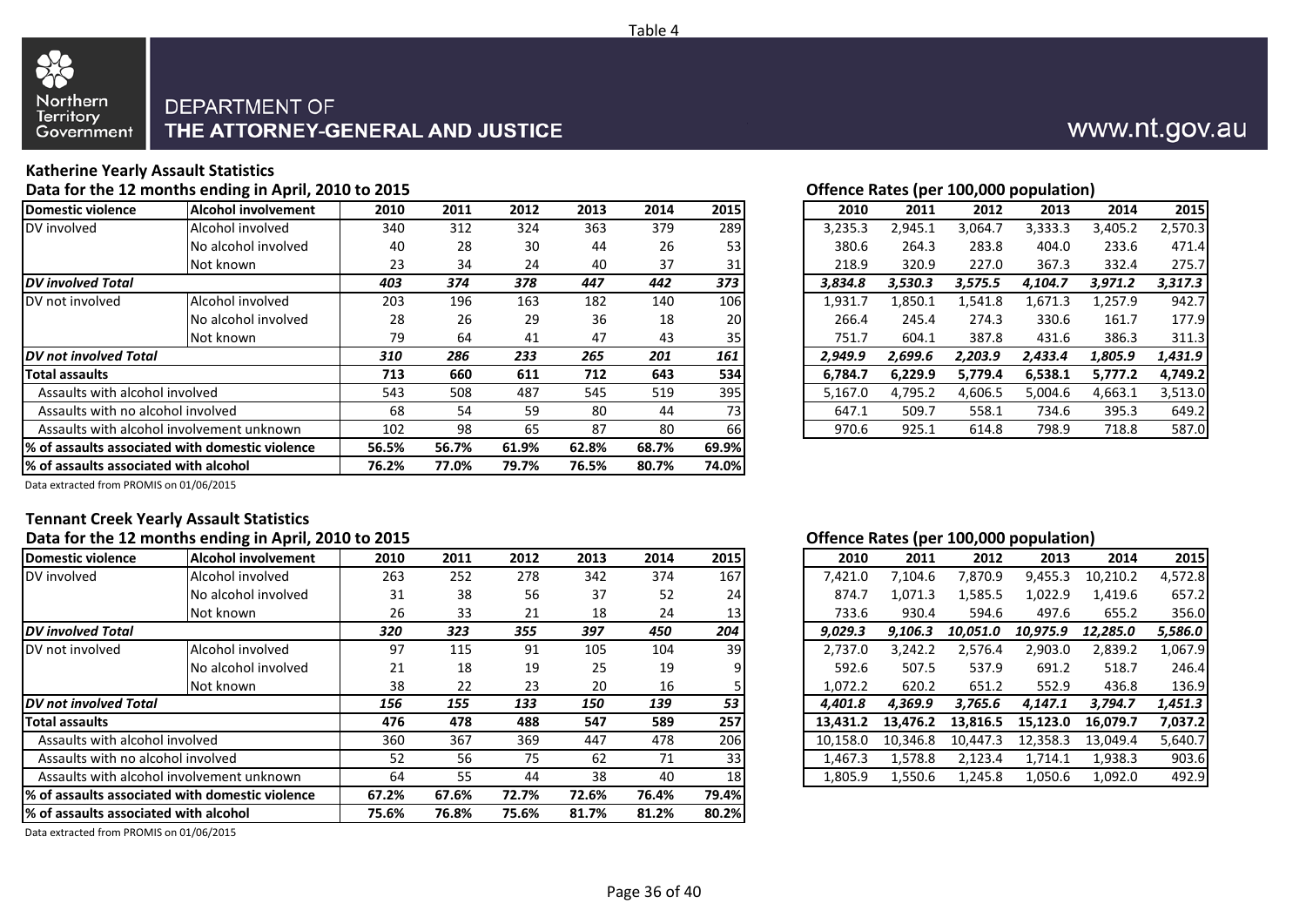Table 4

Northern Territory Government

DEPARTMENT OF
**THE ATTORNEY-GENERAL AND JUSTICE**

www.nt.gov.au

### Katherine Yearly Assault Statistics

**Data for the 12 months ending in April, 2010 to 2015**

| Domestic violence | Alcohol involvement | 2010 | 2011 | 2012 | 2013 | 2014 | 2015 |
|---|---|---|---|---|---|---|---|
| DV involved | Alcohol involved | 340 | 312 | 324 | 363 | 379 | 289 |
| | No alcohol involved | 40 | 28 | 30 | 44 | 26 | 53 |
| | Not known | 23 | 34 | 24 | 40 | 37 | 31 |
| ***DV involved Total*** | | ***403*** | ***374*** | ***378*** | ***447*** | ***442*** | ***373*** |
| DV not involved | Alcohol involved | 203 | 196 | 163 | 182 | 140 | 106 |
| | No alcohol involved | 28 | 26 | 29 | 36 | 18 | 20 |
| | Not known | 79 | 64 | 41 | 47 | 43 | 35 |
| ***DV not involved Total*** | | ***310*** | ***286*** | ***233*** | ***265*** | ***201*** | ***161*** |
| **Total assaults** | | **713** | **660** | **611** | **712** | **643** | **534** |
| Assaults with alcohol involved | | 543 | 508 | 487 | 545 | 519 | 395 |
| Assaults with no alcohol involved | | 68 | 54 | 59 | 80 | 44 | 73 |
| Assaults with alcohol involvement unknown | | 102 | 98 | 65 | 87 | 80 | 66 |
| **% of assaults associated with domestic violence** | | **56.5%** | **56.7%** | **61.9%** | **62.8%** | **68.7%** | **69.9%** |
| **% of assaults associated with alcohol** | | **76.2%** | **77.0%** | **79.7%** | **76.5%** | **80.7%** | **74.0%** |

**Offence Rates (per 100,000 population)**

| 2010 | 2011 | 2012 | 2013 | 2014 | 2015 |
|---|---|---|---|---|---|
| 3,235.3 | 2,945.1 | 3,064.7 | 3,333.3 | 3,405.2 | 2,570.3 |
| 380.6 | 264.3 | 283.8 | 404.0 | 233.6 | 471.4 |
| 218.9 | 320.9 | 227.0 | 367.3 | 332.4 | 275.7 |
| ***3,834.8*** | ***3,530.3*** | ***3,575.5*** | ***4,104.7*** | ***3,971.2*** | ***3,317.3*** |
| 1,931.7 | 1,850.1 | 1,541.8 | 1,671.3 | 1,257.9 | 942.7 |
| 266.4 | 245.4 | 274.3 | 330.6 | 161.7 | 177.9 |
| 751.7 | 604.1 | 387.8 | 431.6 | 386.3 | 311.3 |
| ***2,949.9*** | ***2,699.6*** | ***2,203.9*** | ***2,433.4*** | ***1,805.9*** | ***1,431.9*** |
| **6,784.7** | **6,229.9** | **5,779.4** | **6,538.1** | **5,777.2** | **4,749.2** |
| 5,167.0 | 4,795.2 | 4,606.5 | 5,004.6 | 4,663.1 | 3,513.0 |
| 647.1 | 509.7 | 558.1 | 734.6 | 395.3 | 649.2 |
| 970.6 | 925.1 | 614.8 | 798.9 | 718.8 | 587.0 |

Data extracted from PROMIS on 01/06/2015

### Tennant Creek Yearly Assault Statistics

**Data for the 12 months ending in April, 2010 to 2015**

| Domestic violence | Alcohol involvement | 2010 | 2011 | 2012 | 2013 | 2014 | 2015 |
|---|---|---|---|---|---|---|---|
| DV involved | Alcohol involved | 263 | 252 | 278 | 342 | 374 | 167 |
| | No alcohol involved | 31 | 38 | 56 | 37 | 52 | 24 |
| | Not known | 26 | 33 | 21 | 18 | 24 | 13 |
| ***DV involved Total*** | | ***320*** | ***323*** | ***355*** | ***397*** | ***450*** | ***204*** |
| DV not involved | Alcohol involved | 97 | 115 | 91 | 105 | 104 | 39 |
| | No alcohol involved | 21 | 18 | 19 | 25 | 19 | 9 |
| | Not known | 38 | 22 | 23 | 20 | 16 | 5 |
| ***DV not involved Total*** | | ***156*** | ***155*** | ***133*** | ***150*** | ***139*** | ***53*** |
| **Total assaults** | | **476** | **478** | **488** | **547** | **589** | **257** |
| Assaults with alcohol involved | | 360 | 367 | 369 | 447 | 478 | 206 |
| Assaults with no alcohol involved | | 52 | 56 | 75 | 62 | 71 | 33 |
| Assaults with alcohol involvement unknown | | 64 | 55 | 44 | 38 | 40 | 18 |
| **% of assaults associated with domestic violence** | | **67.2%** | **67.6%** | **72.7%** | **72.6%** | **76.4%** | **79.4%** |
| **% of assaults associated with alcohol** | | **75.6%** | **76.8%** | **75.6%** | **81.7%** | **81.2%** | **80.2%** |

**Offence Rates (per 100,000 population)**

| 2010 | 2011 | 2012 | 2013 | 2014 | 2015 |
|---|---|---|---|---|---|
| 7,421.0 | 7,104.6 | 7,870.9 | 9,455.3 | 10,210.2 | 4,572.8 |
| 874.7 | 1,071.3 | 1,585.5 | 1,022.9 | 1,419.6 | 657.2 |
| 733.6 | 930.4 | 594.6 | 497.6 | 655.2 | 356.0 |
| ***9,029.3*** | ***9,106.3*** | ***10,051.0*** | ***10,975.9*** | ***12,285.0*** | ***5,586.0*** |
| 2,737.0 | 3,242.2 | 2,576.4 | 2,903.0 | 2,839.2 | 1,067.9 |
| 592.6 | 507.5 | 537.9 | 691.2 | 518.7 | 246.4 |
| 1,072.2 | 620.2 | 651.2 | 552.9 | 436.8 | 136.9 |
| ***4,401.8*** | ***4,369.9*** | ***3,765.6*** | ***4,147.1*** | ***3,794.7*** | ***1,451.3*** |
| **13,431.2** | **13,476.2** | **13,816.5** | **15,123.0** | **16,079.7** | **7,037.2** |
| 10,158.0 | 10,346.8 | 10,447.3 | 12,358.3 | 13,049.4 | 5,640.7 |
| 1,467.3 | 1,578.8 | 2,123.4 | 1,714.1 | 1,938.3 | 903.6 |
| 1,805.9 | 1,550.6 | 1,245.8 | 1,050.6 | 1,092.0 | 492.9 |

Data extracted from PROMIS on 01/06/2015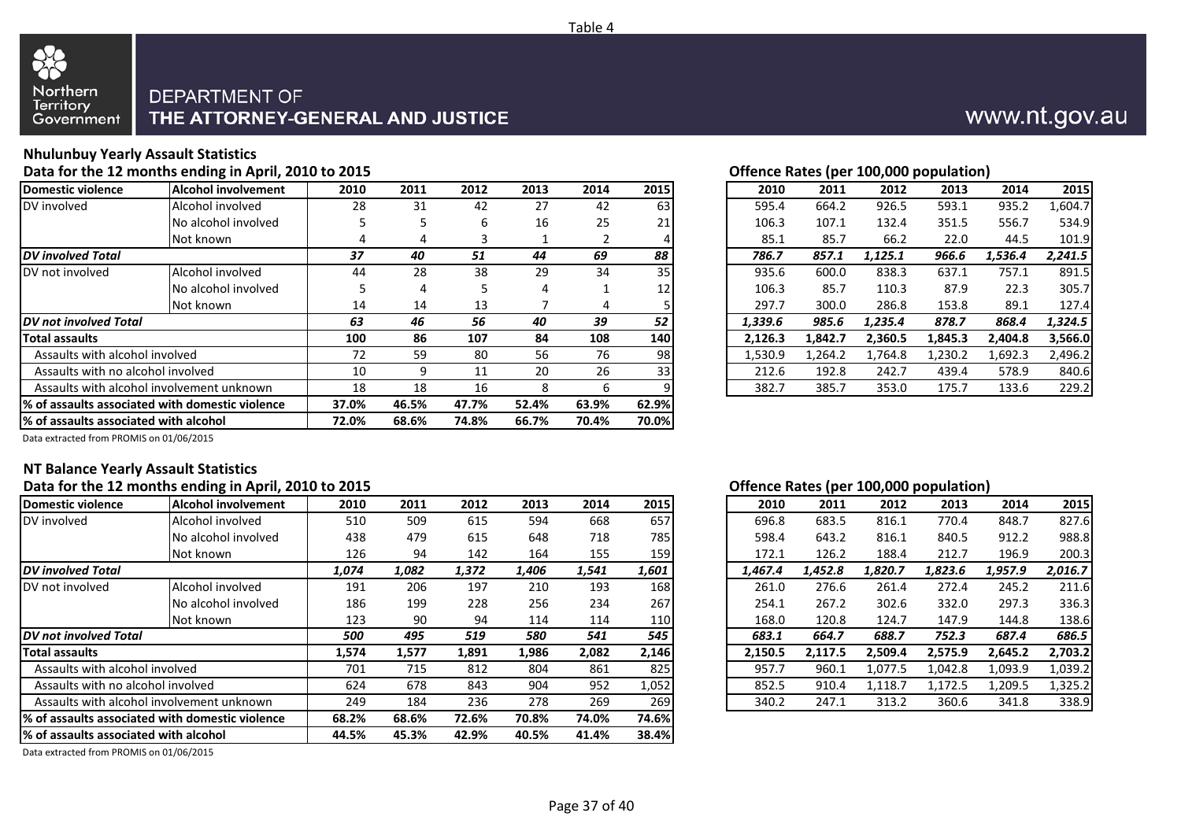Table 4

Northern Territory Government

DEPARTMENT OF
THE ATTORNEY-GENERAL AND JUSTICE

www.nt.gov.au

## Nhulunbuy Yearly Assault Statistics

### Data for the 12 months ending in April, 2010 to 2015

| Domestic violence | Alcohol involvement | 2010 | 2011 | 2012 | 2013 | 2014 | 2015 |
|---|---|---|---|---|---|---|---|
| DV involved | Alcohol involved | 28 | 31 | 42 | 27 | 42 | 63 |
| | No alcohol involved | 5 | 5 | 6 | 16 | 25 | 21 |
| | Not known | 4 | 4 | 3 | 1 | 2 | 4 |
| ***DV involved Total*** | | ***37*** | ***40*** | ***51*** | ***44*** | ***69*** | ***88*** |
| DV not involved | Alcohol involved | 44 | 28 | 38 | 29 | 34 | 35 |
| | No alcohol involved | 5 | 4 | 5 | 4 | 1 | 12 |
| | Not known | 14 | 14 | 13 | 7 | 4 | 5 |
| ***DV not involved Total*** | | ***63*** | ***46*** | ***56*** | ***40*** | ***39*** | ***52*** |
| **Total assaults** | | **100** | **86** | **107** | **84** | **108** | **140** |
| Assaults with alcohol involved | | 72 | 59 | 80 | 56 | 76 | 98 |
| Assaults with no alcohol involved | | 10 | 9 | 11 | 20 | 26 | 33 |
| Assaults with alcohol involvement unknown | | 18 | 18 | 16 | 8 | 6 | 9 |
| **% of assaults associated with domestic violence** | | **37.0%** | **46.5%** | **47.7%** | **52.4%** | **63.9%** | **62.9%** |
| **% of assaults associated with alcohol** | | **72.0%** | **68.6%** | **74.8%** | **66.7%** | **70.4%** | **70.0%** |

Data extracted from PROMIS on 01/06/2015

### Offence Rates (per 100,000 population)

| 2010 | 2011 | 2012 | 2013 | 2014 | 2015 |
|---|---|---|---|---|---|
| 595.4 | 664.2 | 926.5 | 593.1 | 935.2 | 1,604.7 |
| 106.3 | 107.1 | 132.4 | 351.5 | 556.7 | 534.9 |
| 85.1 | 85.7 | 66.2 | 22.0 | 44.5 | 101.9 |
| ***786.7*** | ***857.1*** | ***1,125.1*** | ***966.6*** | ***1,536.4*** | ***2,241.5*** |
| 935.6 | 600.0 | 838.3 | 637.1 | 757.1 | 891.5 |
| 106.3 | 85.7 | 110.3 | 87.9 | 22.3 | 305.7 |
| 297.7 | 300.0 | 286.8 | 153.8 | 89.1 | 127.4 |
| ***1,339.6*** | ***985.6*** | ***1,235.4*** | ***878.7*** | ***868.4*** | ***1,324.5*** |
| **2,126.3** | **1,842.7** | **2,360.5** | **1,845.3** | **2,404.8** | **3,566.0** |
| 1,530.9 | 1,264.2 | 1,764.8 | 1,230.2 | 1,692.3 | 2,496.2 |
| 212.6 | 192.8 | 242.7 | 439.4 | 578.9 | 840.6 |
| 382.7 | 385.7 | 353.0 | 175.7 | 133.6 | 229.2 |

## NT Balance Yearly Assault Statistics

### Data for the 12 months ending in April, 2010 to 2015

| Domestic violence | Alcohol involvement | 2010 | 2011 | 2012 | 2013 | 2014 | 2015 |
|---|---|---|---|---|---|---|---|
| DV involved | Alcohol involved | 510 | 509 | 615 | 594 | 668 | 657 |
| | No alcohol involved | 438 | 479 | 615 | 648 | 718 | 785 |
| | Not known | 126 | 94 | 142 | 164 | 155 | 159 |
| ***DV involved Total*** | | ***1,074*** | ***1,082*** | ***1,372*** | ***1,406*** | ***1,541*** | ***1,601*** |
| DV not involved | Alcohol involved | 191 | 206 | 197 | 210 | 193 | 168 |
| | No alcohol involved | 186 | 199 | 228 | 256 | 234 | 267 |
| | Not known | 123 | 90 | 94 | 114 | 114 | 110 |
| ***DV not involved Total*** | | ***500*** | ***495*** | ***519*** | ***580*** | ***541*** | ***545*** |
| **Total assaults** | | **1,574** | **1,577** | **1,891** | **1,986** | **2,082** | **2,146** |
| Assaults with alcohol involved | | 701 | 715 | 812 | 804 | 861 | 825 |
| Assaults with no alcohol involved | | 624 | 678 | 843 | 904 | 952 | 1,052 |
| Assaults with alcohol involvement unknown | | 249 | 184 | 236 | 278 | 269 | 269 |
| **% of assaults associated with domestic violence** | | **68.2%** | **68.6%** | **72.6%** | **70.8%** | **74.0%** | **74.6%** |
| **% of assaults associated with alcohol** | | **44.5%** | **45.3%** | **42.9%** | **40.5%** | **41.4%** | **38.4%** |

Data extracted from PROMIS on 01/06/2015

### Offence Rates (per 100,000 population)

| 2010 | 2011 | 2012 | 2013 | 2014 | 2015 |
|---|---|---|---|---|---|
| 696.8 | 683.5 | 816.1 | 770.4 | 848.7 | 827.6 |
| 598.4 | 643.2 | 816.1 | 840.5 | 912.2 | 988.8 |
| 172.1 | 126.2 | 188.4 | 212.7 | 196.9 | 200.3 |
| ***1,467.4*** | ***1,452.8*** | ***1,820.7*** | ***1,823.6*** | ***1,957.9*** | ***2,016.7*** |
| 261.0 | 276.6 | 261.4 | 272.4 | 245.2 | 211.6 |
| 254.1 | 267.2 | 302.6 | 332.0 | 297.3 | 336.3 |
| 168.0 | 120.8 | 124.7 | 147.9 | 144.8 | 138.6 |
| ***683.1*** | ***664.7*** | ***688.7*** | ***752.3*** | ***687.4*** | ***686.5*** |
| **2,150.5** | **2,117.5** | **2,509.4** | **2,575.9** | **2,645.2** | **2,703.2** |
| 957.7 | 960.1 | 1,077.5 | 1,042.8 | 1,093.9 | 1,039.2 |
| 852.5 | 910.4 | 1,118.7 | 1,172.5 | 1,209.5 | 1,325.2 |
| 340.2 | 247.1 | 313.2 | 360.6 | 341.8 | 338.9 |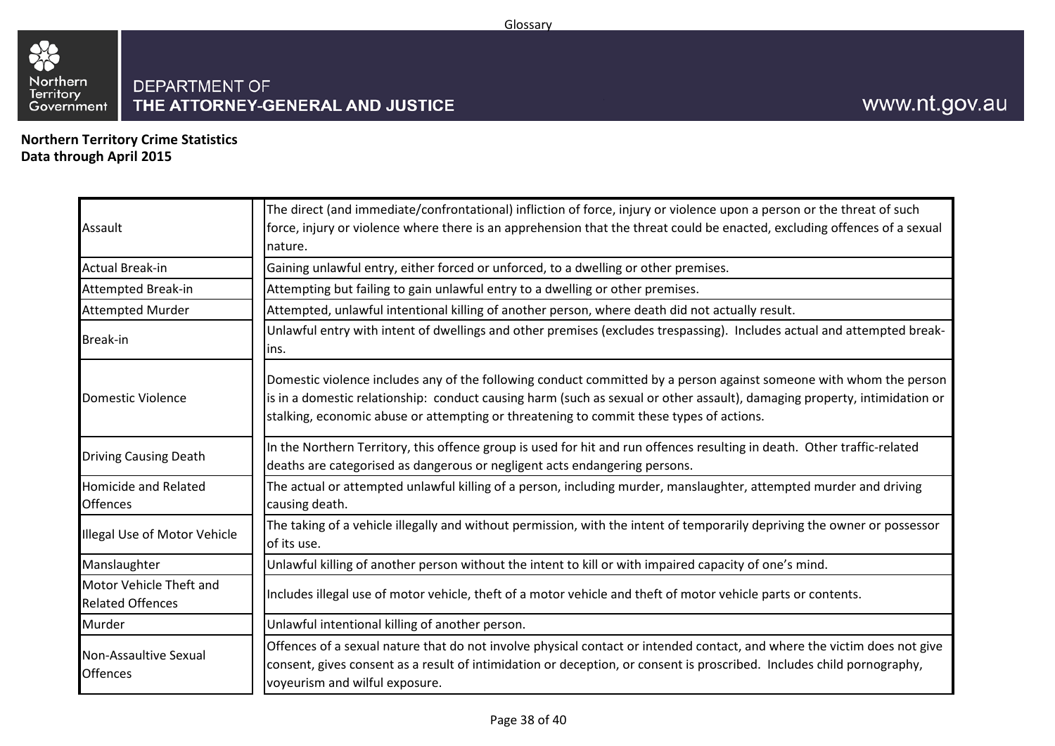Glossary

**Northern Territory Crime Statistics**
**Data through April 2015**

| Term | Definition |
|---|---|
| Assault | The direct (and immediate/confrontational) infliction of force, injury or violence upon a person or the threat of such force, injury or violence where there is an apprehension that the threat could be enacted, excluding offences of a sexual nature. |
| Actual Break-in | Gaining unlawful entry, either forced or unforced, to a dwelling or other premises. |
| Attempted Break-in | Attempting but failing to gain unlawful entry to a dwelling or other premises. |
| Attempted Murder | Attempted, unlawful intentional killing of another person, where death did not actually result. |
| Break-in | Unlawful entry with intent of dwellings and other premises (excludes trespassing). Includes actual and attempted break-ins. |
| Domestic Violence | Domestic violence includes any of the following conduct committed by a person against someone with whom the person is in a domestic relationship: conduct causing harm (such as sexual or other assault), damaging property, intimidation or stalking, economic abuse or attempting or threatening to commit these types of actions. |
| Driving Causing Death | In the Northern Territory, this offence group is used for hit and run offences resulting in death. Other traffic-related deaths are categorised as dangerous or negligent acts endangering persons. |
| Homicide and Related Offences | The actual or attempted unlawful killing of a person, including murder, manslaughter, attempted murder and driving causing death. |
| Illegal Use of Motor Vehicle | The taking of a vehicle illegally and without permission, with the intent of temporarily depriving the owner or possessor of its use. |
| Manslaughter | Unlawful killing of another person without the intent to kill or with impaired capacity of one's mind. |
| Motor Vehicle Theft and Related Offences | Includes illegal use of motor vehicle, theft of a motor vehicle and theft of motor vehicle parts or contents. |
| Murder | Unlawful intentional killing of another person. |
| Non-Assaultive Sexual Offences | Offences of a sexual nature that do not involve physical contact or intended contact, and where the victim does not give consent, gives consent as a result of intimidation or deception, or consent is proscribed. Includes child pornography, voyeurism and wilful exposure. |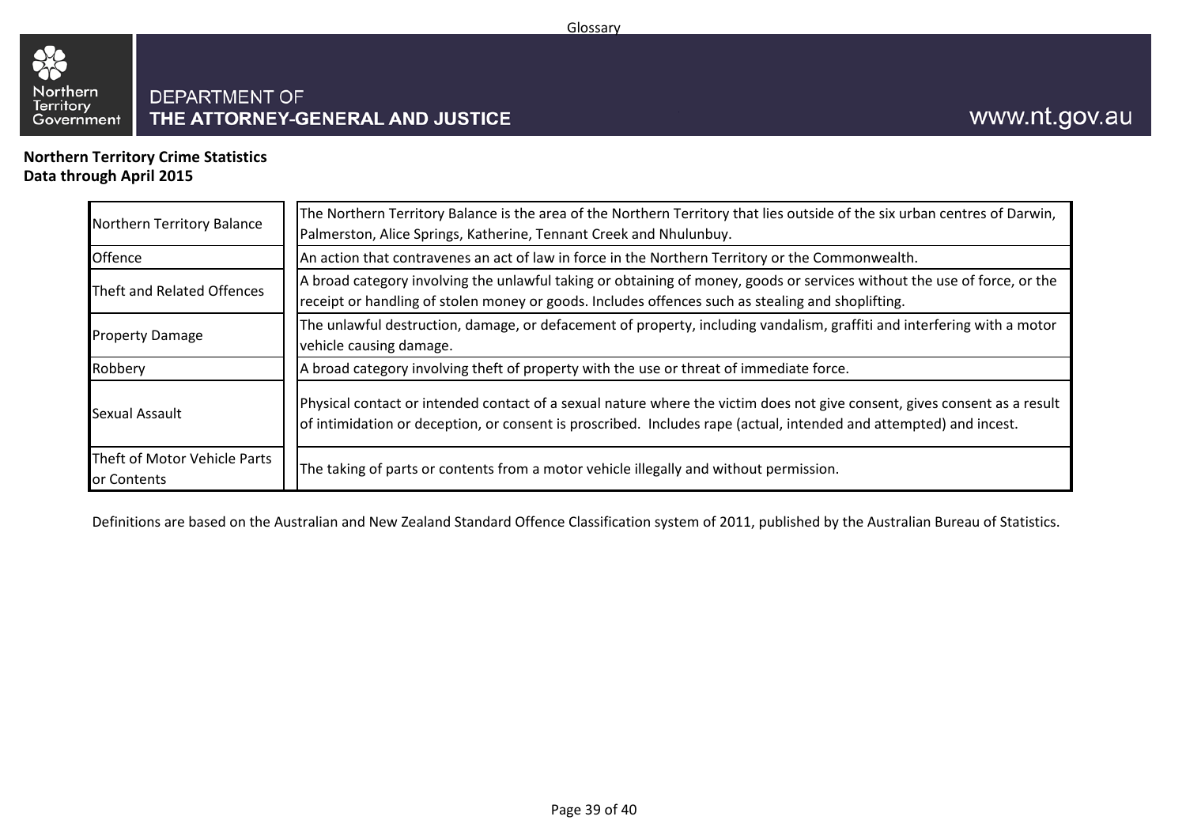**Northern Territory Crime Statistics**
**Data through April 2015**

| Term | Definition |
|---|---|
| Northern Territory Balance | The Northern Territory Balance is the area of the Northern Territory that lies outside of the six urban centres of Darwin, Palmerston, Alice Springs, Katherine, Tennant Creek and Nhulunbuy. |
| Offence | An action that contravenes an act of law in force in the Northern Territory or the Commonwealth. |
| Theft and Related Offences | A broad category involving the unlawful taking or obtaining of money, goods or services without the use of force, or the receipt or handling of stolen money or goods. Includes offences such as stealing and shoplifting. |
| Property Damage | The unlawful destruction, damage, or defacement of property, including vandalism, graffiti and interfering with a motor vehicle causing damage. |
| Robbery | A broad category involving theft of property with the use or threat of immediate force. |
| Sexual Assault | Physical contact or intended contact of a sexual nature where the victim does not give consent, gives consent as a result of intimidation or deception, or consent is proscribed. Includes rape (actual, intended and attempted) and incest. |
| Theft of Motor Vehicle Parts or Contents | The taking of parts or contents from a motor vehicle illegally and without permission. |

Definitions are based on the Australian and New Zealand Standard Offence Classification system of 2011, published by the Australian Bureau of Statistics.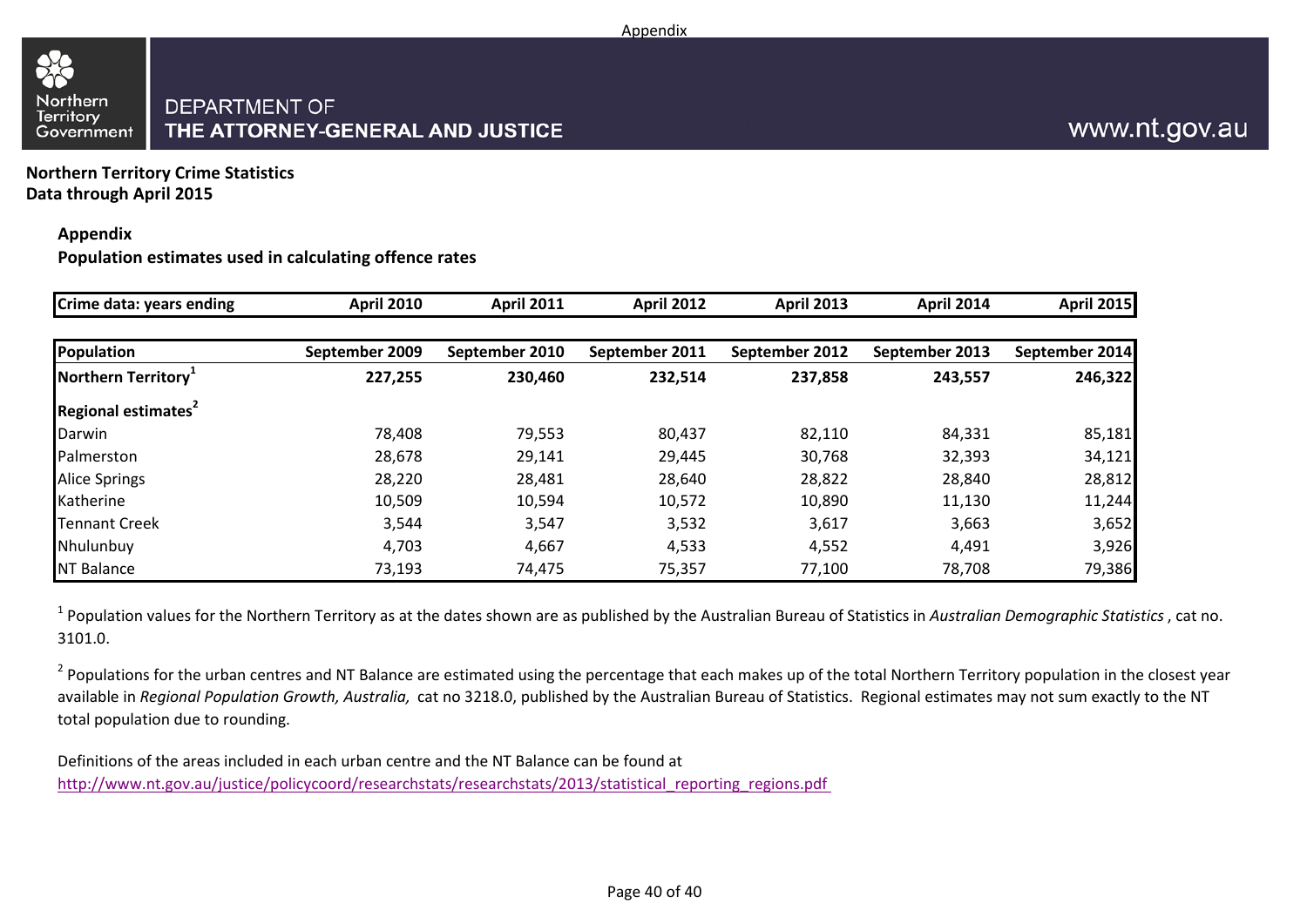DEPARTMENT OF
THE ATTORNEY-GENERAL AND JUSTICE

www.nt.gov.au

**Northern Territory Crime Statistics**
**Data through April 2015**

### Appendix
### Population estimates used in calculating offence rates

| Crime data: years ending | April 2010 | April 2011 | April 2012 | April 2013 | April 2014 | April 2015 |
|---|---|---|---|---|---|---|
| **Population** | **September 2009** | **September 2010** | **September 2011** | **September 2012** | **September 2013** | **September 2014** |
| **Northern Territory**[1] | **227,255** | **230,460** | **232,514** | **237,858** | **243,557** | **246,322** |
| **Regional estimates**[2] | | | | | | |
| Darwin | 78,408 | 79,553 | 80,437 | 82,110 | 84,331 | 85,181 |
| Palmerston | 28,678 | 29,141 | 29,445 | 30,768 | 32,393 | 34,121 |
| Alice Springs | 28,220 | 28,481 | 28,640 | 28,822 | 28,840 | 28,812 |
| Katherine | 10,509 | 10,594 | 10,572 | 10,890 | 11,130 | 11,244 |
| Tennant Creek | 3,544 | 3,547 | 3,532 | 3,617 | 3,663 | 3,652 |
| Nhulunbuy | 4,703 | 4,667 | 4,533 | 4,552 | 4,491 | 3,926 |
| NT Balance | 73,193 | 74,475 | 75,357 | 77,100 | 78,708 | 79,386 |

[1] Population values for the Northern Territory as at the dates shown are as published by the Australian Bureau of Statistics in *Australian Demographic Statistics* , cat no. 3101.0.

[2] Populations for the urban centres and NT Balance are estimated using the percentage that each makes up of the total Northern Territory population in the closest year available in *Regional Population Growth, Australia,* cat no 3218.0, published by the Australian Bureau of Statistics. Regional estimates may not sum exactly to the NT total population due to rounding.

Definitions of the areas included in each urban centre and the NT Balance can be found at
http://www.nt.gov.au/justice/policycoord/researchstats/researchstats/2013/statistical_reporting_regions.pdf